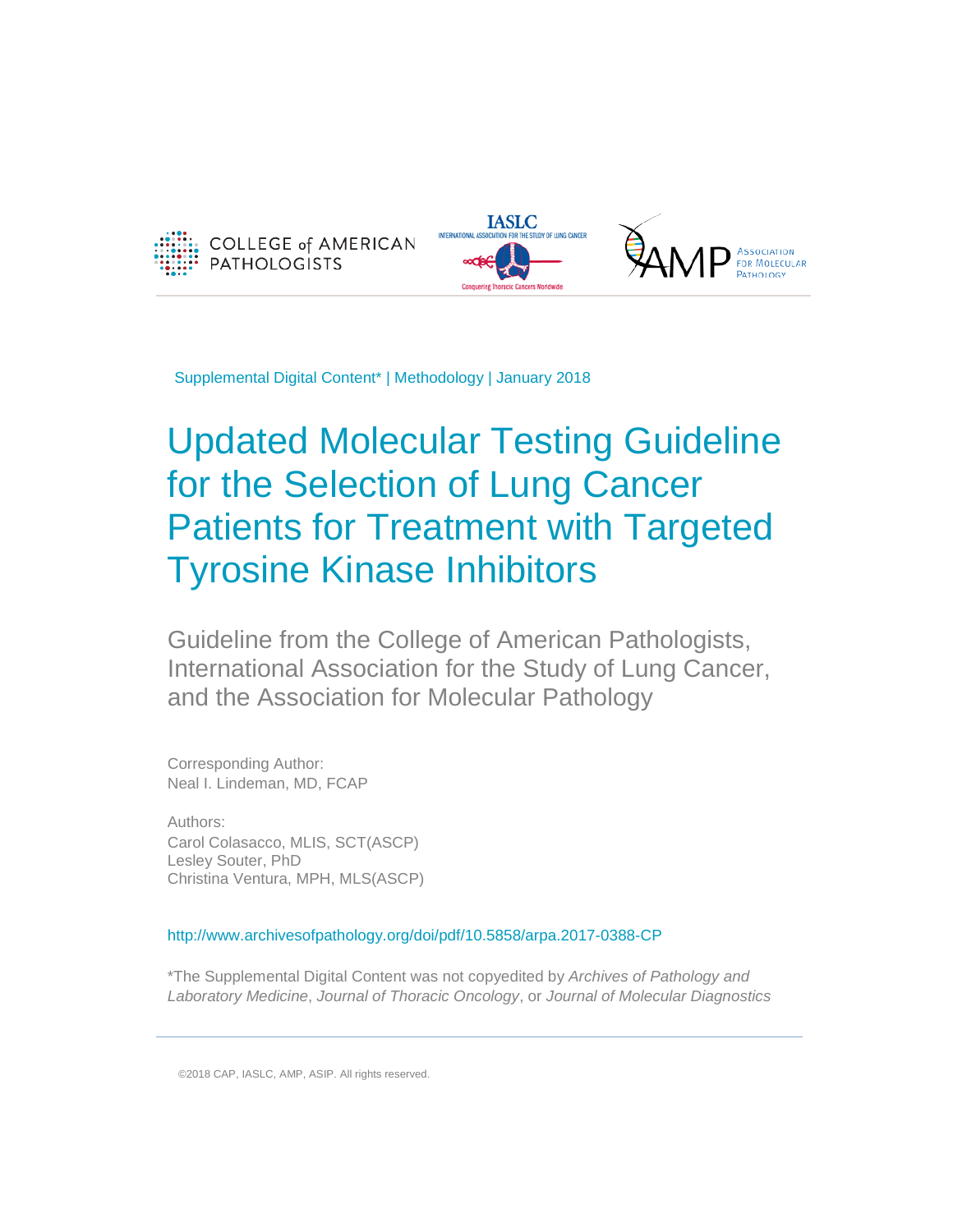Supplemental Digital Content* | Methodology | January 2018

# Updated Molecular Testing Guideline for the Selection of Lung Cancer Patients for Treatment with Targeted Tyrosine Kinase Inhibitors

## Guideline from the College of American Pathologists, International Association for the Study of Lung Cancer, and the Association for Molecular Pathology

Corresponding Author:
Neal I. Lindeman, MD, FCAP

Authors:
Carol Colasacco, MLIS, SCT(ASCP)
Lesley Souter, PhD
Christina Ventura, MPH, MLS(ASCP)

http://www.archivesofpathology.org/doi/pdf/10.5858/arpa.2017-0388-CP

*The Supplemental Digital Content was not copyedited by *Archives of Pathology and Laboratory Medicine*, *Journal of Thoracic Oncology*, or *Journal of Molecular Diagnostics*

©2018 CAP, IASLC, AMP, ASIP. All rights reserved.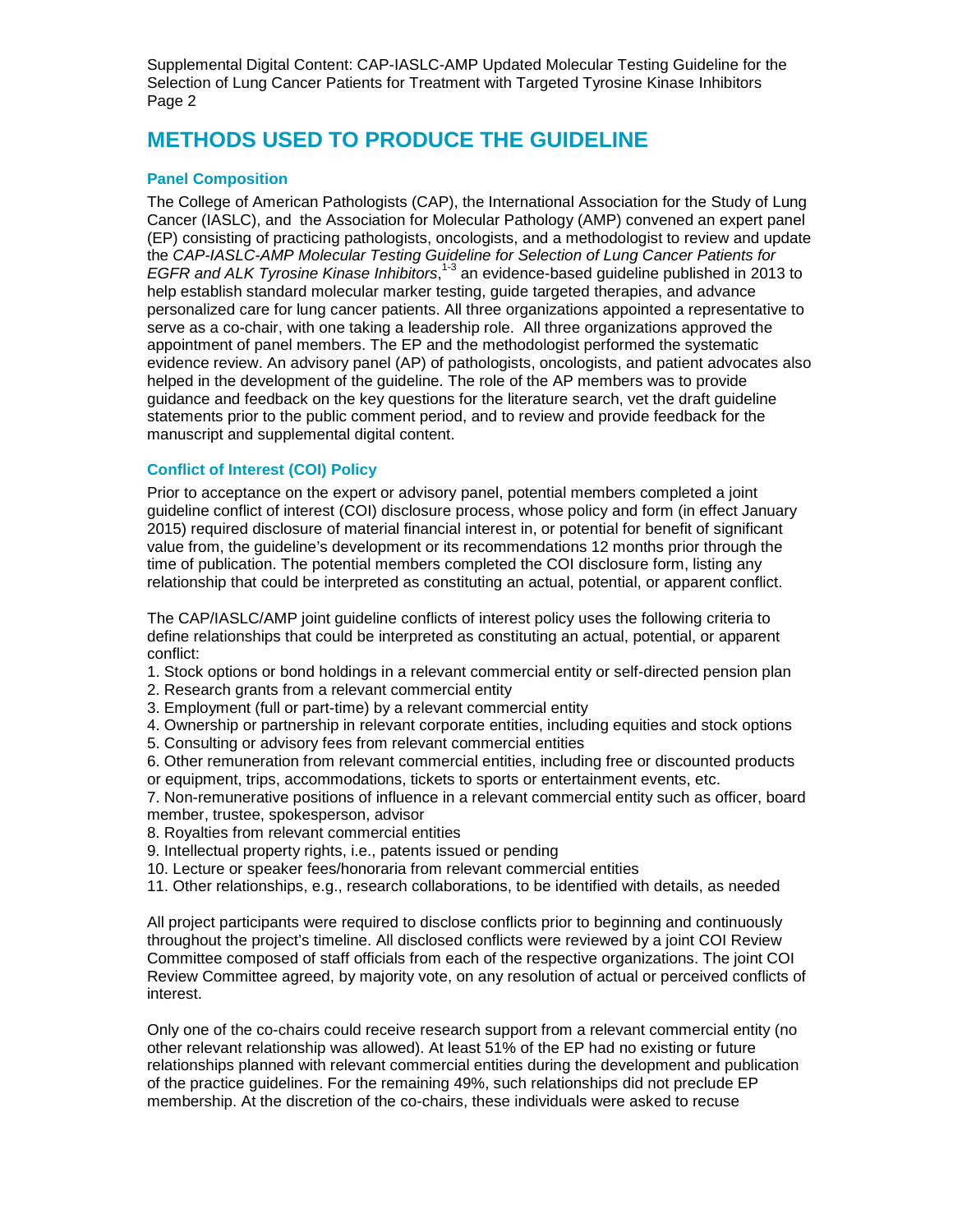# METHODS USED TO PRODUCE THE GUIDELINE

## Panel Composition

The College of American Pathologists (CAP), the International Association for the Study of Lung Cancer (IASLC), and the Association for Molecular Pathology (AMP) convened an expert panel (EP) consisting of practicing pathologists, oncologists, and a methodologist to review and update the *CAP-IASLC-AMP Molecular Testing Guideline for Selection of Lung Cancer Patients for EGFR and ALK Tyrosine Kinase Inhibitors*,[1-3] an evidence-based guideline published in 2013 to help establish standard molecular marker testing, guide targeted therapies, and advance personalized care for lung cancer patients. All three organizations appointed a representative to serve as a co-chair, with one taking a leadership role. All three organizations approved the appointment of panel members. The EP and the methodologist performed the systematic evidence review. An advisory panel (AP) of pathologists, oncologists, and patient advocates also helped in the development of the guideline. The role of the AP members was to provide guidance and feedback on the key questions for the literature search, vet the draft guideline statements prior to the public comment period, and to review and provide feedback for the manuscript and supplemental digital content.

## Conflict of Interest (COI) Policy

Prior to acceptance on the expert or advisory panel, potential members completed a joint guideline conflict of interest (COI) disclosure process, whose policy and form (in effect January 2015) required disclosure of material financial interest in, or potential for benefit of significant value from, the guideline's development or its recommendations 12 months prior through the time of publication. The potential members completed the COI disclosure form, listing any relationship that could be interpreted as constituting an actual, potential, or apparent conflict.

The CAP/IASLC/AMP joint guideline conflicts of interest policy uses the following criteria to define relationships that could be interpreted as constituting an actual, potential, or apparent conflict:

1. Stock options or bond holdings in a relevant commercial entity or self-directed pension plan
2. Research grants from a relevant commercial entity
3. Employment (full or part-time) by a relevant commercial entity
4. Ownership or partnership in relevant corporate entities, including equities and stock options
5. Consulting or advisory fees from relevant commercial entities
6. Other remuneration from relevant commercial entities, including free or discounted products or equipment, trips, accommodations, tickets to sports or entertainment events, etc.
7. Non-remunerative positions of influence in a relevant commercial entity such as officer, board member, trustee, spokesperson, advisor
8. Royalties from relevant commercial entities
9. Intellectual property rights, i.e., patents issued or pending
10. Lecture or speaker fees/honoraria from relevant commercial entities
11. Other relationships, e.g., research collaborations, to be identified with details, as needed

All project participants were required to disclose conflicts prior to beginning and continuously throughout the project's timeline. All disclosed conflicts were reviewed by a joint COI Review Committee composed of staff officials from each of the respective organizations. The joint COI Review Committee agreed, by majority vote, on any resolution of actual or perceived conflicts of interest.

Only one of the co-chairs could receive research support from a relevant commercial entity (no other relevant relationship was allowed). At least 51% of the EP had no existing or future relationships planned with relevant commercial entities during the development and publication of the practice guidelines. For the remaining 49%, such relationships did not preclude EP membership. At the discretion of the co-chairs, these individuals were asked to recuse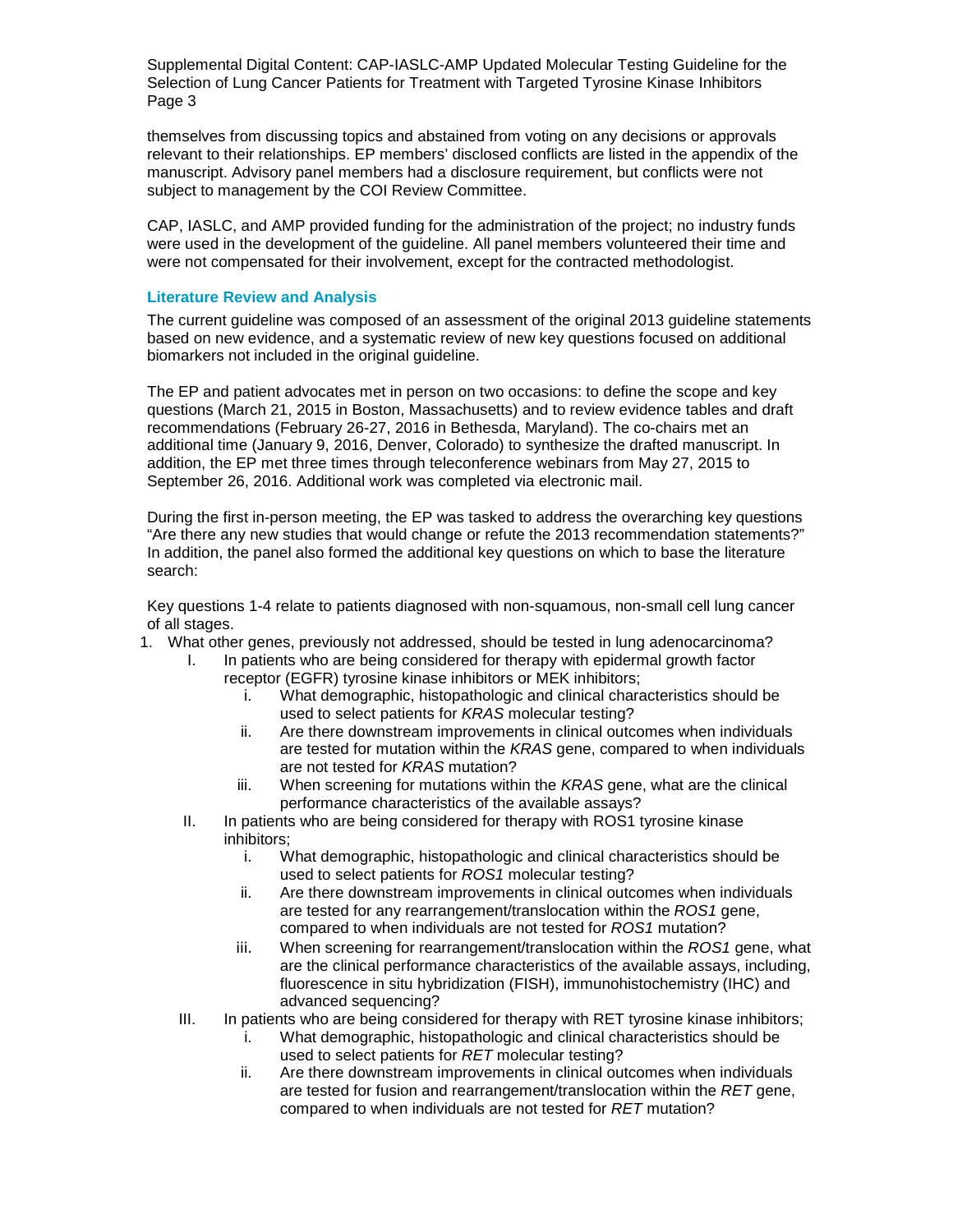themselves from discussing topics and abstained from voting on any decisions or approvals relevant to their relationships. EP members' disclosed conflicts are listed in the appendix of the manuscript. Advisory panel members had a disclosure requirement, but conflicts were not subject to management by the COI Review Committee.

CAP, IASLC, and AMP provided funding for the administration of the project; no industry funds were used in the development of the guideline. All panel members volunteered their time and were not compensated for their involvement, except for the contracted methodologist.

### Literature Review and Analysis

The current guideline was composed of an assessment of the original 2013 guideline statements based on new evidence, and a systematic review of new key questions focused on additional biomarkers not included in the original guideline.

The EP and patient advocates met in person on two occasions: to define the scope and key questions (March 21, 2015 in Boston, Massachusetts) and to review evidence tables and draft recommendations (February 26-27, 2016 in Bethesda, Maryland). The co-chairs met an additional time (January 9, 2016, Denver, Colorado) to synthesize the drafted manuscript. In addition, the EP met three times through teleconference webinars from May 27, 2015 to September 26, 2016. Additional work was completed via electronic mail.

During the first in-person meeting, the EP was tasked to address the overarching key questions "Are there any new studies that would change or refute the 2013 recommendation statements?" In addition, the panel also formed the additional key questions on which to base the literature search:

Key questions 1-4 relate to patients diagnosed with non-squamous, non-small cell lung cancer of all stages.

1. What other genes, previously not addressed, should be tested in lung adenocarcinoma?
   I. In patients who are being considered for therapy with epidermal growth factor receptor (EGFR) tyrosine kinase inhibitors or MEK inhibitors;
      i. What demographic, histopathologic and clinical characteristics should be used to select patients for *KRAS* molecular testing?
      ii. Are there downstream improvements in clinical outcomes when individuals are tested for mutation within the *KRAS* gene, compared to when individuals are not tested for *KRAS* mutation?
      iii. When screening for mutations within the *KRAS* gene, what are the clinical performance characteristics of the available assays?
   II. In patients who are being considered for therapy with ROS1 tyrosine kinase inhibitors;
      i. What demographic, histopathologic and clinical characteristics should be used to select patients for *ROS1* molecular testing?
      ii. Are there downstream improvements in clinical outcomes when individuals are tested for any rearrangement/translocation within the *ROS1* gene, compared to when individuals are not tested for *ROS1* mutation?
      iii. When screening for rearrangement/translocation within the *ROS1* gene, what are the clinical performance characteristics of the available assays, including, fluorescence in situ hybridization (FISH), immunohistochemistry (IHC) and advanced sequencing?
   III. In patients who are being considered for therapy with RET tyrosine kinase inhibitors;
      i. What demographic, histopathologic and clinical characteristics should be used to select patients for *RET* molecular testing?
      ii. Are there downstream improvements in clinical outcomes when individuals are tested for fusion and rearrangement/translocation within the *RET* gene, compared to when individuals are not tested for *RET* mutation?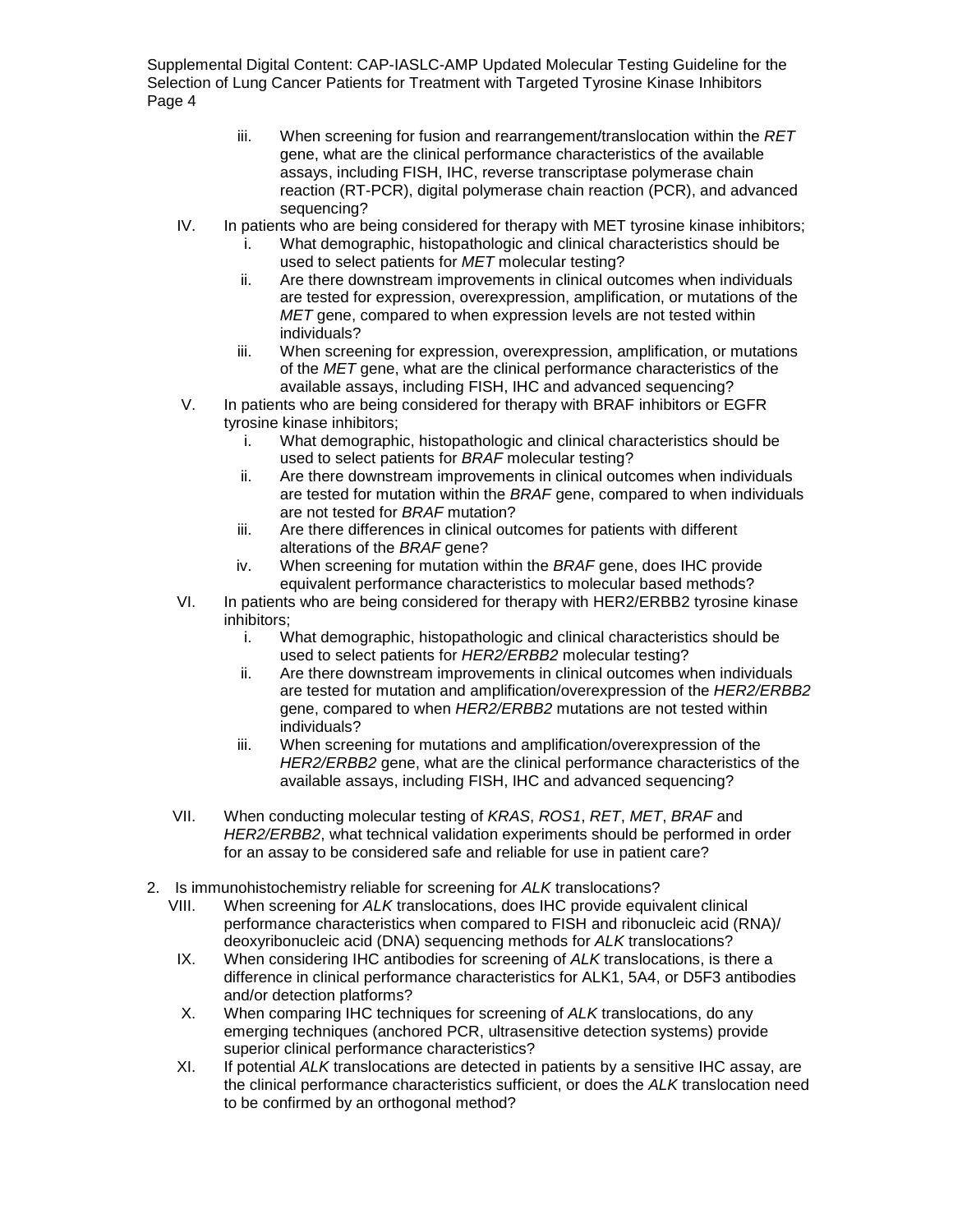iii. When screening for fusion and rearrangement/translocation within the *RET* gene, what are the clinical performance characteristics of the available assays, including FISH, IHC, reverse transcriptase polymerase chain reaction (RT-PCR), digital polymerase chain reaction (PCR), and advanced sequencing?

IV. In patients who are being considered for therapy with MET tyrosine kinase inhibitors;
   i. What demographic, histopathologic and clinical characteristics should be used to select patients for *MET* molecular testing?
   ii. Are there downstream improvements in clinical outcomes when individuals are tested for expression, overexpression, amplification, or mutations of the *MET* gene, compared to when expression levels are not tested within individuals?
   iii. When screening for expression, overexpression, amplification, or mutations of the *MET* gene, what are the clinical performance characteristics of the available assays, including FISH, IHC and advanced sequencing?

V. In patients who are being considered for therapy with BRAF inhibitors or EGFR tyrosine kinase inhibitors;
   i. What demographic, histopathologic and clinical characteristics should be used to select patients for *BRAF* molecular testing?
   ii. Are there downstream improvements in clinical outcomes when individuals are tested for mutation within the *BRAF* gene, compared to when individuals are not tested for *BRAF* mutation?
   iii. Are there differences in clinical outcomes for patients with different alterations of the *BRAF* gene?
   iv. When screening for mutation within the *BRAF* gene, does IHC provide equivalent performance characteristics to molecular based methods?

VI. In patients who are being considered for therapy with HER2/ERBB2 tyrosine kinase inhibitors;
   i. What demographic, histopathologic and clinical characteristics should be used to select patients for *HER2/ERBB2* molecular testing?
   ii. Are there downstream improvements in clinical outcomes when individuals are tested for mutation and amplification/overexpression of the *HER2/ERBB2* gene, compared to when *HER2/ERBB2* mutations are not tested within individuals?
   iii. When screening for mutations and amplification/overexpression of the *HER2/ERBB2* gene, what are the clinical performance characteristics of the available assays, including FISH, IHC and advanced sequencing?

VII. When conducting molecular testing of *KRAS*, *ROS1*, *RET*, *MET*, *BRAF* and *HER2/ERBB2*, what technical validation experiments should be performed in order for an assay to be considered safe and reliable for use in patient care?

2. Is immunohistochemistry reliable for screening for *ALK* translocations?

VIII. When screening for *ALK* translocations, does IHC provide equivalent clinical performance characteristics when compared to FISH and ribonucleic acid (RNA)/ deoxyribonucleic acid (DNA) sequencing methods for *ALK* translocations?

IX. When considering IHC antibodies for screening of *ALK* translocations, is there a difference in clinical performance characteristics for ALK1, 5A4, or D5F3 antibodies and/or detection platforms?

X. When comparing IHC techniques for screening of *ALK* translocations, do any emerging techniques (anchored PCR, ultrasensitive detection systems) provide superior clinical performance characteristics?

XI. If potential *ALK* translocations are detected in patients by a sensitive IHC assay, are the clinical performance characteristics sufficient, or does the *ALK* translocation need to be confirmed by an orthogonal method?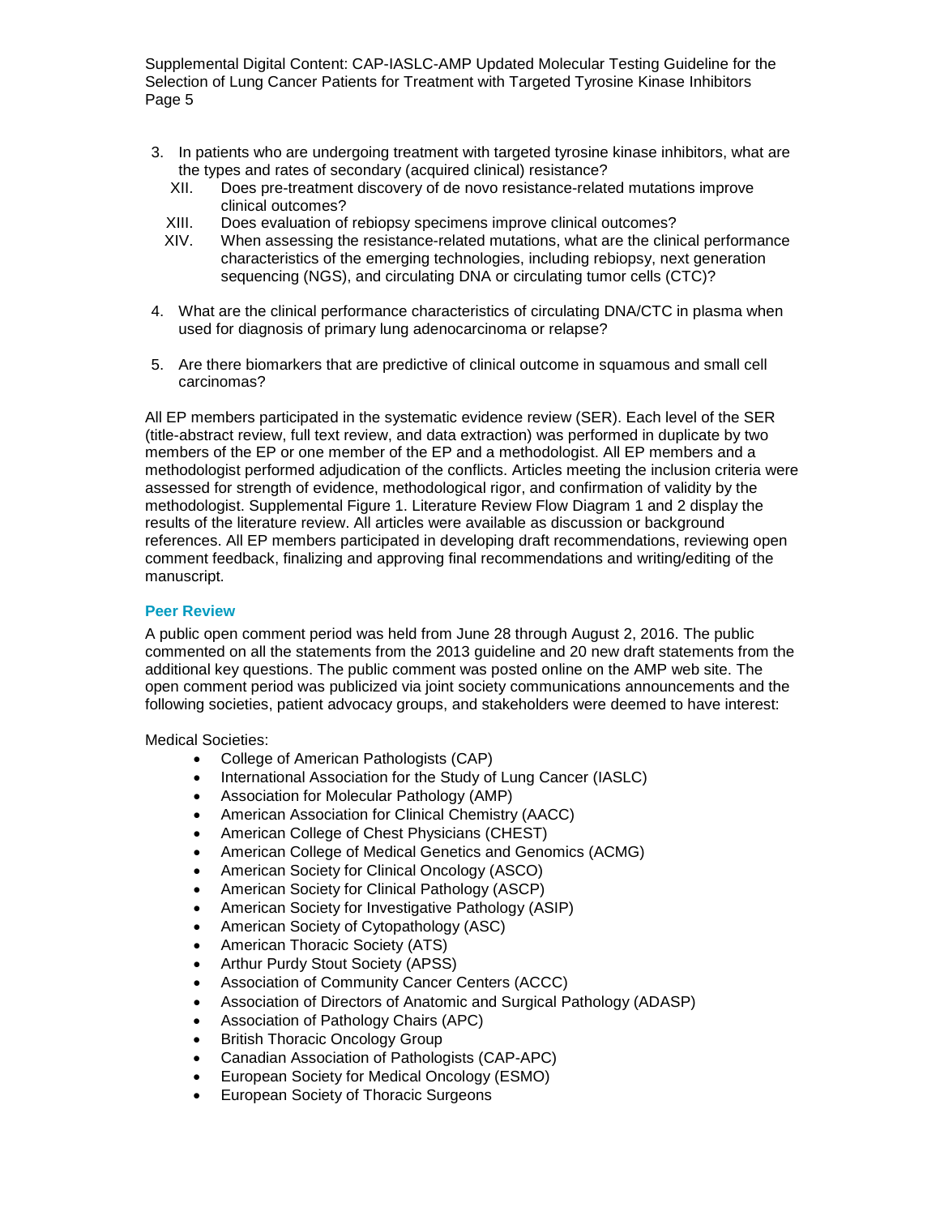3. In patients who are undergoing treatment with targeted tyrosine kinase inhibitors, what are the types and rates of secondary (acquired clinical) resistance?
    XII. Does pre-treatment discovery of de novo resistance-related mutations improve clinical outcomes?
    XIII. Does evaluation of rebiopsy specimens improve clinical outcomes?
    XIV. When assessing the resistance-related mutations, what are the clinical performance characteristics of the emerging technologies, including rebiopsy, next generation sequencing (NGS), and circulating DNA or circulating tumor cells (CTC)?

4. What are the clinical performance characteristics of circulating DNA/CTC in plasma when used for diagnosis of primary lung adenocarcinoma or relapse?

5. Are there biomarkers that are predictive of clinical outcome in squamous and small cell carcinomas?

All EP members participated in the systematic evidence review (SER). Each level of the SER (title-abstract review, full text review, and data extraction) was performed in duplicate by two members of the EP or one member of the EP and a methodologist. All EP members and a methodologist performed adjudication of the conflicts. Articles meeting the inclusion criteria were assessed for strength of evidence, methodological rigor, and confirmation of validity by the methodologist. Supplemental Figure 1. Literature Review Flow Diagram 1 and 2 display the results of the literature review. All articles were available as discussion or background references. All EP members participated in developing draft recommendations, reviewing open comment feedback, finalizing and approving final recommendations and writing/editing of the manuscript.

### Peer Review

A public open comment period was held from June 28 through August 2, 2016. The public commented on all the statements from the 2013 guideline and 20 new draft statements from the additional key questions. The public comment was posted online on the AMP web site. The open comment period was publicized via joint society communications announcements and the following societies, patient advocacy groups, and stakeholders were deemed to have interest:

Medical Societies:

- College of American Pathologists (CAP)
- International Association for the Study of Lung Cancer (IASLC)
- Association for Molecular Pathology (AMP)
- American Association for Clinical Chemistry (AACC)
- American College of Chest Physicians (CHEST)
- American College of Medical Genetics and Genomics (ACMG)
- American Society for Clinical Oncology (ASCO)
- American Society for Clinical Pathology (ASCP)
- American Society for Investigative Pathology (ASIP)
- American Society of Cytopathology (ASC)
- American Thoracic Society (ATS)
- Arthur Purdy Stout Society (APSS)
- Association of Community Cancer Centers (ACCC)
- Association of Directors of Anatomic and Surgical Pathology (ADASP)
- Association of Pathology Chairs (APC)
- British Thoracic Oncology Group
- Canadian Association of Pathologists (CAP-APC)
- European Society for Medical Oncology (ESMO)
- European Society of Thoracic Surgeons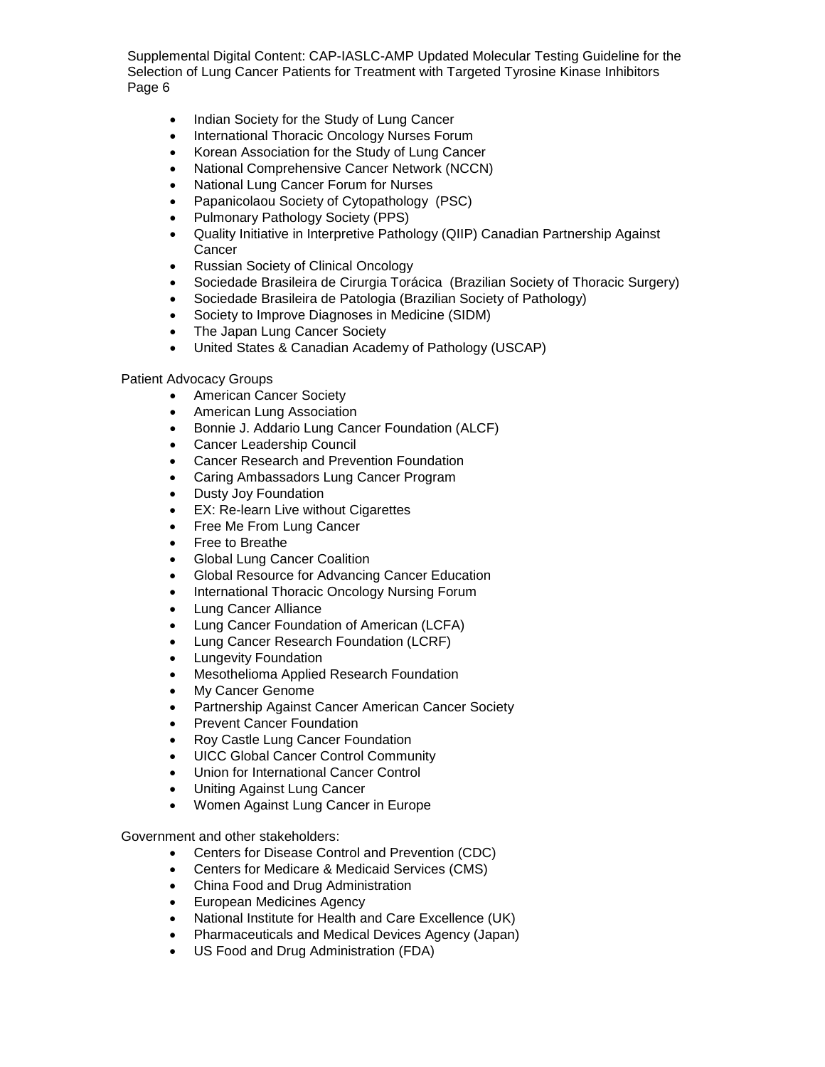- Indian Society for the Study of Lung Cancer
- International Thoracic Oncology Nurses Forum
- Korean Association for the Study of Lung Cancer
- National Comprehensive Cancer Network (NCCN)
- National Lung Cancer Forum for Nurses
- Papanicolaou Society of Cytopathology (PSC)
- Pulmonary Pathology Society (PPS)
- Quality Initiative in Interpretive Pathology (QIIP) Canadian Partnership Against Cancer
- Russian Society of Clinical Oncology
- Sociedade Brasileira de Cirurgia Torácica (Brazilian Society of Thoracic Surgery)
- Sociedade Brasileira de Patologia (Brazilian Society of Pathology)
- Society to Improve Diagnoses in Medicine (SIDM)
- The Japan Lung Cancer Society
- United States & Canadian Academy of Pathology (USCAP)

Patient Advocacy Groups

- American Cancer Society
- American Lung Association
- Bonnie J. Addario Lung Cancer Foundation (ALCF)
- Cancer Leadership Council
- Cancer Research and Prevention Foundation
- Caring Ambassadors Lung Cancer Program
- Dusty Joy Foundation
- EX: Re-learn Live without Cigarettes
- Free Me From Lung Cancer
- Free to Breathe
- Global Lung Cancer Coalition
- Global Resource for Advancing Cancer Education
- International Thoracic Oncology Nursing Forum
- Lung Cancer Alliance
- Lung Cancer Foundation of American (LCFA)
- Lung Cancer Research Foundation (LCRF)
- Lungevity Foundation
- Mesothelioma Applied Research Foundation
- My Cancer Genome
- Partnership Against Cancer American Cancer Society
- Prevent Cancer Foundation
- Roy Castle Lung Cancer Foundation
- UICC Global Cancer Control Community
- Union for International Cancer Control
- Uniting Against Lung Cancer
- Women Against Lung Cancer in Europe

Government and other stakeholders:

- Centers for Disease Control and Prevention (CDC)
- Centers for Medicare & Medicaid Services (CMS)
- China Food and Drug Administration
- European Medicines Agency
- National Institute for Health and Care Excellence (UK)
- Pharmaceuticals and Medical Devices Agency (Japan)
- US Food and Drug Administration (FDA)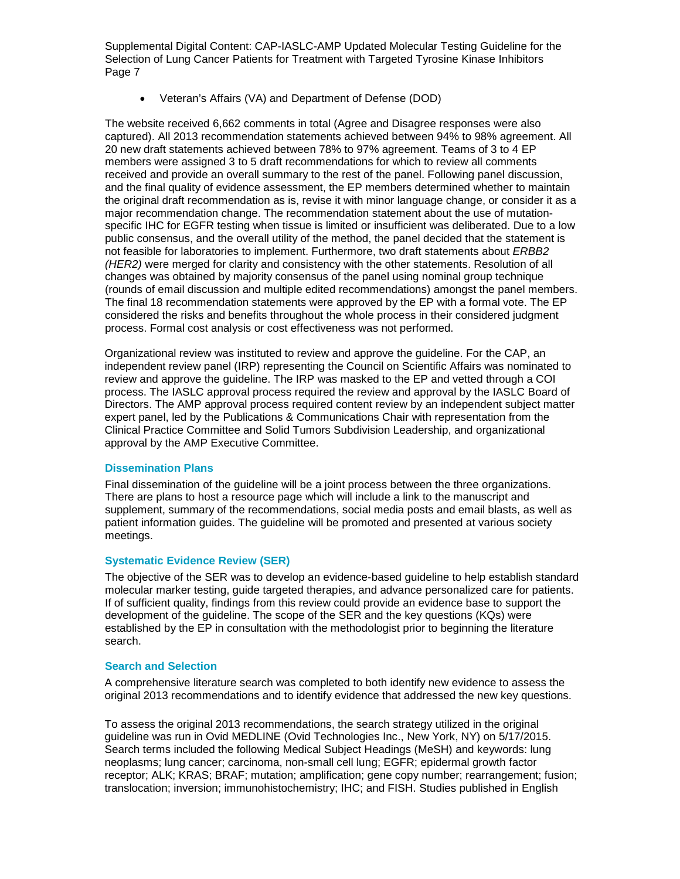- Veteran's Affairs (VA) and Department of Defense (DOD)

The website received 6,662 comments in total (Agree and Disagree responses were also captured). All 2013 recommendation statements achieved between 94% to 98% agreement. All 20 new draft statements achieved between 78% to 97% agreement. Teams of 3 to 4 EP members were assigned 3 to 5 draft recommendations for which to review all comments received and provide an overall summary to the rest of the panel. Following panel discussion, and the final quality of evidence assessment, the EP members determined whether to maintain the original draft recommendation as is, revise it with minor language change, or consider it as a major recommendation change. The recommendation statement about the use of mutation-specific IHC for EGFR testing when tissue is limited or insufficient was deliberated. Due to a low public consensus, and the overall utility of the method, the panel decided that the statement is not feasible for laboratories to implement. Furthermore, two draft statements about *ERBB2 (HER2)* were merged for clarity and consistency with the other statements. Resolution of all changes was obtained by majority consensus of the panel using nominal group technique (rounds of email discussion and multiple edited recommendations) amongst the panel members. The final 18 recommendation statements were approved by the EP with a formal vote. The EP considered the risks and benefits throughout the whole process in their considered judgment process. Formal cost analysis or cost effectiveness was not performed.

Organizational review was instituted to review and approve the guideline. For the CAP, an independent review panel (IRP) representing the Council on Scientific Affairs was nominated to review and approve the guideline. The IRP was masked to the EP and vetted through a COI process. The IASLC approval process required the review and approval by the IASLC Board of Directors. The AMP approval process required content review by an independent subject matter expert panel, led by the Publications & Communications Chair with representation from the Clinical Practice Committee and Solid Tumors Subdivision Leadership, and organizational approval by the AMP Executive Committee.

### Dissemination Plans

Final dissemination of the guideline will be a joint process between the three organizations. There are plans to host a resource page which will include a link to the manuscript and supplement, summary of the recommendations, social media posts and email blasts, as well as patient information guides. The guideline will be promoted and presented at various society meetings.

### Systematic Evidence Review (SER)

The objective of the SER was to develop an evidence-based guideline to help establish standard molecular marker testing, guide targeted therapies, and advance personalized care for patients. If of sufficient quality, findings from this review could provide an evidence base to support the development of the guideline. The scope of the SER and the key questions (KQs) were established by the EP in consultation with the methodologist prior to beginning the literature search.

### Search and Selection

A comprehensive literature search was completed to both identify new evidence to assess the original 2013 recommendations and to identify evidence that addressed the new key questions.

To assess the original 2013 recommendations, the search strategy utilized in the original guideline was run in Ovid MEDLINE (Ovid Technologies Inc., New York, NY) on 5/17/2015. Search terms included the following Medical Subject Headings (MeSH) and keywords: lung neoplasms; lung cancer; carcinoma, non-small cell lung; EGFR; epidermal growth factor receptor; ALK; KRAS; BRAF; mutation; amplification; gene copy number; rearrangement; fusion; translocation; inversion; immunohistochemistry; IHC; and FISH. Studies published in English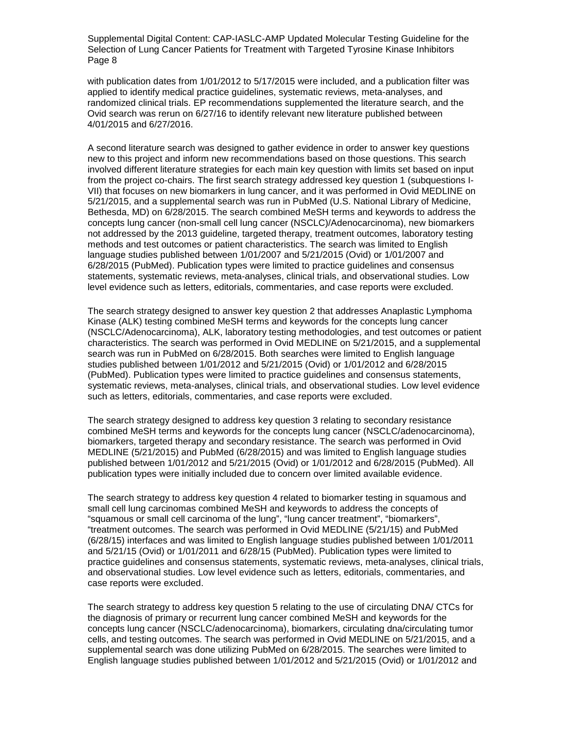with publication dates from 1/01/2012 to 5/17/2015 were included, and a publication filter was applied to identify medical practice guidelines, systematic reviews, meta-analyses, and randomized clinical trials. EP recommendations supplemented the literature search, and the Ovid search was rerun on 6/27/16 to identify relevant new literature published between 4/01/2015 and 6/27/2016.

A second literature search was designed to gather evidence in order to answer key questions new to this project and inform new recommendations based on those questions. This search involved different literature strategies for each main key question with limits set based on input from the project co-chairs. The first search strategy addressed key question 1 (subquestions I-VII) that focuses on new biomarkers in lung cancer, and it was performed in Ovid MEDLINE on 5/21/2015, and a supplemental search was run in PubMed (U.S. National Library of Medicine, Bethesda, MD) on 6/28/2015. The search combined MeSH terms and keywords to address the concepts lung cancer (non-small cell lung cancer (NSCLC)/Adenocarcinoma), new biomarkers not addressed by the 2013 guideline, targeted therapy, treatment outcomes, laboratory testing methods and test outcomes or patient characteristics. The search was limited to English language studies published between 1/01/2007 and 5/21/2015 (Ovid) or 1/01/2007 and 6/28/2015 (PubMed). Publication types were limited to practice guidelines and consensus statements, systematic reviews, meta-analyses, clinical trials, and observational studies. Low level evidence such as letters, editorials, commentaries, and case reports were excluded.

The search strategy designed to answer key question 2 that addresses Anaplastic Lymphoma Kinase (ALK) testing combined MeSH terms and keywords for the concepts lung cancer (NSCLC/Adenocarcinoma), ALK, laboratory testing methodologies, and test outcomes or patient characteristics. The search was performed in Ovid MEDLINE on 5/21/2015, and a supplemental search was run in PubMed on 6/28/2015. Both searches were limited to English language studies published between 1/01/2012 and 5/21/2015 (Ovid) or 1/01/2012 and 6/28/2015 (PubMed). Publication types were limited to practice guidelines and consensus statements, systematic reviews, meta-analyses, clinical trials, and observational studies. Low level evidence such as letters, editorials, commentaries, and case reports were excluded.

The search strategy designed to address key question 3 relating to secondary resistance combined MeSH terms and keywords for the concepts lung cancer (NSCLC/adenocarcinoma), biomarkers, targeted therapy and secondary resistance. The search was performed in Ovid MEDLINE (5/21/2015) and PubMed (6/28/2015) and was limited to English language studies published between 1/01/2012 and 5/21/2015 (Ovid) or 1/01/2012 and 6/28/2015 (PubMed). All publication types were initially included due to concern over limited available evidence.

The search strategy to address key question 4 related to biomarker testing in squamous and small cell lung carcinomas combined MeSH and keywords to address the concepts of "squamous or small cell carcinoma of the lung", "lung cancer treatment", "biomarkers", "treatment outcomes. The search was performed in Ovid MEDLINE (5/21/15) and PubMed (6/28/15) interfaces and was limited to English language studies published between 1/01/2011 and 5/21/15 (Ovid) or 1/01/2011 and 6/28/15 (PubMed). Publication types were limited to practice guidelines and consensus statements, systematic reviews, meta-analyses, clinical trials, and observational studies. Low level evidence such as letters, editorials, commentaries, and case reports were excluded.

The search strategy to address key question 5 relating to the use of circulating DNA/ CTCs for the diagnosis of primary or recurrent lung cancer combined MeSH and keywords for the concepts lung cancer (NSCLC/adenocarcinoma), biomarkers, circulating dna/circulating tumor cells, and testing outcomes. The search was performed in Ovid MEDLINE on 5/21/2015, and a supplemental search was done utilizing PubMed on 6/28/2015. The searches were limited to English language studies published between 1/01/2012 and 5/21/2015 (Ovid) or 1/01/2012 and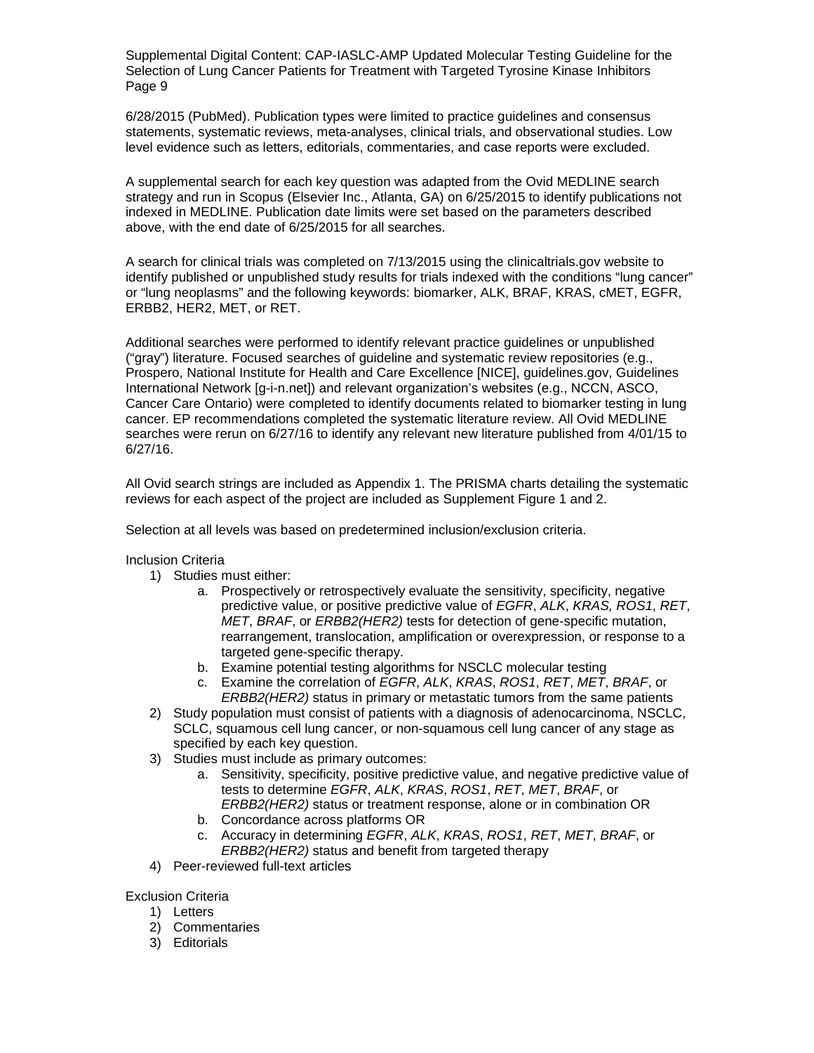6/28/2015 (PubMed). Publication types were limited to practice guidelines and consensus statements, systematic reviews, meta-analyses, clinical trials, and observational studies. Low level evidence such as letters, editorials, commentaries, and case reports were excluded.

A supplemental search for each key question was adapted from the Ovid MEDLINE search strategy and run in Scopus (Elsevier Inc., Atlanta, GA) on 6/25/2015 to identify publications not indexed in MEDLINE. Publication date limits were set based on the parameters described above, with the end date of 6/25/2015 for all searches.

A search for clinical trials was completed on 7/13/2015 using the clinicaltrials.gov website to identify published or unpublished study results for trials indexed with the conditions "lung cancer" or "lung neoplasms" and the following keywords: biomarker, ALK, BRAF, KRAS, cMET, EGFR, ERBB2, HER2, MET, or RET.

Additional searches were performed to identify relevant practice guidelines or unpublished ("gray") literature. Focused searches of guideline and systematic review repositories (e.g., Prospero, National Institute for Health and Care Excellence [NICE], guidelines.gov, Guidelines International Network [g-i-n.net]) and relevant organization's websites (e.g., NCCN, ASCO, Cancer Care Ontario) were completed to identify documents related to biomarker testing in lung cancer. EP recommendations completed the systematic literature review. All Ovid MEDLINE searches were rerun on 6/27/16 to identify any relevant new literature published from 4/01/15 to 6/27/16.

All Ovid search strings are included as Appendix 1. The PRISMA charts detailing the systematic reviews for each aspect of the project are included as Supplement Figure 1 and 2.

Selection at all levels was based on predetermined inclusion/exclusion criteria.

Inclusion Criteria

1) Studies must either:
    a. Prospectively or retrospectively evaluate the sensitivity, specificity, negative predictive value, or positive predictive value of *EGFR*, *ALK*, *KRAS, ROS1*, *RET*, *MET*, *BRAF*, or *ERBB2(HER2)* tests for detection of gene-specific mutation, rearrangement, translocation, amplification or overexpression, or response to a targeted gene-specific therapy.
    b. Examine potential testing algorithms for NSCLC molecular testing
    c. Examine the correlation of *EGFR*, *ALK*, *KRAS*, *ROS1*, *RET*, *MET*, *BRAF*, or *ERBB2(HER2)* status in primary or metastatic tumors from the same patients
2) Study population must consist of patients with a diagnosis of adenocarcinoma, NSCLC, SCLC, squamous cell lung cancer, or non-squamous cell lung cancer of any stage as specified by each key question.
3) Studies must include as primary outcomes:
    a. Sensitivity, specificity, positive predictive value, and negative predictive value of tests to determine *EGFR*, *ALK*, *KRAS*, *ROS1*, *RET*, *MET*, *BRAF*, or *ERBB2(HER2)* status or treatment response, alone or in combination OR
    b. Concordance across platforms OR
    c. Accuracy in determining *EGFR*, *ALK*, *KRAS*, *ROS1*, *RET*, *MET*, *BRAF*, or *ERBB2(HER2)* status and benefit from targeted therapy
4) Peer-reviewed full-text articles

Exclusion Criteria

1) Letters
2) Commentaries
3) Editorials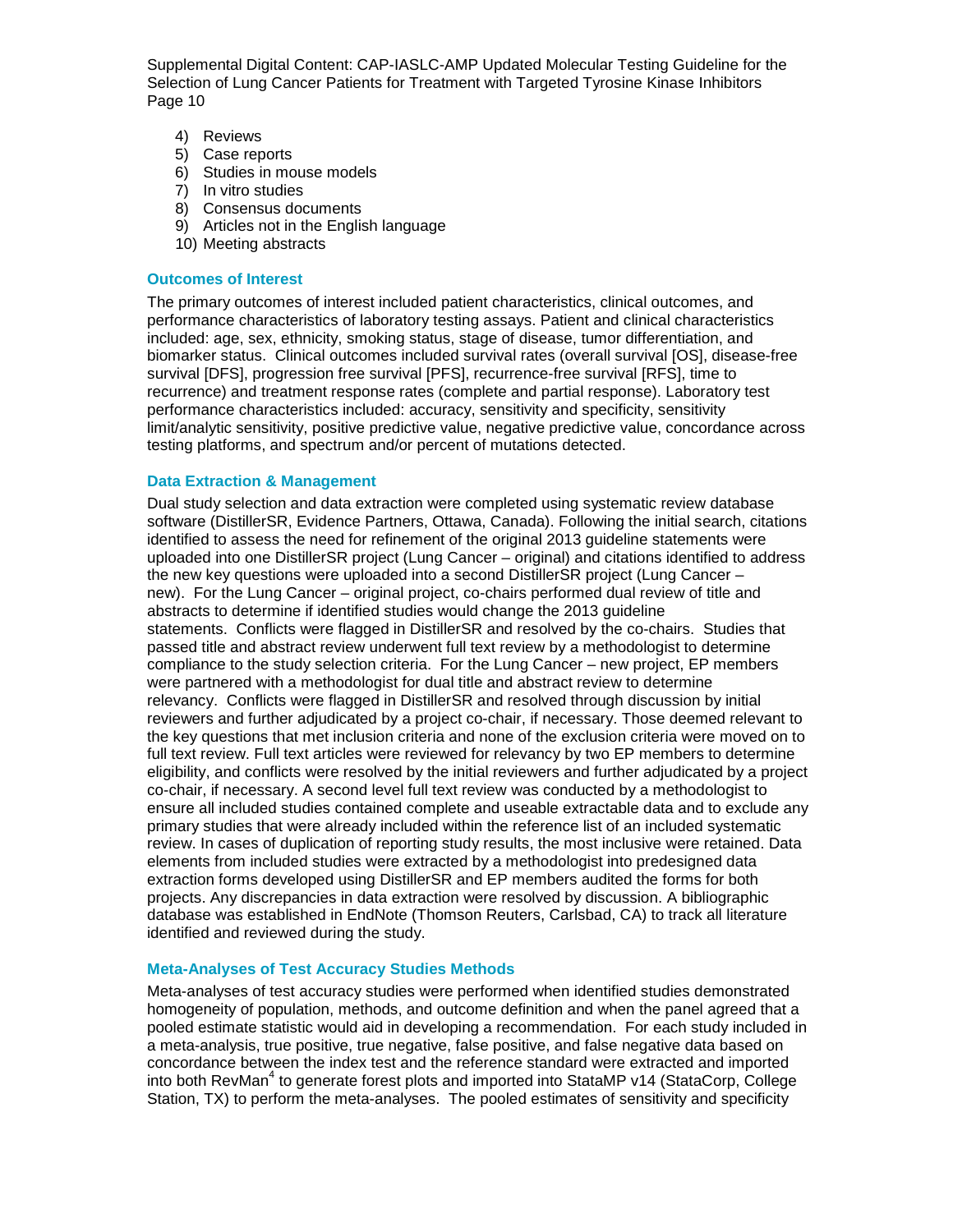4) Reviews
5) Case reports
6) Studies in mouse models
7) In vitro studies
8) Consensus documents
9) Articles not in the English language
10) Meeting abstracts

### Outcomes of Interest

The primary outcomes of interest included patient characteristics, clinical outcomes, and performance characteristics of laboratory testing assays. Patient and clinical characteristics included: age, sex, ethnicity, smoking status, stage of disease, tumor differentiation, and biomarker status. Clinical outcomes included survival rates (overall survival [OS], disease-free survival [DFS], progression free survival [PFS], recurrence-free survival [RFS], time to recurrence) and treatment response rates (complete and partial response). Laboratory test performance characteristics included: accuracy, sensitivity and specificity, sensitivity limit/analytic sensitivity, positive predictive value, negative predictive value, concordance across testing platforms, and spectrum and/or percent of mutations detected.

### Data Extraction & Management

Dual study selection and data extraction were completed using systematic review database software (DistillerSR, Evidence Partners, Ottawa, Canada). Following the initial search, citations identified to assess the need for refinement of the original 2013 guideline statements were uploaded into one DistillerSR project (Lung Cancer – original) and citations identified to address the new key questions were uploaded into a second DistillerSR project (Lung Cancer – new). For the Lung Cancer – original project, co-chairs performed dual review of title and abstracts to determine if identified studies would change the 2013 guideline statements. Conflicts were flagged in DistillerSR and resolved by the co-chairs. Studies that passed title and abstract review underwent full text review by a methodologist to determine compliance to the study selection criteria. For the Lung Cancer – new project, EP members were partnered with a methodologist for dual title and abstract review to determine relevancy. Conflicts were flagged in DistillerSR and resolved through discussion by initial reviewers and further adjudicated by a project co-chair, if necessary. Those deemed relevant to the key questions that met inclusion criteria and none of the exclusion criteria were moved on to full text review. Full text articles were reviewed for relevancy by two EP members to determine eligibility, and conflicts were resolved by the initial reviewers and further adjudicated by a project co-chair, if necessary. A second level full text review was conducted by a methodologist to ensure all included studies contained complete and useable extractable data and to exclude any primary studies that were already included within the reference list of an included systematic review. In cases of duplication of reporting study results, the most inclusive were retained. Data elements from included studies were extracted by a methodologist into predesigned data extraction forms developed using DistillerSR and EP members audited the forms for both projects. Any discrepancies in data extraction were resolved by discussion. A bibliographic database was established in EndNote (Thomson Reuters, Carlsbad, CA) to track all literature identified and reviewed during the study.

### Meta-Analyses of Test Accuracy Studies Methods

Meta-analyses of test accuracy studies were performed when identified studies demonstrated homogeneity of population, methods, and outcome definition and when the panel agreed that a pooled estimate statistic would aid in developing a recommendation. For each study included in a meta-analysis, true positive, true negative, false positive, and false negative data based on concordance between the index test and the reference standard were extracted and imported into both RevMan[4] to generate forest plots and imported into StataMP v14 (StataCorp, College Station, TX) to perform the meta-analyses. The pooled estimates of sensitivity and specificity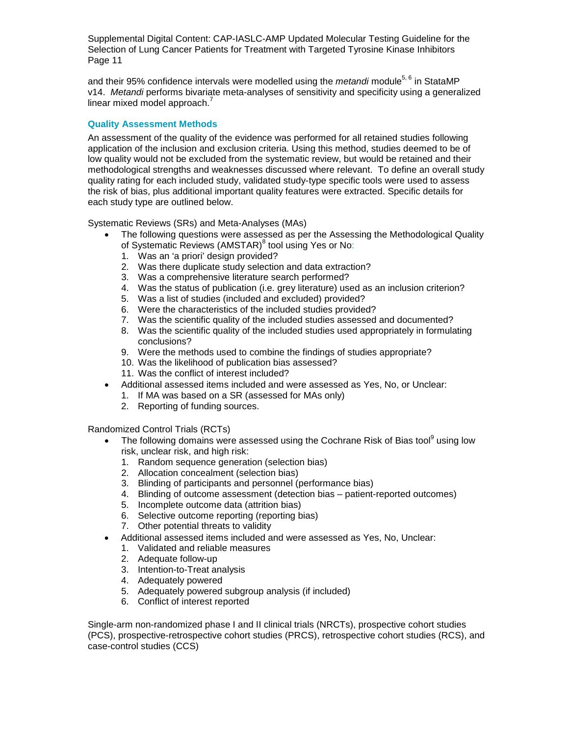and their 95% confidence intervals were modelled using the *metandi* module[5, 6] in StataMP v14. *Metandi* performs bivariate meta-analyses of sensitivity and specificity using a generalized linear mixed model approach.[7]

### Quality Assessment Methods

An assessment of the quality of the evidence was performed for all retained studies following application of the inclusion and exclusion criteria. Using this method, studies deemed to be of low quality would not be excluded from the systematic review, but would be retained and their methodological strengths and weaknesses discussed where relevant. To define an overall study quality rating for each included study, validated study-type specific tools were used to assess the risk of bias, plus additional important quality features were extracted. Specific details for each study type are outlined below.

Systematic Reviews (SRs) and Meta-Analyses (MAs)

- The following questions were assessed as per the Assessing the Methodological Quality of Systematic Reviews (AMSTAR)[8] tool using Yes or No:
  1. Was an 'a priori' design provided?
  2. Was there duplicate study selection and data extraction?
  3. Was a comprehensive literature search performed?
  4. Was the status of publication (i.e. grey literature) used as an inclusion criterion?
  5. Was a list of studies (included and excluded) provided?
  6. Were the characteristics of the included studies provided?
  7. Was the scientific quality of the included studies assessed and documented?
  8. Was the scientific quality of the included studies used appropriately in formulating conclusions?
  9. Were the methods used to combine the findings of studies appropriate?
  10. Was the likelihood of publication bias assessed?
  11. Was the conflict of interest included?
- Additional assessed items included and were assessed as Yes, No, or Unclear:
  1. If MA was based on a SR (assessed for MAs only)
  2. Reporting of funding sources.

Randomized Control Trials (RCTs)

- The following domains were assessed using the Cochrane Risk of Bias tool[9] using low risk, unclear risk, and high risk:
  1. Random sequence generation (selection bias)
  2. Allocation concealment (selection bias)
  3. Blinding of participants and personnel (performance bias)
  4. Blinding of outcome assessment (detection bias – patient-reported outcomes)
  5. Incomplete outcome data (attrition bias)
  6. Selective outcome reporting (reporting bias)
  7. Other potential threats to validity
- Additional assessed items included and were assessed as Yes, No, Unclear:
  1. Validated and reliable measures
  2. Adequate follow-up
  3. Intention-to-Treat analysis
  4. Adequately powered
  5. Adequately powered subgroup analysis (if included)
  6. Conflict of interest reported

Single-arm non-randomized phase I and II clinical trials (NRCTs), prospective cohort studies (PCS), prospective-retrospective cohort studies (PRCS), retrospective cohort studies (RCS), and case-control studies (CCS)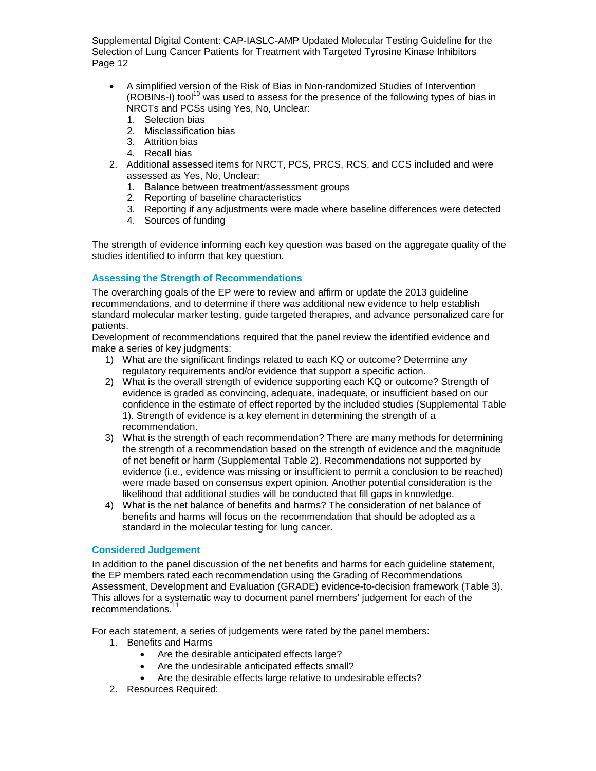- A simplified version of the Risk of Bias in Non-randomized Studies of Intervention (ROBINs-I) tool[10] was used to assess for the presence of the following types of bias in NRCTs and PCSs using Yes, No, Unclear:
    1. Selection bias
    2. Misclassification bias
    3. Attrition bias
    4. Recall bias

2. Additional assessed items for NRCT, PCS, PRCS, RCS, and CCS included and were assessed as Yes, No, Unclear:
    1. Balance between treatment/assessment groups
    2. Reporting of baseline characteristics
    3. Reporting if any adjustments were made where baseline differences were detected
    4. Sources of funding

The strength of evidence informing each key question was based on the aggregate quality of the studies identified to inform that key question.

### Assessing the Strength of Recommendations

The overarching goals of the EP were to review and affirm or update the 2013 guideline recommendations, and to determine if there was additional new evidence to help establish standard molecular marker testing, guide targeted therapies, and advance personalized care for patients.

Development of recommendations required that the panel review the identified evidence and make a series of key judgments:

1) What are the significant findings related to each KQ or outcome? Determine any regulatory requirements and/or evidence that support a specific action.
2) What is the overall strength of evidence supporting each KQ or outcome? Strength of evidence is graded as convincing, adequate, inadequate, or insufficient based on our confidence in the estimate of effect reported by the included studies (Supplemental Table 1). Strength of evidence is a key element in determining the strength of a recommendation.
3) What is the strength of each recommendation? There are many methods for determining the strength of a recommendation based on the strength of evidence and the magnitude of net benefit or harm (Supplemental Table 2). Recommendations not supported by evidence (i.e., evidence was missing or insufficient to permit a conclusion to be reached) were made based on consensus expert opinion. Another potential consideration is the likelihood that additional studies will be conducted that fill gaps in knowledge.
4) What is the net balance of benefits and harms? The consideration of net balance of benefits and harms will focus on the recommendation that should be adopted as a standard in the molecular testing for lung cancer.

### Considered Judgement

In addition to the panel discussion of the net benefits and harms for each guideline statement, the EP members rated each recommendation using the Grading of Recommendations Assessment, Development and Evaluation (GRADE) evidence-to-decision framework (Table 3). This allows for a systematic way to document panel members' judgement for each of the recommendations.[11]

For each statement, a series of judgements were rated by the panel members:

1. Benefits and Harms
    - Are the desirable anticipated effects large?
    - Are the undesirable anticipated effects small?
    - Are the desirable effects large relative to undesirable effects?
2. Resources Required: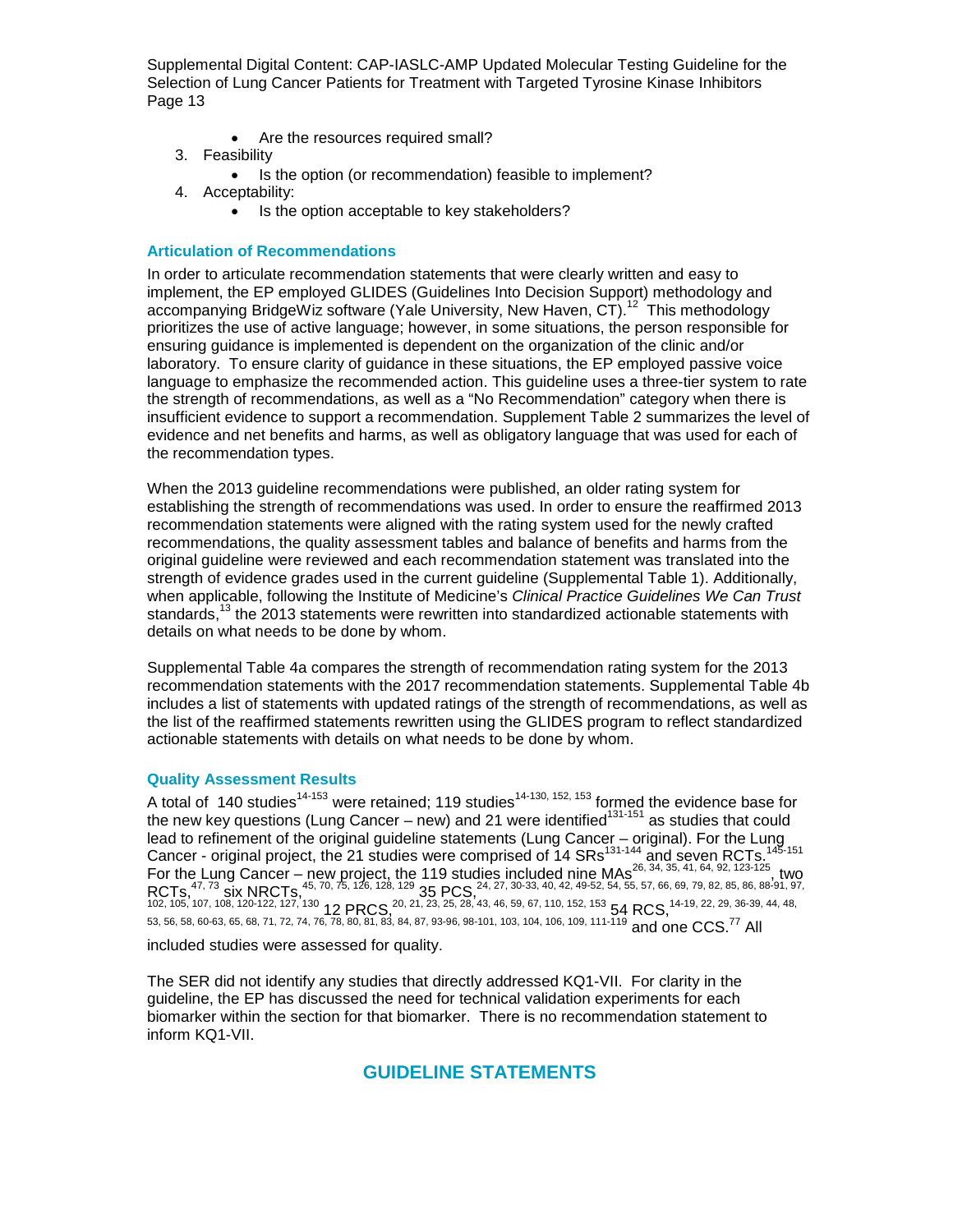- Are the resources required small?

3. Feasibility
    - Is the option (or recommendation) feasible to implement?
4. Acceptability:
    - Is the option acceptable to key stakeholders?

### Articulation of Recommendations

In order to articulate recommendation statements that were clearly written and easy to implement, the EP employed GLIDES (Guidelines Into Decision Support) methodology and accompanying BridgeWiz software (Yale University, New Haven, CT).[12] This methodology prioritizes the use of active language; however, in some situations, the person responsible for ensuring guidance is implemented is dependent on the organization of the clinic and/or laboratory. To ensure clarity of guidance in these situations, the EP employed passive voice language to emphasize the recommended action. This guideline uses a three-tier system to rate the strength of recommendations, as well as a "No Recommendation" category when there is insufficient evidence to support a recommendation. Supplement Table 2 summarizes the level of evidence and net benefits and harms, as well as obligatory language that was used for each of the recommendation types.

When the 2013 guideline recommendations were published, an older rating system for establishing the strength of recommendations was used. In order to ensure the reaffirmed 2013 recommendation statements were aligned with the rating system used for the newly crafted recommendations, the quality assessment tables and balance of benefits and harms from the original guideline were reviewed and each recommendation statement was translated into the strength of evidence grades used in the current guideline (Supplemental Table 1). Additionally, when applicable, following the Institute of Medicine's *Clinical Practice Guidelines We Can Trust* standards,[13] the 2013 statements were rewritten into standardized actionable statements with details on what needs to be done by whom.

Supplemental Table 4a compares the strength of recommendation rating system for the 2013 recommendation statements with the 2017 recommendation statements. Supplemental Table 4b includes a list of statements with updated ratings of the strength of recommendations, as well as the list of the reaffirmed statements rewritten using the GLIDES program to reflect standardized actionable statements with details on what needs to be done by whom.

### Quality Assessment Results

A total of 140 studies[14-153] were retained; 119 studies[14-130, 152, 153] formed the evidence base for the new key questions (Lung Cancer – new) and 21 were identified[131-151] as studies that could lead to refinement of the original guideline statements (Lung Cancer – original). For the Lung Cancer - original project, the 21 studies were comprised of 14 SRs[131-144] and seven RCTs.[145-151] For the Lung Cancer – new project, the 119 studies included nine MAs[26, 34, 35, 41, 64, 92, 123-125], two RCTs,[47, 73] six NRCTs,[45, 70, 75, 126, 128, 129] 35 PCS,[24, 27, 30-33, 40, 42, 49-52, 54, 55, 57, 66, 69, 79, 82, 85, 86, 88-91, 97, 102, 105, 107, 108, 120-122, 127, 130] 12 PRCS,[20, 21, 23, 25, 28, 43, 46, 59, 67, 110, 152, 153] 54 RCS,[14-19, 22, 29, 36-39, 44, 48, 53, 56, 58, 60-63, 65, 68, 71, 72, 74, 76, 78, 80, 81, 83, 84, 87, 93-96, 98-101, 103, 104, 106, 109, 111-119] and one CCS.[77] All included studies were assessed for quality.

The SER did not identify any studies that directly addressed KQ1-VII. For clarity in the guideline, the EP has discussed the need for technical validation experiments for each biomarker within the section for that biomarker. There is no recommendation statement to inform KQ1-VII.

## GUIDELINE STATEMENTS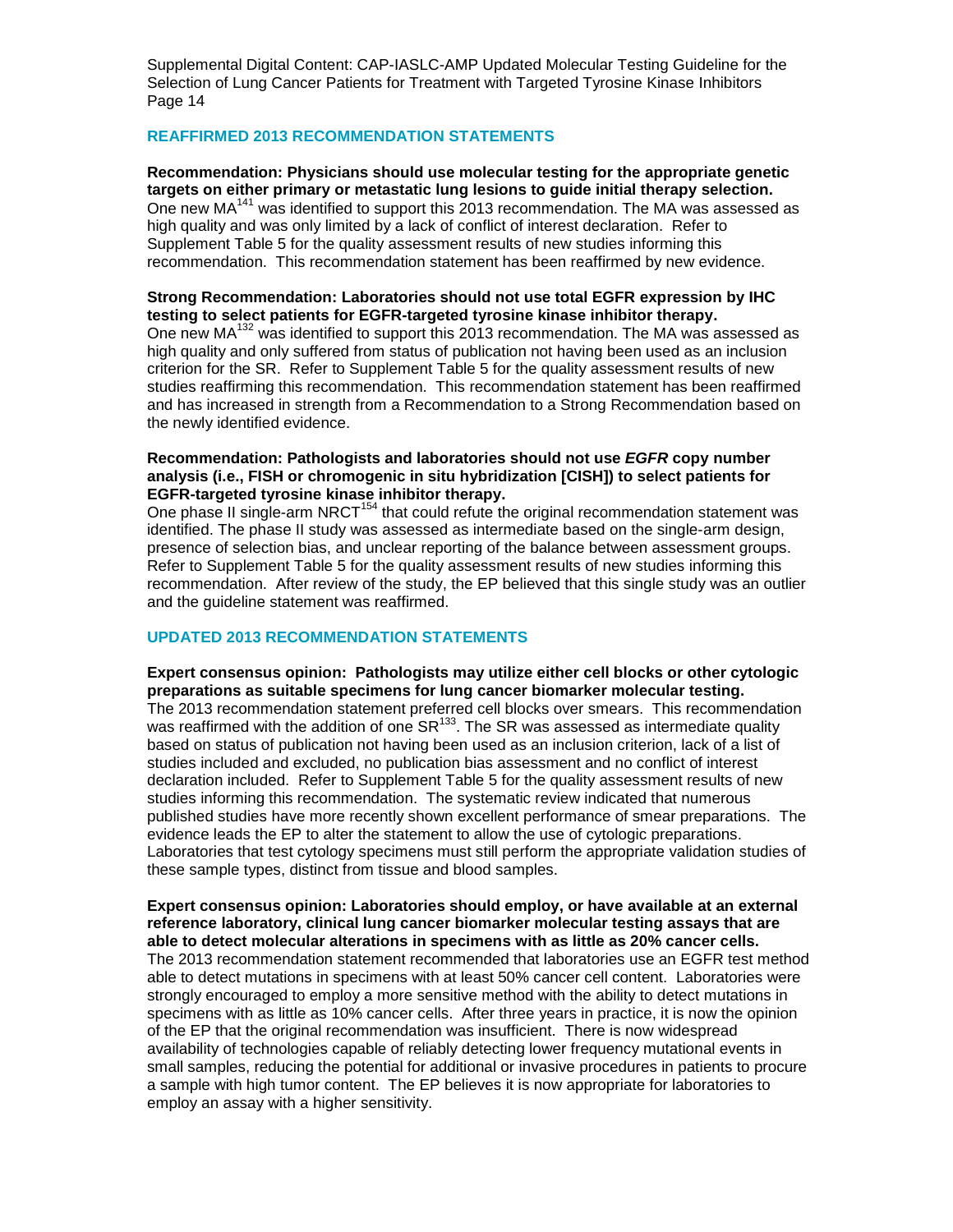## REAFFIRMED 2013 RECOMMENDATION STATEMENTS

**Recommendation: Physicians should use molecular testing for the appropriate genetic targets on either primary or metastatic lung lesions to guide initial therapy selection.**
One new MA[141] was identified to support this 2013 recommendation. The MA was assessed as high quality and was only limited by a lack of conflict of interest declaration. Refer to Supplement Table 5 for the quality assessment results of new studies informing this recommendation. This recommendation statement has been reaffirmed by new evidence.

**Strong Recommendation: Laboratories should not use total EGFR expression by IHC testing to select patients for EGFR-targeted tyrosine kinase inhibitor therapy.**
One new MA[132] was identified to support this 2013 recommendation. The MA was assessed as high quality and only suffered from status of publication not having been used as an inclusion criterion for the SR. Refer to Supplement Table 5 for the quality assessment results of new studies reaffirming this recommendation. This recommendation statement has been reaffirmed and has increased in strength from a Recommendation to a Strong Recommendation based on the newly identified evidence.

**Recommendation: Pathologists and laboratories should not use *EGFR* copy number analysis (i.e., FISH or chromogenic in situ hybridization [CISH]) to select patients for EGFR-targeted tyrosine kinase inhibitor therapy.**
One phase II single-arm NRCT[154] that could refute the original recommendation statement was identified. The phase II study was assessed as intermediate based on the single-arm design, presence of selection bias, and unclear reporting of the balance between assessment groups. Refer to Supplement Table 5 for the quality assessment results of new studies informing this recommendation. After review of the study, the EP believed that this single study was an outlier and the guideline statement was reaffirmed.

## UPDATED 2013 RECOMMENDATION STATEMENTS

**Expert consensus opinion: Pathologists may utilize either cell blocks or other cytologic preparations as suitable specimens for lung cancer biomarker molecular testing.**
The 2013 recommendation statement preferred cell blocks over smears. This recommendation was reaffirmed with the addition of one SR[133]. The SR was assessed as intermediate quality based on status of publication not having been used as an inclusion criterion, lack of a list of studies included and excluded, no publication bias assessment and no conflict of interest declaration included. Refer to Supplement Table 5 for the quality assessment results of new studies informing this recommendation. The systematic review indicated that numerous published studies have more recently shown excellent performance of smear preparations. The evidence leads the EP to alter the statement to allow the use of cytologic preparations. Laboratories that test cytology specimens must still perform the appropriate validation studies of these sample types, distinct from tissue and blood samples.

**Expert consensus opinion: Laboratories should employ, or have available at an external reference laboratory, clinical lung cancer biomarker molecular testing assays that are able to detect molecular alterations in specimens with as little as 20% cancer cells.**
The 2013 recommendation statement recommended that laboratories use an EGFR test method able to detect mutations in specimens with at least 50% cancer cell content. Laboratories were strongly encouraged to employ a more sensitive method with the ability to detect mutations in specimens with as little as 10% cancer cells. After three years in practice, it is now the opinion of the EP that the original recommendation was insufficient. There is now widespread availability of technologies capable of reliably detecting lower frequency mutational events in small samples, reducing the potential for additional or invasive procedures in patients to procure a sample with high tumor content. The EP believes it is now appropriate for laboratories to employ an assay with a higher sensitivity.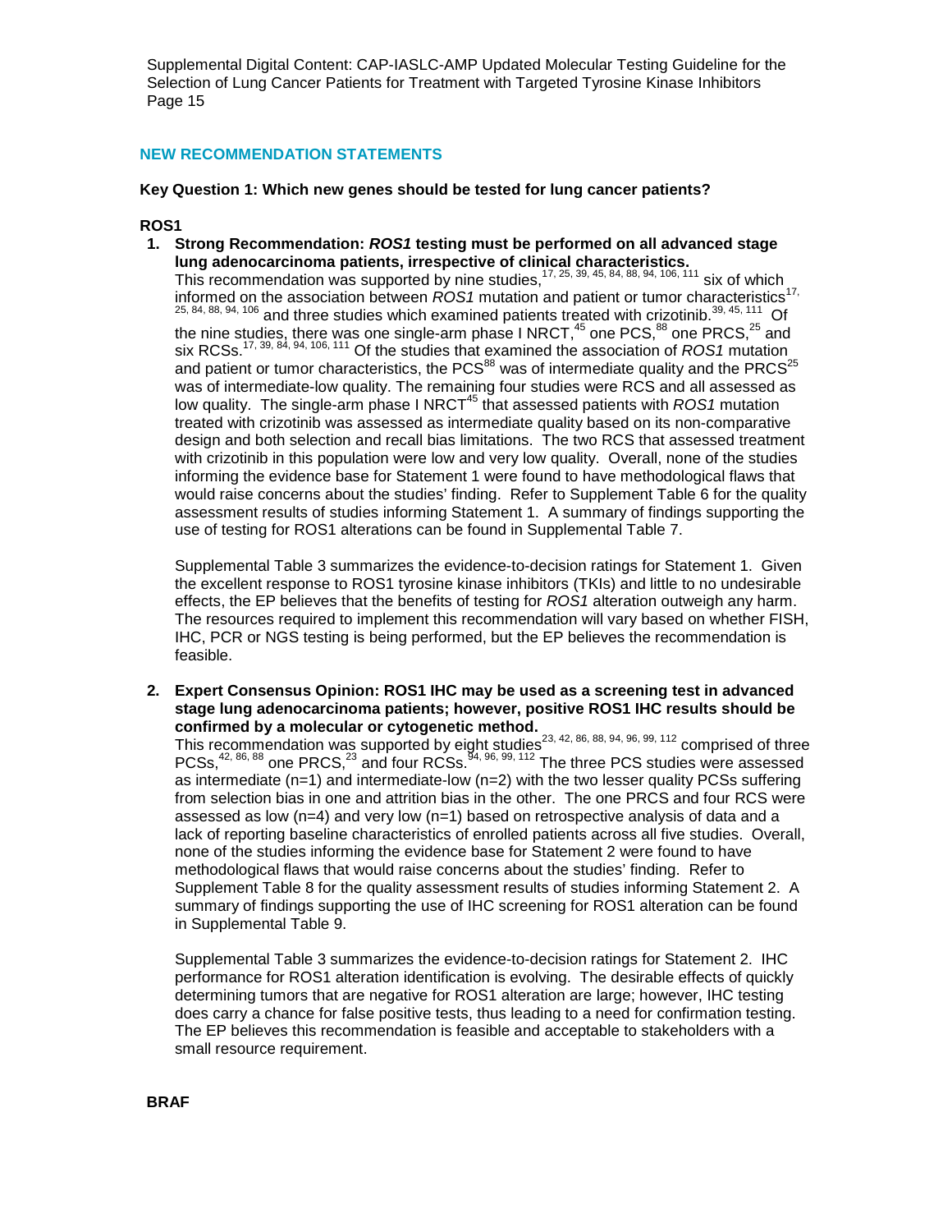## NEW RECOMMENDATION STATEMENTS

### Key Question 1: Which new genes should be tested for lung cancer patients?

#### ROS1

1. **Strong Recommendation: *ROS1* testing must be performed on all advanced stage lung adenocarcinoma patients, irrespective of clinical characteristics.**
   This recommendation was supported by nine studies,[17, 25, 39, 45, 84, 88, 94, 106, 111] six of which informed on the association between *ROS1* mutation and patient or tumor characteristics[17, 25, 84, 88, 94, 106] and three studies which examined patients treated with crizotinib.[39, 45, 111] Of the nine studies, there was one single-arm phase I NRCT,[45] one PCS,[88] one PRCS,[25] and six RCSs.[17, 39, 84, 94, 106, 111] Of the studies that examined the association of *ROS1* mutation and patient or tumor characteristics, the PCS[88] was of intermediate quality and the PRCS[25] was of intermediate-low quality. The remaining four studies were RCS and all assessed as low quality. The single-arm phase I NRCT[45] that assessed patients with *ROS1* mutation treated with crizotinib was assessed as intermediate quality based on its non-comparative design and both selection and recall bias limitations. The two RCS that assessed treatment with crizotinib in this population were low and very low quality. Overall, none of the studies informing the evidence base for Statement 1 were found to have methodological flaws that would raise concerns about the studies' finding. Refer to Supplement Table 6 for the quality assessment results of studies informing Statement 1. A summary of findings supporting the use of testing for ROS1 alterations can be found in Supplemental Table 7.

   Supplemental Table 3 summarizes the evidence-to-decision ratings for Statement 1. Given the excellent response to ROS1 tyrosine kinase inhibitors (TKIs) and little to no undesirable effects, the EP believes that the benefits of testing for *ROS1* alteration outweigh any harm. The resources required to implement this recommendation will vary based on whether FISH, IHC, PCR or NGS testing is being performed, but the EP believes the recommendation is feasible.

2. **Expert Consensus Opinion: ROS1 IHC may be used as a screening test in advanced stage lung adenocarcinoma patients; however, positive ROS1 IHC results should be confirmed by a molecular or cytogenetic method.**
   This recommendation was supported by eight studies[23, 42, 86, 88, 94, 96, 99, 112] comprised of three PCSs,[42, 86, 88] one PRCS,[23] and four RCSs.[94, 96, 99, 112] The three PCS studies were assessed as intermediate (n=1) and intermediate-low (n=2) with the two lesser quality PCSs suffering from selection bias in one and attrition bias in the other. The one PRCS and four RCS were assessed as low (n=4) and very low (n=1) based on retrospective analysis of data and a lack of reporting baseline characteristics of enrolled patients across all five studies. Overall, none of the studies informing the evidence base for Statement 2 were found to have methodological flaws that would raise concerns about the studies' finding. Refer to Supplement Table 8 for the quality assessment results of studies informing Statement 2. A summary of findings supporting the use of IHC screening for ROS1 alteration can be found in Supplemental Table 9.

   Supplemental Table 3 summarizes the evidence-to-decision ratings for Statement 2. IHC performance for ROS1 alteration identification is evolving. The desirable effects of quickly determining tumors that are negative for ROS1 alteration are large; however, IHC testing does carry a chance for false positive tests, thus leading to a need for confirmation testing. The EP believes this recommendation is feasible and acceptable to stakeholders with a small resource requirement.

#### BRAF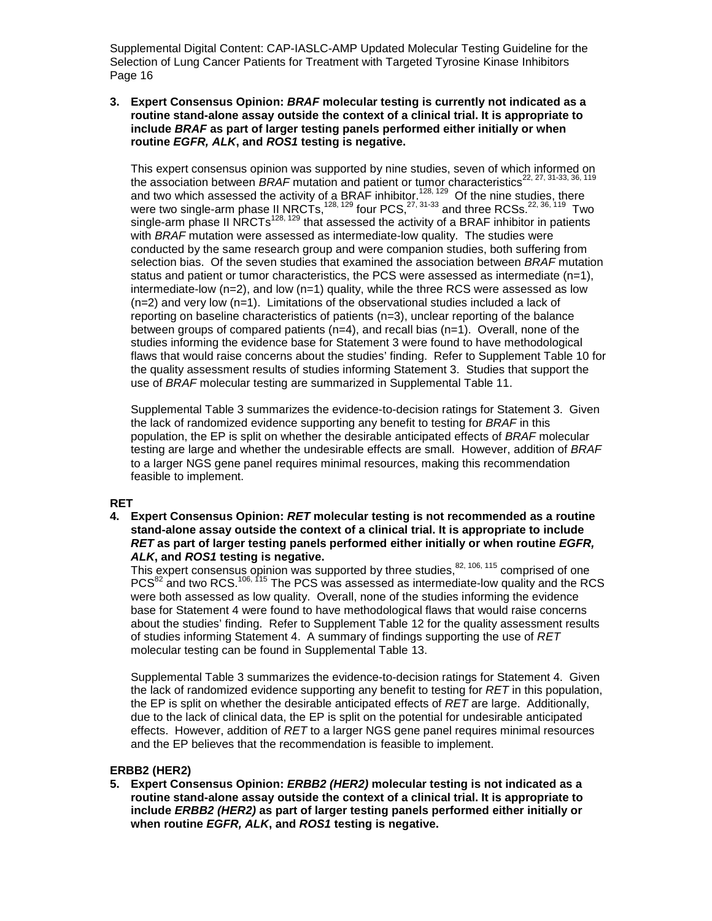3. **Expert Consensus Opinion: *BRAF* molecular testing is currently not indicated as a routine stand-alone assay outside the context of a clinical trial. It is appropriate to include *BRAF* as part of larger testing panels performed either initially or when routine *EGFR, ALK*, and *ROS1* testing is negative.**

   This expert consensus opinion was supported by nine studies, seven of which informed on the association between *BRAF* mutation and patient or tumor characteristics[22, 27, 31-33, 36, 119] and two which assessed the activity of a BRAF inhibitor.[128, 129] Of the nine studies, there were two single-arm phase II NRCTs,[128, 129] four PCS,[27, 31-33] and three RCSs.[22, 36, 119] Two single-arm phase II NRCTs[128, 129] that assessed the activity of a BRAF inhibitor in patients with *BRAF* mutation were assessed as intermediate-low quality. The studies were conducted by the same research group and were companion studies, both suffering from selection bias. Of the seven studies that examined the association between *BRAF* mutation status and patient or tumor characteristics, the PCS were assessed as intermediate (n=1), intermediate-low (n=2), and low (n=1) quality, while the three RCS were assessed as low (n=2) and very low (n=1). Limitations of the observational studies included a lack of reporting on baseline characteristics of patients (n=3), unclear reporting of the balance between groups of compared patients (n=4), and recall bias (n=1). Overall, none of the studies informing the evidence base for Statement 3 were found to have methodological flaws that would raise concerns about the studies' finding. Refer to Supplement Table 10 for the quality assessment results of studies informing Statement 3. Studies that support the use of *BRAF* molecular testing are summarized in Supplemental Table 11.

   Supplemental Table 3 summarizes the evidence-to-decision ratings for Statement 3. Given the lack of randomized evidence supporting any benefit to testing for *BRAF* in this population, the EP is split on whether the desirable anticipated effects of *BRAF* molecular testing are large and whether the undesirable effects are small. However, addition of *BRAF* to a larger NGS gene panel requires minimal resources, making this recommendation feasible to implement.

**RET**

4. **Expert Consensus Opinion: *RET* molecular testing is not recommended as a routine stand-alone assay outside the context of a clinical trial. It is appropriate to include *RET* as part of larger testing panels performed either initially or when routine *EGFR, ALK*, and *ROS1* testing is negative.**

   This expert consensus opinion was supported by three studies,[82, 106, 115] comprised of one PCS[82] and two RCS.[106, 115] The PCS was assessed as intermediate-low quality and the RCS were both assessed as low quality. Overall, none of the studies informing the evidence base for Statement 4 were found to have methodological flaws that would raise concerns about the studies' finding. Refer to Supplement Table 12 for the quality assessment results of studies informing Statement 4. A summary of findings supporting the use of *RET* molecular testing can be found in Supplemental Table 13.

   Supplemental Table 3 summarizes the evidence-to-decision ratings for Statement 4. Given the lack of randomized evidence supporting any benefit to testing for *RET* in this population, the EP is split on whether the desirable anticipated effects of *RET* are large. Additionally, due to the lack of clinical data, the EP is split on the potential for undesirable anticipated effects. However, addition of *RET* to a larger NGS gene panel requires minimal resources and the EP believes that the recommendation is feasible to implement.

**ERBB2 (HER2)**

5. **Expert Consensus Opinion: *ERBB2 (HER2)* molecular testing is not indicated as a routine stand-alone assay outside the context of a clinical trial. It is appropriate to include *ERBB2 (HER2)* as part of larger testing panels performed either initially or when routine *EGFR, ALK*, and *ROS1* testing is negative.**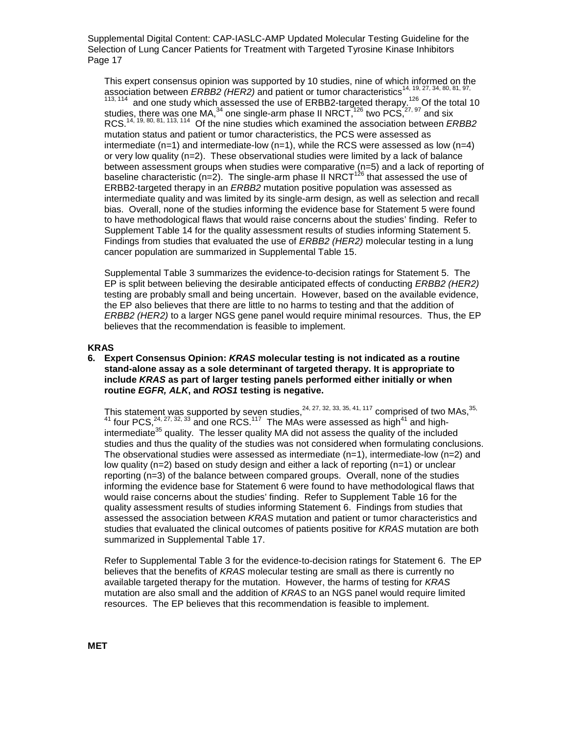This expert consensus opinion was supported by 10 studies, nine of which informed on the association between *ERBB2 (HER2)* and patient or tumor characteristics[14, 19, 27, 34, 80, 81, 97, 113, 114] and one study which assessed the use of ERBB2-targeted therapy.[126] Of the total 10 studies, there was one MA,[34] one single-arm phase II NRCT,[126] two PCS,[27, 97] and six RCS.[14, 19, 80, 81, 113, 114] Of the nine studies which examined the association between *ERBB2* mutation status and patient or tumor characteristics, the PCS were assessed as intermediate (n=1) and intermediate-low (n=1), while the RCS were assessed as low (n=4) or very low quality (n=2). These observational studies were limited by a lack of balance between assessment groups when studies were comparative (n=5) and a lack of reporting of baseline characteristic (n=2). The single-arm phase II NRCT[126] that assessed the use of ERBB2-targeted therapy in an *ERBB2* mutation positive population was assessed as intermediate quality and was limited by its single-arm design, as well as selection and recall bias. Overall, none of the studies informing the evidence base for Statement 5 were found to have methodological flaws that would raise concerns about the studies' finding. Refer to Supplement Table 14 for the quality assessment results of studies informing Statement 5. Findings from studies that evaluated the use of *ERBB2 (HER2)* molecular testing in a lung cancer population are summarized in Supplemental Table 15.

Supplemental Table 3 summarizes the evidence-to-decision ratings for Statement 5. The EP is split between believing the desirable anticipated effects of conducting *ERBB2 (HER2)* testing are probably small and being uncertain. However, based on the available evidence, the EP also believes that there are little to no harms to testing and that the addition of *ERBB2 (HER2)* to a larger NGS gene panel would require minimal resources. Thus, the EP believes that the recommendation is feasible to implement.

## KRAS

**6. Expert Consensus Opinion: *KRAS* molecular testing is not indicated as a routine stand-alone assay as a sole determinant of targeted therapy. It is appropriate to include *KRAS* as part of larger testing panels performed either initially or when routine *EGFR, ALK*, and *ROS1* testing is negative.**

This statement was supported by seven studies,[24, 27, 32, 33, 35, 41, 117] comprised of two MAs,[35, 41] four PCS,[24, 27, 32, 33] and one RCS.[117] The MAs were assessed as high[41] and high-intermediate[35] quality. The lesser quality MA did not assess the quality of the included studies and thus the quality of the studies was not considered when formulating conclusions. The observational studies were assessed as intermediate (n=1), intermediate-low (n=2) and low quality (n=2) based on study design and either a lack of reporting (n=1) or unclear reporting (n=3) of the balance between compared groups. Overall, none of the studies informing the evidence base for Statement 6 were found to have methodological flaws that would raise concerns about the studies' finding. Refer to Supplement Table 16 for the quality assessment results of studies informing Statement 6. Findings from studies that assessed the association between *KRAS* mutation and patient or tumor characteristics and studies that evaluated the clinical outcomes of patients positive for *KRAS* mutation are both summarized in Supplemental Table 17.

Refer to Supplemental Table 3 for the evidence-to-decision ratings for Statement 6. The EP believes that the benefits of *KRAS* molecular testing are small as there is currently no available targeted therapy for the mutation. However, the harms of testing for *KRAS* mutation are also small and the addition of *KRAS* to an NGS panel would require limited resources. The EP believes that this recommendation is feasible to implement.

## MET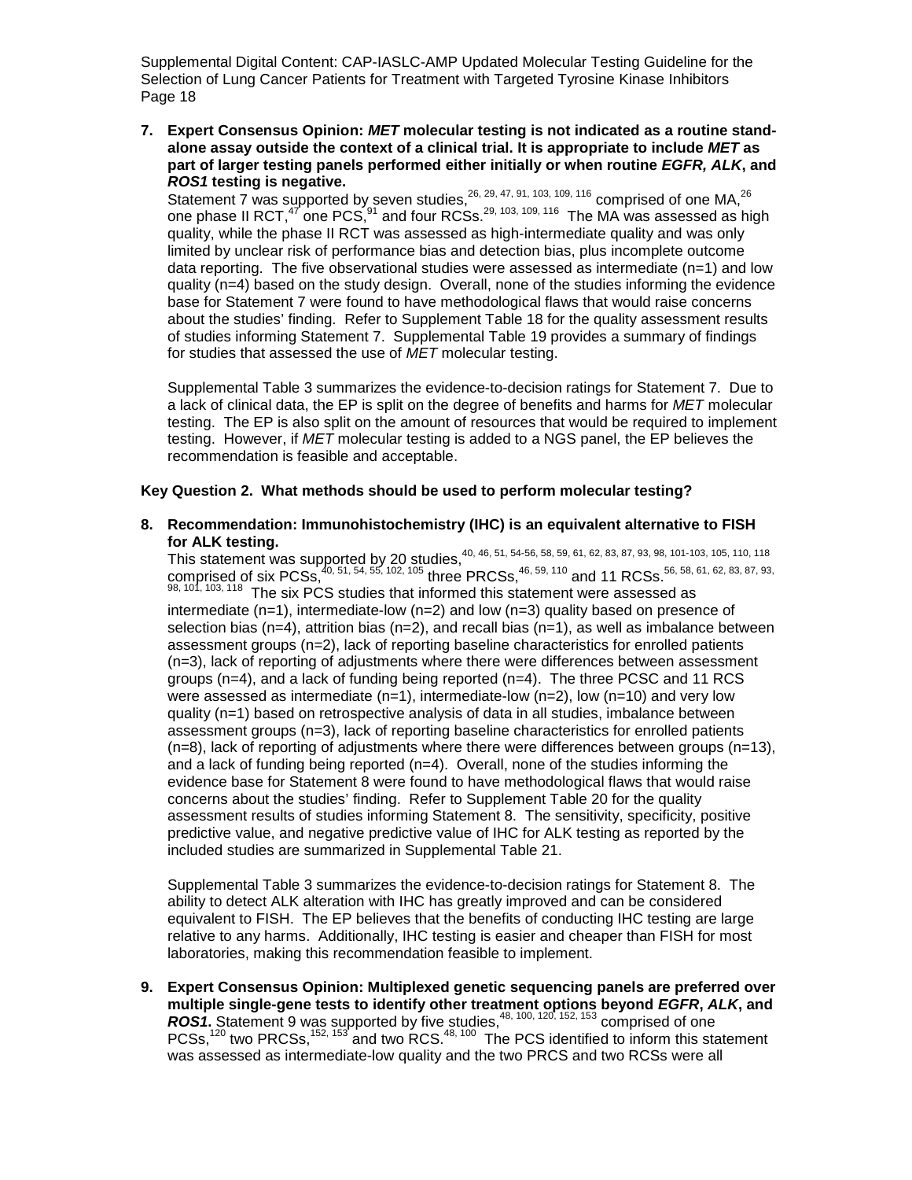7. **Expert Consensus Opinion: *MET* molecular testing is not indicated as a routine stand-alone assay outside the context of a clinical trial. It is appropriate to include *MET* as part of larger testing panels performed either initially or when routine *EGFR, ALK*, and *ROS1* testing is negative.**
   Statement 7 was supported by seven studies,[26, 29, 47, 91, 103, 109, 116] comprised of one MA,[26] one phase II RCT,[47] one PCS,[91] and four RCSs.[29, 103, 109, 116] The MA was assessed as high quality, while the phase II RCT was assessed as high-intermediate quality and was only limited by unclear risk of performance bias and detection bias, plus incomplete outcome data reporting. The five observational studies were assessed as intermediate (n=1) and low quality (n=4) based on the study design. Overall, none of the studies informing the evidence base for Statement 7 were found to have methodological flaws that would raise concerns about the studies' finding. Refer to Supplement Table 18 for the quality assessment results of studies informing Statement 7. Supplemental Table 19 provides a summary of findings for studies that assessed the use of *MET* molecular testing.

   Supplemental Table 3 summarizes the evidence-to-decision ratings for Statement 7. Due to a lack of clinical data, the EP is split on the degree of benefits and harms for *MET* molecular testing. The EP is also split on the amount of resources that would be required to implement testing. However, if *MET* molecular testing is added to a NGS panel, the EP believes the recommendation is feasible and acceptable.

**Key Question 2. What methods should be used to perform molecular testing?**

8. **Recommendation: Immunohistochemistry (IHC) is an equivalent alternative to FISH for ALK testing.**
   This statement was supported by 20 studies,[40, 46, 51, 54-56, 58, 59, 61, 62, 83, 87, 93, 98, 101-103, 105, 110, 118] comprised of six PCSs,[40, 51, 54, 55, 102, 105] three PRCSs,[46, 59, 110] and 11 RCSs.[56, 58, 61, 62, 83, 87, 93, 98, 101, 103, 118] The six PCS studies that informed this statement were assessed as intermediate (n=1), intermediate-low (n=2) and low (n=3) quality based on presence of selection bias (n=4), attrition bias (n=2), and recall bias (n=1), as well as imbalance between assessment groups (n=2), lack of reporting baseline characteristics for enrolled patients (n=3), lack of reporting of adjustments where there were differences between assessment groups (n=4), and a lack of funding being reported (n=4). The three PCSC and 11 RCS were assessed as intermediate (n=1), intermediate-low (n=2), low (n=10) and very low quality (n=1) based on retrospective analysis of data in all studies, imbalance between assessment groups (n=3), lack of reporting baseline characteristics for enrolled patients (n=8), lack of reporting of adjustments where there were differences between groups (n=13), and a lack of funding being reported (n=4). Overall, none of the studies informing the evidence base for Statement 8 were found to have methodological flaws that would raise concerns about the studies' finding. Refer to Supplement Table 20 for the quality assessment results of studies informing Statement 8. The sensitivity, specificity, positive predictive value, and negative predictive value of IHC for ALK testing as reported by the included studies are summarized in Supplemental Table 21.

   Supplemental Table 3 summarizes the evidence-to-decision ratings for Statement 8. The ability to detect ALK alteration with IHC has greatly improved and can be considered equivalent to FISH. The EP believes that the benefits of conducting IHC testing are large relative to any harms. Additionally, IHC testing is easier and cheaper than FISH for most laboratories, making this recommendation feasible to implement.

9. **Expert Consensus Opinion: Multiplexed genetic sequencing panels are preferred over multiple single-gene tests to identify other treatment options beyond *EGFR*, *ALK*, and *ROS1*.** Statement 9 was supported by five studies,[48, 100, 120, 152, 153] comprised of one PCSs,[120] two PRCSs,[152, 153] and two RCS.[48, 100] The PCS identified to inform this statement was assessed as intermediate-low quality and the two PRCS and two RCSs were all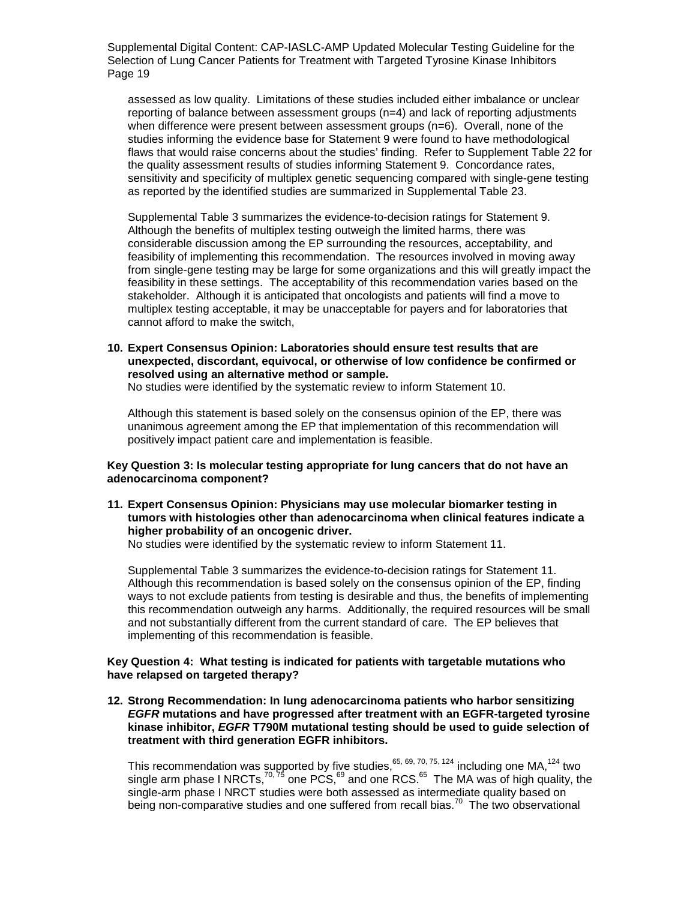assessed as low quality. Limitations of these studies included either imbalance or unclear reporting of balance between assessment groups (n=4) and lack of reporting adjustments when difference were present between assessment groups (n=6). Overall, none of the studies informing the evidence base for Statement 9 were found to have methodological flaws that would raise concerns about the studies' finding. Refer to Supplement Table 22 for the quality assessment results of studies informing Statement 9. Concordance rates, sensitivity and specificity of multiplex genetic sequencing compared with single-gene testing as reported by the identified studies are summarized in Supplemental Table 23.

Supplemental Table 3 summarizes the evidence-to-decision ratings for Statement 9. Although the benefits of multiplex testing outweigh the limited harms, there was considerable discussion among the EP surrounding the resources, acceptability, and feasibility of implementing this recommendation. The resources involved in moving away from single-gene testing may be large for some organizations and this will greatly impact the feasibility in these settings. The acceptability of this recommendation varies based on the stakeholder. Although it is anticipated that oncologists and patients will find a move to multiplex testing acceptable, it may be unacceptable for payers and for laboratories that cannot afford to make the switch,

**10. Expert Consensus Opinion: Laboratories should ensure test results that are unexpected, discordant, equivocal, or otherwise of low confidence be confirmed or resolved using an alternative method or sample.**

No studies were identified by the systematic review to inform Statement 10.

Although this statement is based solely on the consensus opinion of the EP, there was unanimous agreement among the EP that implementation of this recommendation will positively impact patient care and implementation is feasible.

**Key Question 3: Is molecular testing appropriate for lung cancers that do not have an adenocarcinoma component?**

**11. Expert Consensus Opinion: Physicians may use molecular biomarker testing in tumors with histologies other than adenocarcinoma when clinical features indicate a higher probability of an oncogenic driver.**

No studies were identified by the systematic review to inform Statement 11.

Supplemental Table 3 summarizes the evidence-to-decision ratings for Statement 11. Although this recommendation is based solely on the consensus opinion of the EP, finding ways to not exclude patients from testing is desirable and thus, the benefits of implementing this recommendation outweigh any harms. Additionally, the required resources will be small and not substantially different from the current standard of care. The EP believes that implementing of this recommendation is feasible.

**Key Question 4: What testing is indicated for patients with targetable mutations who have relapsed on targeted therapy?**

**12. Strong Recommendation: In lung adenocarcinoma patients who harbor sensitizing *EGFR* mutations and have progressed after treatment with an EGFR-targeted tyrosine kinase inhibitor, *EGFR* T790M mutational testing should be used to guide selection of treatment with third generation EGFR inhibitors.**

This recommendation was supported by five studies,[65, 69, 70, 75, 124] including one MA,[124] two single arm phase I NRCTs,[70, 75] one PCS,[69] and one RCS.[65] The MA was of high quality, the single-arm phase I NRCT studies were both assessed as intermediate quality based on being non-comparative studies and one suffered from recall bias.[70] The two observational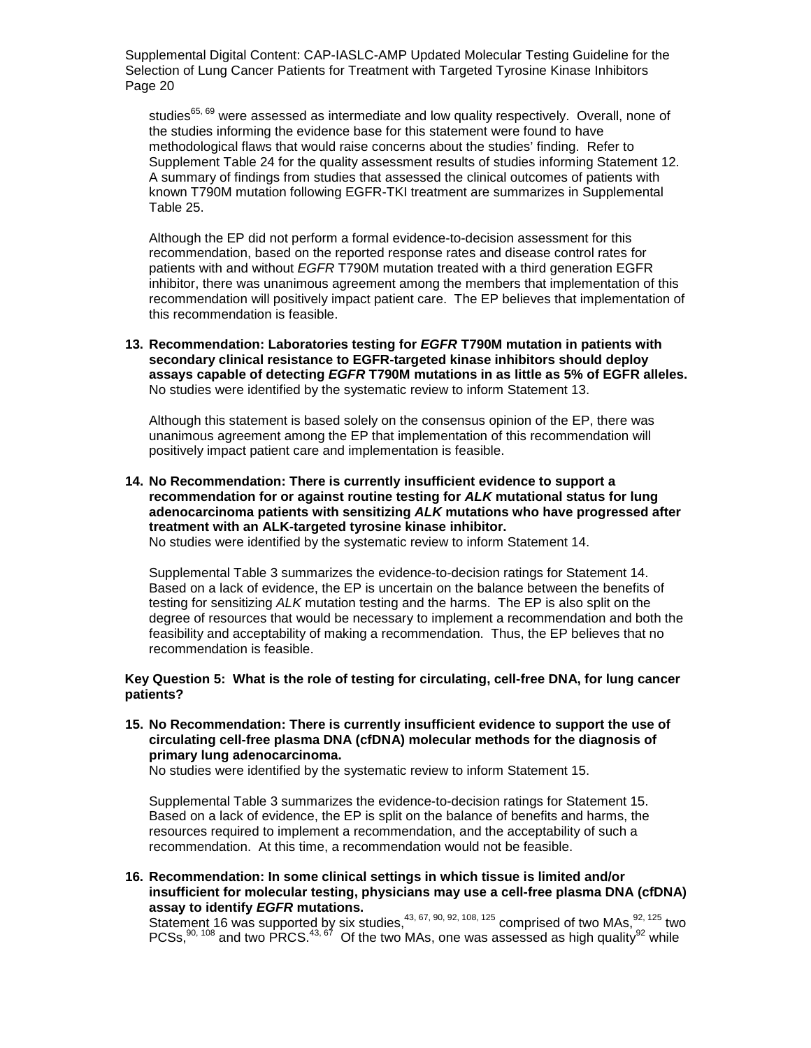studies[65, 69] were assessed as intermediate and low quality respectively. Overall, none of the studies informing the evidence base for this statement were found to have methodological flaws that would raise concerns about the studies' finding. Refer to Supplement Table 24 for the quality assessment results of studies informing Statement 12. A summary of findings from studies that assessed the clinical outcomes of patients with known T790M mutation following EGFR-TKI treatment are summarizes in Supplemental Table 25.

Although the EP did not perform a formal evidence-to-decision assessment for this recommendation, based on the reported response rates and disease control rates for patients with and without *EGFR* T790M mutation treated with a third generation EGFR inhibitor, there was unanimous agreement among the members that implementation of this recommendation will positively impact patient care. The EP believes that implementation of this recommendation is feasible.

**13. Recommendation: Laboratories testing for *EGFR* T790M mutation in patients with secondary clinical resistance to EGFR-targeted kinase inhibitors should deploy assays capable of detecting *EGFR* T790M mutations in as little as 5% of EGFR alleles.**
No studies were identified by the systematic review to inform Statement 13.

Although this statement is based solely on the consensus opinion of the EP, there was unanimous agreement among the EP that implementation of this recommendation will positively impact patient care and implementation is feasible.

**14. No Recommendation: There is currently insufficient evidence to support a recommendation for or against routine testing for *ALK* mutational status for lung adenocarcinoma patients with sensitizing *ALK* mutations who have progressed after treatment with an ALK-targeted tyrosine kinase inhibitor.**
No studies were identified by the systematic review to inform Statement 14.

Supplemental Table 3 summarizes the evidence-to-decision ratings for Statement 14. Based on a lack of evidence, the EP is uncertain on the balance between the benefits of testing for sensitizing *ALK* mutation testing and the harms. The EP is also split on the degree of resources that would be necessary to implement a recommendation and both the feasibility and acceptability of making a recommendation. Thus, the EP believes that no recommendation is feasible.

**Key Question 5: What is the role of testing for circulating, cell-free DNA, for lung cancer patients?**

**15. No Recommendation: There is currently insufficient evidence to support the use of circulating cell-free plasma DNA (cfDNA) molecular methods for the diagnosis of primary lung adenocarcinoma.**
No studies were identified by the systematic review to inform Statement 15.

Supplemental Table 3 summarizes the evidence-to-decision ratings for Statement 15. Based on a lack of evidence, the EP is split on the balance of benefits and harms, the resources required to implement a recommendation, and the acceptability of such a recommendation. At this time, a recommendation would not be feasible.

**16. Recommendation: In some clinical settings in which tissue is limited and/or insufficient for molecular testing, physicians may use a cell-free plasma DNA (cfDNA) assay to identify *EGFR* mutations.**
Statement 16 was supported by six studies,[43, 67, 90, 92, 108, 125] comprised of two MAs,[92, 125] two PCSs,[90, 108] and two PRCS.[43, 67] Of the two MAs, one was assessed as high quality[92] while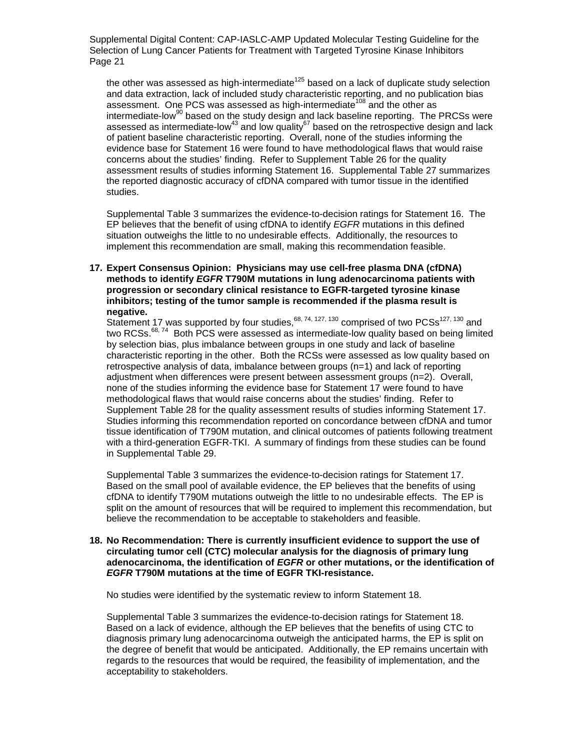the other was assessed as high-intermediate[125] based on a lack of duplicate study selection and data extraction, lack of included study characteristic reporting, and no publication bias assessment. One PCS was assessed as high-intermediate[108] and the other as intermediate-low[90] based on the study design and lack baseline reporting. The PRCSs were assessed as intermediate-low[43] and low quality[67] based on the retrospective design and lack of patient baseline characteristic reporting. Overall, none of the studies informing the evidence base for Statement 16 were found to have methodological flaws that would raise concerns about the studies' finding. Refer to Supplement Table 26 for the quality assessment results of studies informing Statement 16. Supplemental Table 27 summarizes the reported diagnostic accuracy of cfDNA compared with tumor tissue in the identified studies.

Supplemental Table 3 summarizes the evidence-to-decision ratings for Statement 16. The EP believes that the benefit of using cfDNA to identify *EGFR* mutations in this defined situation outweighs the little to no undesirable effects. Additionally, the resources to implement this recommendation are small, making this recommendation feasible.

**17. Expert Consensus Opinion: Physicians may use cell-free plasma DNA (cfDNA) methods to identify *EGFR* T790M mutations in lung adenocarcinoma patients with progression or secondary clinical resistance to EGFR-targeted tyrosine kinase inhibitors; testing of the tumor sample is recommended if the plasma result is negative.**

Statement 17 was supported by four studies,[68, 74, 127, 130] comprised of two PCSs[127, 130] and two RCSs.[68, 74] Both PCS were assessed as intermediate-low quality based on being limited by selection bias, plus imbalance between groups in one study and lack of baseline characteristic reporting in the other. Both the RCSs were assessed as low quality based on retrospective analysis of data, imbalance between groups (n=1) and lack of reporting adjustment when differences were present between assessment groups (n=2). Overall, none of the studies informing the evidence base for Statement 17 were found to have methodological flaws that would raise concerns about the studies' finding. Refer to Supplement Table 28 for the quality assessment results of studies informing Statement 17. Studies informing this recommendation reported on concordance between cfDNA and tumor tissue identification of T790M mutation, and clinical outcomes of patients following treatment with a third-generation EGFR-TKI. A summary of findings from these studies can be found in Supplemental Table 29.

Supplemental Table 3 summarizes the evidence-to-decision ratings for Statement 17. Based on the small pool of available evidence, the EP believes that the benefits of using cfDNA to identify T790M mutations outweigh the little to no undesirable effects. The EP is split on the amount of resources that will be required to implement this recommendation, but believe the recommendation to be acceptable to stakeholders and feasible.

**18. No Recommendation: There is currently insufficient evidence to support the use of circulating tumor cell (CTC) molecular analysis for the diagnosis of primary lung adenocarcinoma, the identification of *EGFR* or other mutations, or the identification of *EGFR* T790M mutations at the time of EGFR TKI-resistance.**

No studies were identified by the systematic review to inform Statement 18.

Supplemental Table 3 summarizes the evidence-to-decision ratings for Statement 18. Based on a lack of evidence, although the EP believes that the benefits of using CTC to diagnosis primary lung adenocarcinoma outweigh the anticipated harms, the EP is split on the degree of benefit that would be anticipated. Additionally, the EP remains uncertain with regards to the resources that would be required, the feasibility of implementation, and the acceptability to stakeholders.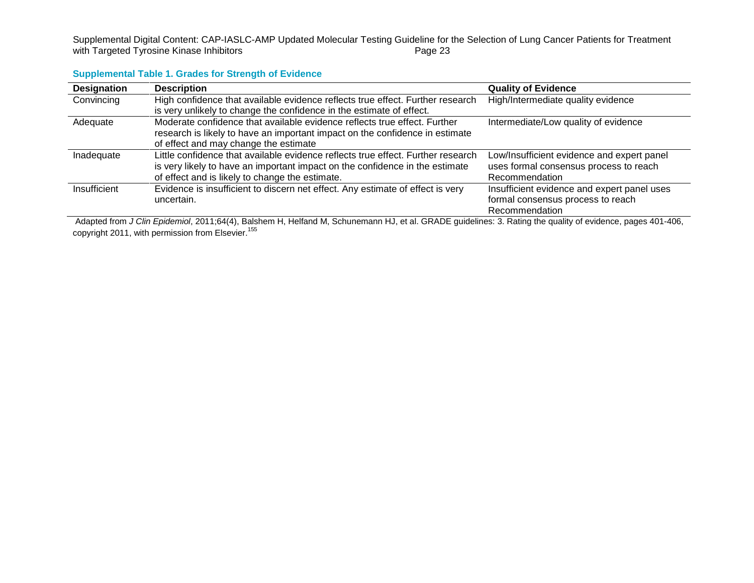**Supplemental Table 1. Grades for Strength of Evidence**

| Designation | Description | Quality of Evidence |
|---|---|---|
| Convincing | High confidence that available evidence reflects true effect. Further research is very unlikely to change the confidence in the estimate of effect. | High/Intermediate quality evidence |
| Adequate | Moderate confidence that available evidence reflects true effect. Further research is likely to have an important impact on the confidence in estimate of effect and may change the estimate | Intermediate/Low quality of evidence |
| Inadequate | Little confidence that available evidence reflects true effect. Further research is very likely to have an important impact on the confidence in the estimate of effect and is likely to change the estimate. | Low/Insufficient evidence and expert panel uses formal consensus process to reach Recommendation |
| Insufficient | Evidence is insufficient to discern net effect. Any estimate of effect is very uncertain. | Insufficient evidence and expert panel uses formal consensus process to reach Recommendation |

Adapted from *J Clin Epidemiol*, 2011;64(4), Balshem H, Helfand M, Schunemann HJ, et al. GRADE guidelines: 3. Rating the quality of evidence, pages 401-406, copyright 2011, with permission from Elsevier.[155]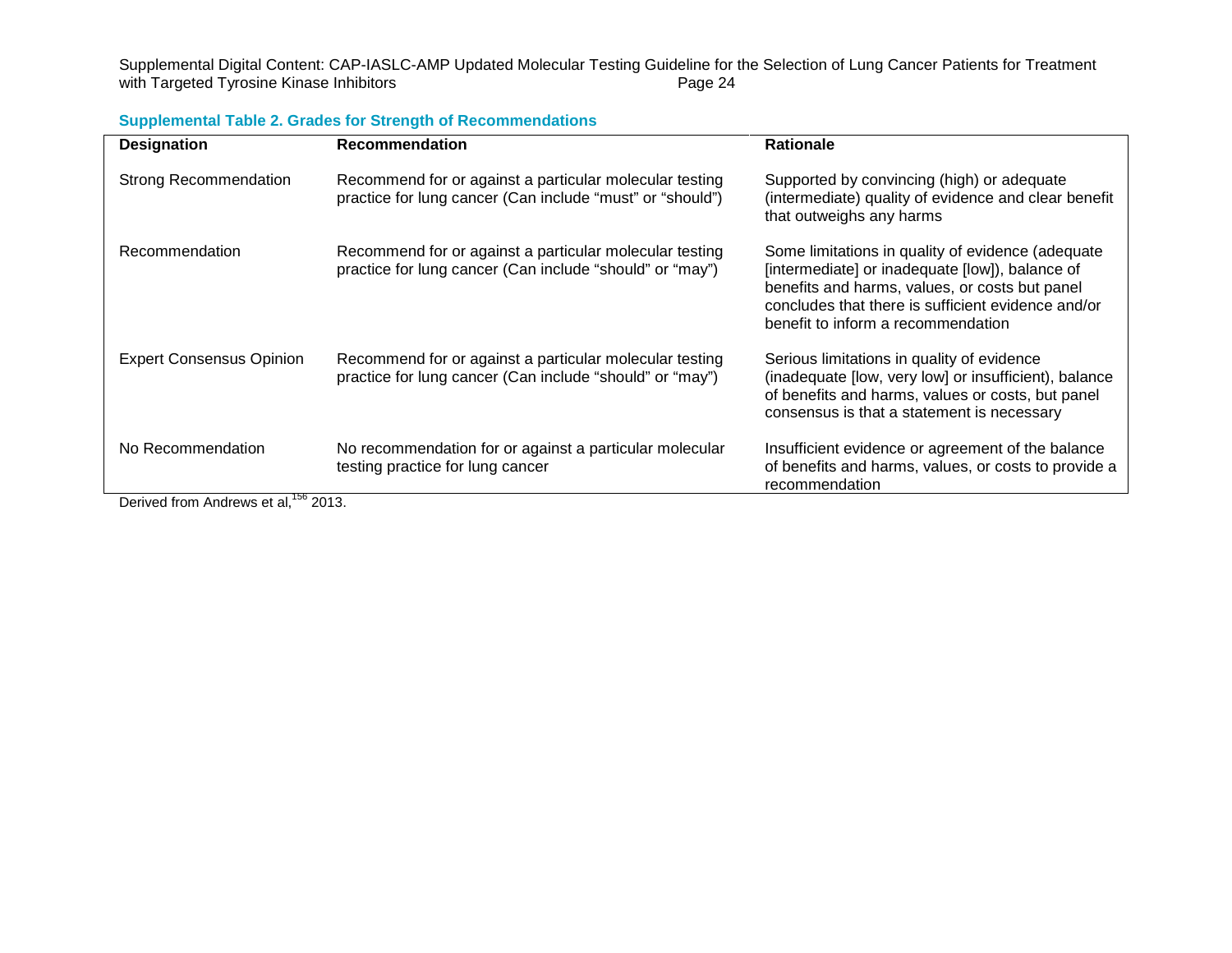**Supplemental Table 2. Grades for Strength of Recommendations**

| Designation | Recommendation | Rationale |
| --- | --- | --- |
| Strong Recommendation | Recommend for or against a particular molecular testing practice for lung cancer (Can include “must” or “should”) | Supported by convincing (high) or adequate (intermediate) quality of evidence and clear benefit that outweighs any harms |
| Recommendation | Recommend for or against a particular molecular testing practice for lung cancer (Can include “should” or “may”) | Some limitations in quality of evidence (adequate [intermediate] or inadequate [low]), balance of benefits and harms, values, or costs but panel concludes that there is sufficient evidence and/or benefit to inform a recommendation |
| Expert Consensus Opinion | Recommend for or against a particular molecular testing practice for lung cancer (Can include “should” or “may”) | Serious limitations in quality of evidence (inadequate [low, very low] or insufficient), balance of benefits and harms, values or costs, but panel consensus is that a statement is necessary |
| No Recommendation | No recommendation for or against a particular molecular testing practice for lung cancer | Insufficient evidence or agreement of the balance of benefits and harms, values, or costs to provide a recommendation |

Derived from Andrews et al,[156] 2013.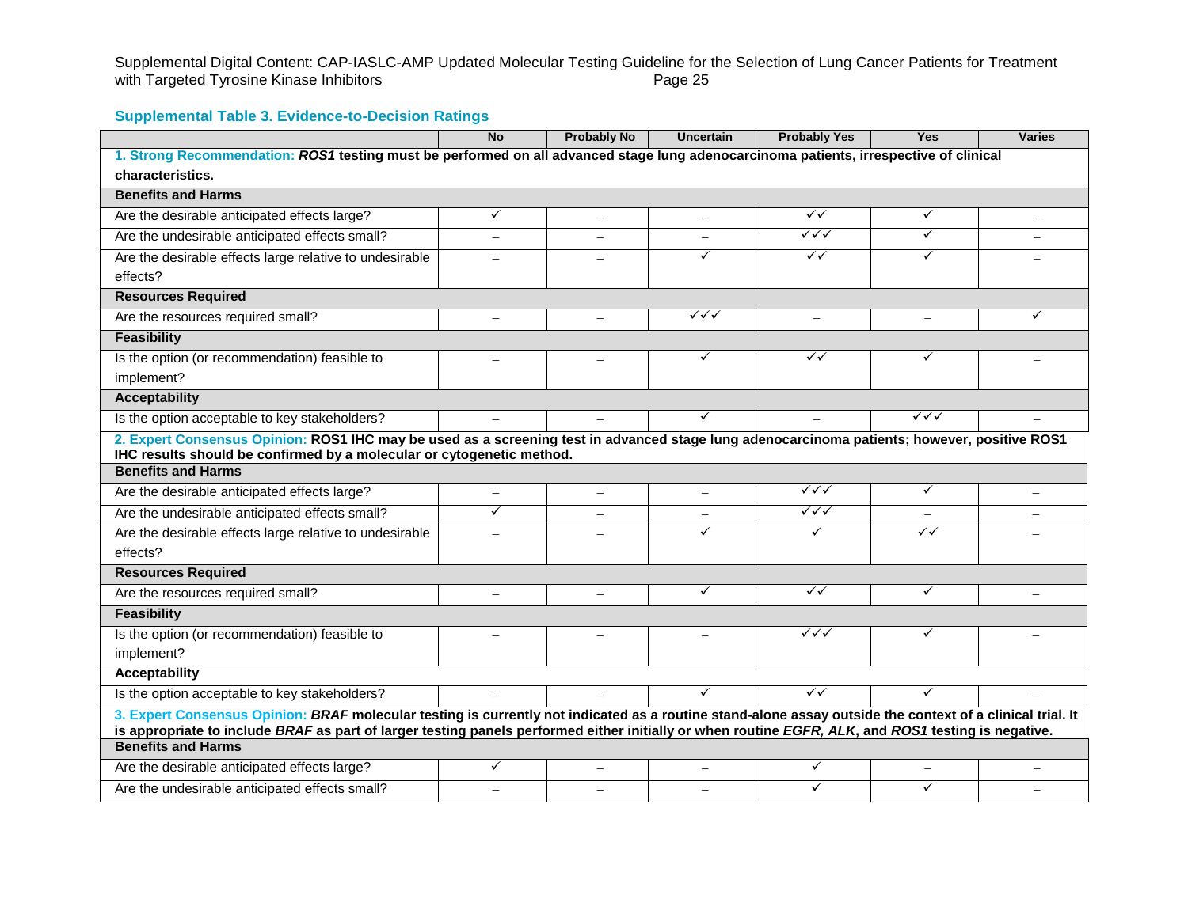### Supplemental Table 3. Evidence-to-Decision Ratings

| | No | Probably No | Uncertain | Probably Yes | Yes | Varies |
|---|---|---|---|---|---|---|
| **1. Strong Recommendation:** ***ROS1*** **testing must be performed on all advanced stage lung adenocarcinoma patients, irrespective of clinical characteristics.** | | | | | | |
| **Benefits and Harms** | | | | | | |
| Are the desirable anticipated effects large? | ✓ | – | – | ✓✓ | ✓ | – |
| Are the undesirable anticipated effects small? | – | – | – | ✓✓✓ | ✓ | – |
| Are the desirable effects large relative to undesirable effects? | – | – | ✓ | ✓✓ | ✓ | – |
| **Resources Required** | | | | | | |
| Are the resources required small? | – | – | ✓✓✓ | – | – | ✓ |
| **Feasibility** | | | | | | |
| Is the option (or recommendation) feasible to implement? | – | – | ✓ | ✓✓ | ✓ | – |
| **Acceptability** | | | | | | |
| Is the option acceptable to key stakeholders? | – | – | ✓ | – | ✓✓✓ | – |
| **2. Expert Consensus Opinion: ROS1 IHC may be used as a screening test in advanced stage lung adenocarcinoma patients; however, positive ROS1 IHC results should be confirmed by a molecular or cytogenetic method.** | | | | | | |
| **Benefits and Harms** | | | | | | |
| Are the desirable anticipated effects large? | – | – | – | ✓✓✓ | ✓ | – |
| Are the undesirable anticipated effects small? | ✓ | – | – | ✓✓✓ | – | – |
| Are the desirable effects large relative to undesirable effects? | – | – | ✓ | ✓ | ✓✓ | – |
| **Resources Required** | | | | | | |
| Are the resources required small? | – | – | ✓ | ✓✓ | ✓ | – |
| **Feasibility** | | | | | | |
| Is the option (or recommendation) feasible to implement? | – | – | – | ✓✓✓ | ✓ | – |
| **Acceptability** | | | | | | |
| Is the option acceptable to key stakeholders? | – | – | ✓ | ✓✓ | ✓ | – |
| **3. Expert Consensus Opinion:** ***BRAF*** **molecular testing is currently not indicated as a routine stand-alone assay outside the context of a clinical trial. It is appropriate to include** ***BRAF*** **as part of larger testing panels performed either initially or when routine** ***EGFR, ALK*****, and** ***ROS1*** **testing is negative.** | | | | | | |
| **Benefits and Harms** | | | | | | |
| Are the desirable anticipated effects large? | ✓ | – | – | ✓ | – | – |
| Are the undesirable anticipated effects small? | – | – | – | ✓ | ✓ | – |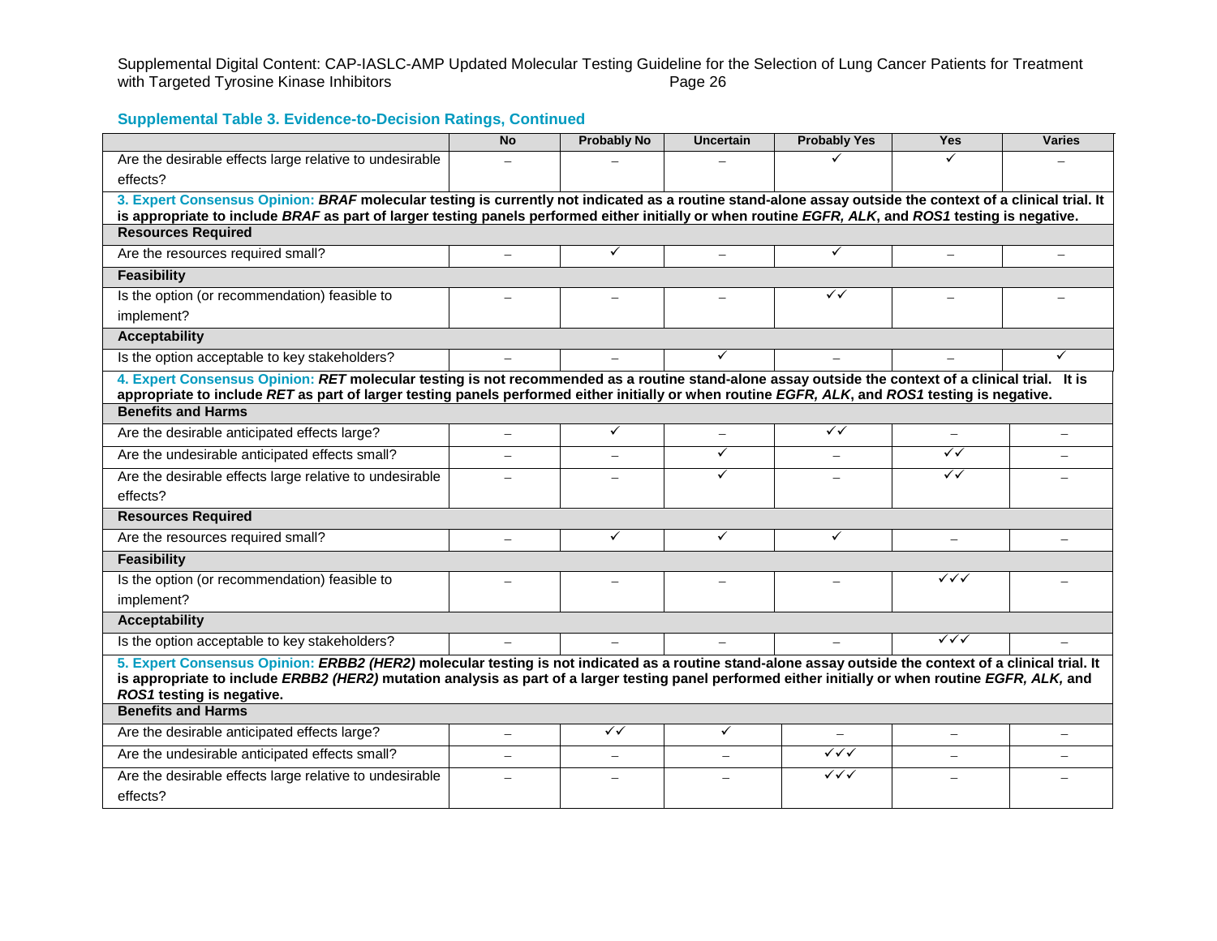### Supplemental Table 3. Evidence-to-Decision Ratings, Continued

| | No | Probably No | Uncertain | Probably Yes | Yes | Varies |
|---|---|---|---|---|---|---|
| Are the desirable effects large relative to undesirable effects? | – | – | – | ✓ | ✓ | – |
| **3. Expert Consensus Opinion: *BRAF* molecular testing is currently not indicated as a routine stand-alone assay outside the context of a clinical trial. It is appropriate to include *BRAF* as part of larger testing panels performed either initially or when routine *EGFR, ALK*, and *ROS1* testing is negative.** | | | | | | |
| **Resources Required** | | | | | | |
| Are the resources required small? | – | ✓ | – | ✓ | – | – |
| **Feasibility** | | | | | | |
| Is the option (or recommendation) feasible to implement? | – | – | – | ✓✓ | – | – |
| **Acceptability** | | | | | | |
| Is the option acceptable to key stakeholders? | – | – | ✓ | – | – | ✓ |
| **4. Expert Consensus Opinion: *RET* molecular testing is not recommended as a routine stand-alone assay outside the context of a clinical trial. It is appropriate to include *RET* as part of larger testing panels performed either initially or when routine *EGFR, ALK*, and *ROS1* testing is negative.** | | | | | | |
| **Benefits and Harms** | | | | | | |
| Are the desirable anticipated effects large? | – | ✓ | – | ✓✓ | – | – |
| Are the undesirable anticipated effects small? | – | – | ✓ | – | ✓✓ | – |
| Are the desirable effects large relative to undesirable effects? | – | – | ✓ | – | ✓✓ | – |
| **Resources Required** | | | | | | |
| Are the resources required small? | – | ✓ | ✓ | ✓ | – | – |
| **Feasibility** | | | | | | |
| Is the option (or recommendation) feasible to implement? | – | – | – | – | ✓✓✓ | – |
| **Acceptability** | | | | | | |
| Is the option acceptable to key stakeholders? | – | – | – | – | ✓✓✓ | – |
| **5. Expert Consensus Opinion: *ERBB2 (HER2)* molecular testing is not indicated as a routine stand-alone assay outside the context of a clinical trial. It is appropriate to include *ERBB2 (HER2)* mutation analysis as part of a larger testing panel performed either initially or when routine *EGFR, ALK,* and *ROS1* testing is negative.** | | | | | | |
| **Benefits and Harms** | | | | | | |
| Are the desirable anticipated effects large? | – | ✓✓ | ✓ | – | – | – |
| Are the undesirable anticipated effects small? | – | – | – | ✓✓✓ | – | – |
| Are the desirable effects large relative to undesirable effects? | – | – | – | ✓✓✓ | – | – |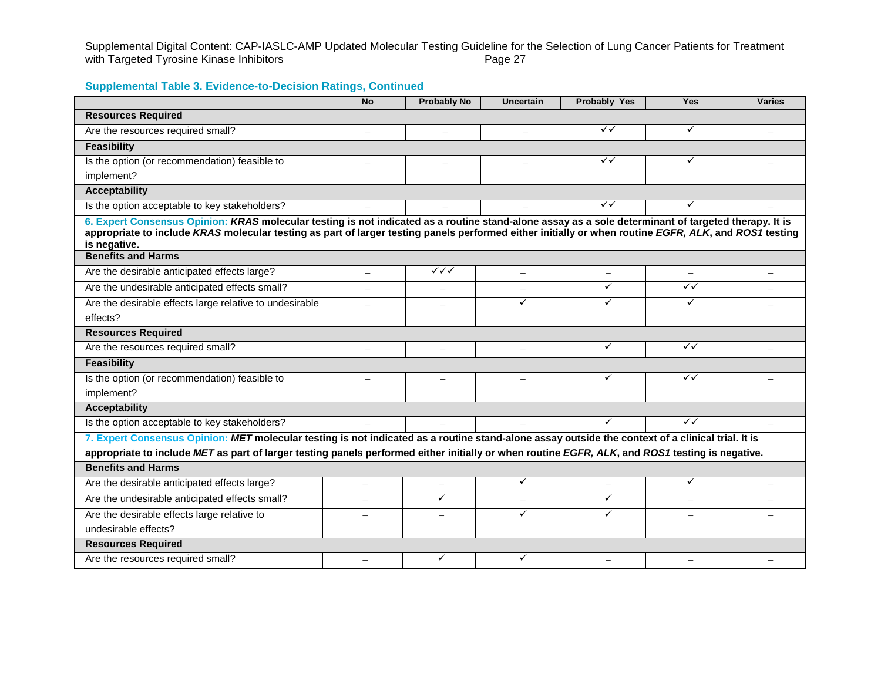### Supplemental Table 3. Evidence-to-Decision Ratings, Continued

| | No | Probably No | Uncertain | Probably Yes | Yes | Varies |
|---|---|---|---|---|---|---|
| **Resources Required** | | | | | | |
| Are the resources required small? | – | – | – | ✓✓ | ✓ | – |
| **Feasibility** | | | | | | |
| Is the option (or recommendation) feasible to implement? | – | – | – | ✓✓ | ✓ | – |
| **Acceptability** | | | | | | |
| Is the option acceptable to key stakeholders? | – | – | – | ✓✓ | ✓ | – |
| **6. Expert Consensus Opinion: *KRAS* molecular testing is not indicated as a routine stand-alone assay as a sole determinant of targeted therapy. It is appropriate to include *KRAS* molecular testing as part of larger testing panels performed either initially or when routine *EGFR, ALK*, and *ROS1* testing is negative.** | | | | | | |
| **Benefits and Harms** | | | | | | |
| Are the desirable anticipated effects large? | – | ✓✓✓ | – | – | – | – |
| Are the undesirable anticipated effects small? | – | – | – | ✓ | ✓✓ | – |
| Are the desirable effects large relative to undesirable effects? | – | – | ✓ | ✓ | ✓ | – |
| **Resources Required** | | | | | | |
| Are the resources required small? | – | – | – | ✓ | ✓✓ | – |
| **Feasibility** | | | | | | |
| Is the option (or recommendation) feasible to implement? | – | – | – | ✓ | ✓✓ | – |
| **Acceptability** | | | | | | |
| Is the option acceptable to key stakeholders? | – | – | – | ✓ | ✓✓ | – |
| **7. Expert Consensus Opinion: *MET* molecular testing is not indicated as a routine stand-alone assay outside the context of a clinical trial. It is appropriate to include *MET* as part of larger testing panels performed either initially or when routine *EGFR, ALK*, and *ROS1* testing is negative.** | | | | | | |
| **Benefits and Harms** | | | | | | |
| Are the desirable anticipated effects large? | – | – | ✓ | – | ✓ | – |
| Are the undesirable anticipated effects small? | – | ✓ | – | ✓ | – | – |
| Are the desirable effects large relative to undesirable effects? | – | – | ✓ | ✓ | – | – |
| **Resources Required** | | | | | | |
| Are the resources required small? | – | ✓ | ✓ | – | – | – |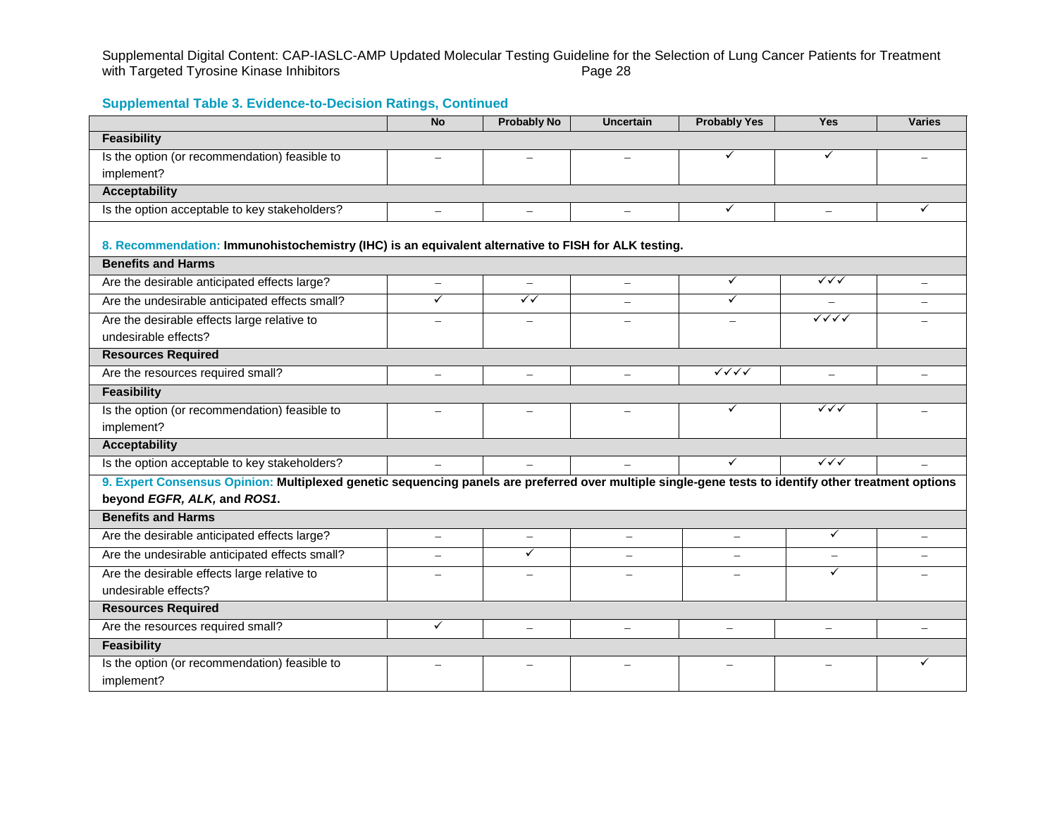### Supplemental Table 3. Evidence-to-Decision Ratings, Continued

| | No | Probably No | Uncertain | Probably Yes | Yes | Varies |
|---|---|---|---|---|---|---|
| **Feasibility** | | | | | | |
| Is the option (or recommendation) feasible to implement? | – | – | – | ✓ | ✓ | – |
| **Acceptability** | | | | | | |
| Is the option acceptable to key stakeholders? | – | – | – | ✓ | – | ✓ |
| **8. Recommendation: Immunohistochemistry (IHC) is an equivalent alternative to FISH for ALK testing.** | | | | | | |
| **Benefits and Harms** | | | | | | |
| Are the desirable anticipated effects large? | – | – | – | ✓ | ✓✓✓ | – |
| Are the undesirable anticipated effects small? | ✓ | ✓✓ | – | ✓ | – | – |
| Are the desirable effects large relative to undesirable effects? | – | – | – | – | ✓✓✓✓ | – |
| **Resources Required** | | | | | | |
| Are the resources required small? | – | – | – | ✓✓✓✓ | – | – |
| **Feasibility** | | | | | | |
| Is the option (or recommendation) feasible to implement? | – | – | – | ✓ | ✓✓✓ | – |
| **Acceptability** | | | | | | |
| Is the option acceptable to key stakeholders? | – | – | – | ✓ | ✓✓✓ | – |
| **9. Expert Consensus Opinion: Multiplexed genetic sequencing panels are preferred over multiple single-gene tests to identify other treatment options beyond *EGFR, ALK,* and *ROS1*.** | | | | | | |
| **Benefits and Harms** | | | | | | |
| Are the desirable anticipated effects large? | – | – | – | – | ✓ | – |
| Are the undesirable anticipated effects small? | – | ✓ | – | – | – | – |
| Are the desirable effects large relative to undesirable effects? | – | – | – | – | ✓ | – |
| **Resources Required** | | | | | | |
| Are the resources required small? | ✓ | – | – | – | – | – |
| **Feasibility** | | | | | | |
| Is the option (or recommendation) feasible to implement? | – | – | – | – | – | ✓ |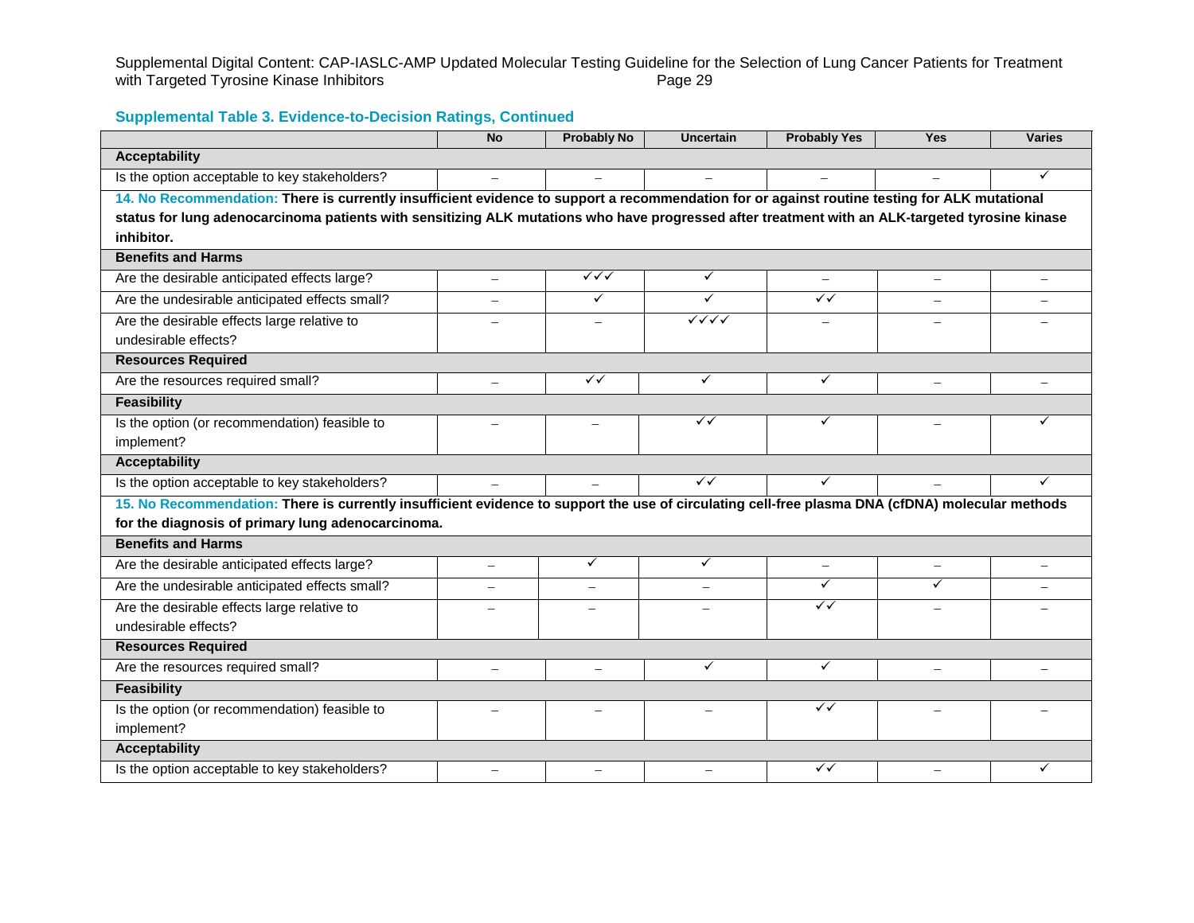### Supplemental Table 3. Evidence-to-Decision Ratings, Continued

| | No | Probably No | Uncertain | Probably Yes | Yes | Varies |
|---|---|---|---|---|---|---|
| **Acceptability** | | | | | | |
| Is the option acceptable to key stakeholders? | – | – | – | – | – | ✓ |
| **14. No Recommendation: There is currently insufficient evidence to support a recommendation for or against routine testing for ALK mutational status for lung adenocarcinoma patients with sensitizing ALK mutations who have progressed after treatment with an ALK-targeted tyrosine kinase inhibitor.** | | | | | | |
| **Benefits and Harms** | | | | | | |
| Are the desirable anticipated effects large? | – | ✓✓✓ | ✓ | – | – | – |
| Are the undesirable anticipated effects small? | – | ✓ | ✓ | ✓✓ | – | – |
| Are the desirable effects large relative to undesirable effects? | – | – | ✓✓✓✓ | – | – | – |
| **Resources Required** | | | | | | |
| Are the resources required small? | – | ✓✓ | ✓ | ✓ | – | – |
| **Feasibility** | | | | | | |
| Is the option (or recommendation) feasible to implement? | – | – | ✓✓ | ✓ | – | ✓ |
| **Acceptability** | | | | | | |
| Is the option acceptable to key stakeholders? | – | – | ✓✓ | ✓ | – | ✓ |
| **15. No Recommendation: There is currently insufficient evidence to support the use of circulating cell-free plasma DNA (cfDNA) molecular methods for the diagnosis of primary lung adenocarcinoma.** | | | | | | |
| **Benefits and Harms** | | | | | | |
| Are the desirable anticipated effects large? | – | ✓ | ✓ | – | – | – |
| Are the undesirable anticipated effects small? | – | – | – | ✓ | ✓ | – |
| Are the desirable effects large relative to undesirable effects? | – | – | – | ✓✓ | – | – |
| **Resources Required** | | | | | | |
| Are the resources required small? | – | – | ✓ | ✓ | – | – |
| **Feasibility** | | | | | | |
| Is the option (or recommendation) feasible to implement? | – | – | – | ✓✓ | – | – |
| **Acceptability** | | | | | | |
| Is the option acceptable to key stakeholders? | – | – | – | ✓✓ | – | ✓ |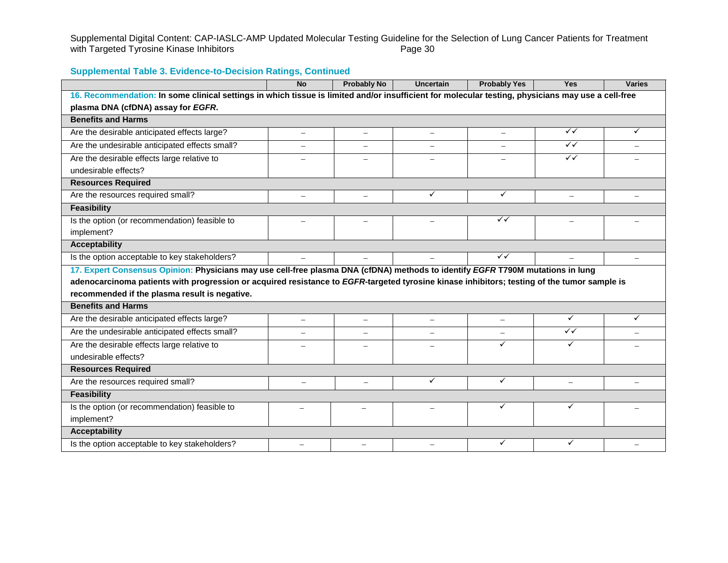### Supplemental Table 3. Evidence-to-Decision Ratings, Continued

| | No | Probably No | Uncertain | Probably Yes | Yes | Varies |
|---|---|---|---|---|---|---|
| **16. Recommendation: In some clinical settings in which tissue is limited and/or insufficient for molecular testing, physicians may use a cell-free plasma DNA (cfDNA) assay for *EGFR*.** | | | | | | |
| **Benefits and Harms** | | | | | | |
| Are the desirable anticipated effects large? | – | – | – | – | ✓✓ | ✓ |
| Are the undesirable anticipated effects small? | – | – | – | – | ✓✓ | – |
| Are the desirable effects large relative to undesirable effects? | – | – | – | – | ✓✓ | – |
| **Resources Required** | | | | | | |
| Are the resources required small? | – | – | ✓ | ✓ | – | – |
| **Feasibility** | | | | | | |
| Is the option (or recommendation) feasible to implement? | – | – | – | ✓✓ | – | – |
| **Acceptability** | | | | | | |
| Is the option acceptable to key stakeholders? | – | – | – | ✓✓ | – | – |
| **17. Expert Consensus Opinion: Physicians may use cell-free plasma DNA (cfDNA) methods to identify *EGFR* T790M mutations in lung adenocarcinoma patients with progression or acquired resistance to *EGFR*-targeted tyrosine kinase inhibitors; testing of the tumor sample is recommended if the plasma result is negative.** | | | | | | |
| **Benefits and Harms** | | | | | | |
| Are the desirable anticipated effects large? | – | – | – | – | ✓ | ✓ |
| Are the undesirable anticipated effects small? | – | – | – | – | ✓✓ | – |
| Are the desirable effects large relative to undesirable effects? | – | – | – | ✓ | ✓ | – |
| **Resources Required** | | | | | | |
| Are the resources required small? | – | – | ✓ | ✓ | – | – |
| **Feasibility** | | | | | | |
| Is the option (or recommendation) feasible to implement? | – | – | – | ✓ | ✓ | – |
| **Acceptability** | | | | | | |
| Is the option acceptable to key stakeholders? | – | – | – | ✓ | ✓ | – |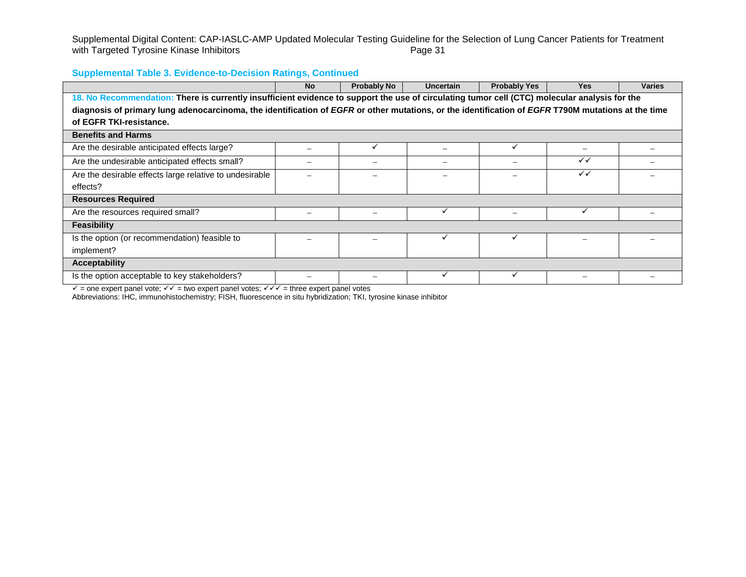### Supplemental Table 3. Evidence-to-Decision Ratings, Continued

| | No | Probably No | Uncertain | Probably Yes | Yes | Varies |
|---|---|---|---|---|---|---|
| **18. No Recommendation: There is currently insufficient evidence to support the use of circulating tumor cell (CTC) molecular analysis for the diagnosis of primary lung adenocarcinoma, the identification of *EGFR* or other mutations, or the identification of *EGFR* T790M mutations at the time of EGFR TKI-resistance.** | | | | | | |
| **Benefits and Harms** | | | | | | |
| Are the desirable anticipated effects large? | – | ✓ | – | ✓ | – | – |
| Are the undesirable anticipated effects small? | – | – | – | – | ✓✓ | – |
| Are the desirable effects large relative to undesirable effects? | – | – | – | – | ✓✓ | – |
| **Resources Required** | | | | | | |
| Are the resources required small? | – | – | ✓ | – | ✓ | – |
| **Feasibility** | | | | | | |
| Is the option (or recommendation) feasible to implement? | – | – | ✓ | ✓ | – | – |
| **Acceptability** | | | | | | |
| Is the option acceptable to key stakeholders? | – | – | ✓ | ✓ | – | – |

✓ = one expert panel vote; ✓✓ = two expert panel votes; ✓✓✓ = three expert panel votes

Abbreviations: IHC, immunohistochemistry; FISH, fluorescence in situ hybridization; TKI, tyrosine kinase inhibitor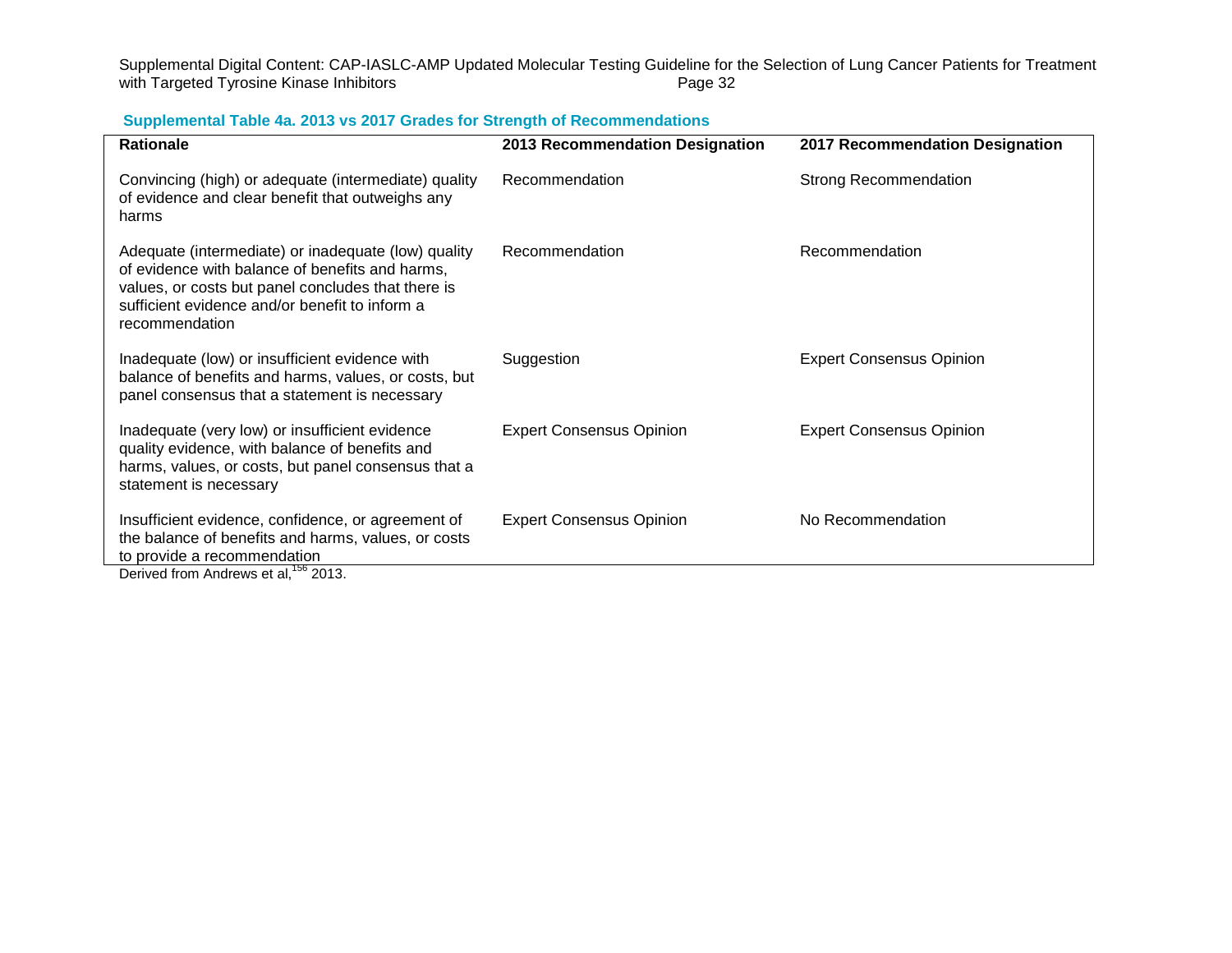**Supplemental Table 4a. 2013 vs 2017 Grades for Strength of Recommendations**

| Rationale | 2013 Recommendation Designation | 2017 Recommendation Designation |
|---|---|---|
| Convincing (high) or adequate (intermediate) quality of evidence and clear benefit that outweighs any harms | Recommendation | Strong Recommendation |
| Adequate (intermediate) or inadequate (low) quality of evidence with balance of benefits and harms, values, or costs but panel concludes that there is sufficient evidence and/or benefit to inform a recommendation | Recommendation | Recommendation |
| Inadequate (low) or insufficient evidence with balance of benefits and harms, values, or costs, but panel consensus that a statement is necessary | Suggestion | Expert Consensus Opinion |
| Inadequate (very low) or insufficient evidence quality evidence, with balance of benefits and harms, values, or costs, but panel consensus that a statement is necessary | Expert Consensus Opinion | Expert Consensus Opinion |
| Insufficient evidence, confidence, or agreement of the balance of benefits and harms, values, or costs to provide a recommendation | Expert Consensus Opinion | No Recommendation |

Derived from Andrews et al,[156] 2013.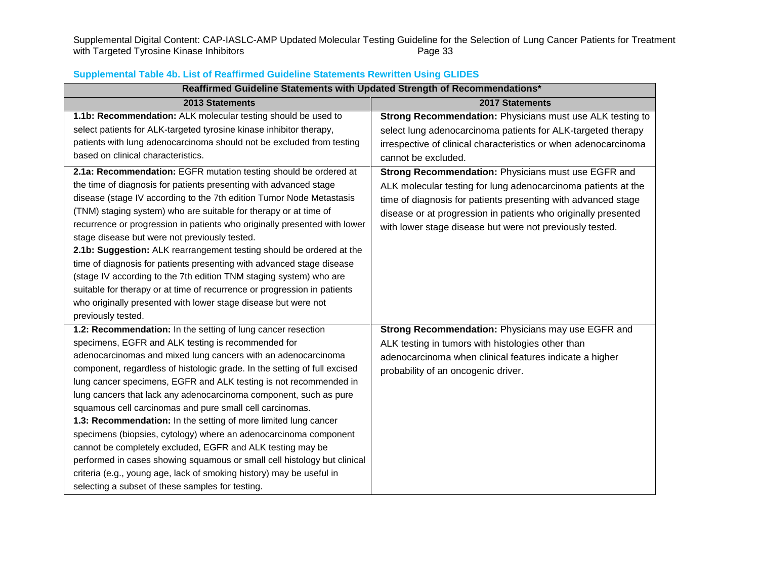**Supplemental Table 4b. List of Reaffirmed Guideline Statements Rewritten Using GLIDES**

| Reaffirmed Guideline Statements with Updated Strength of Recommendations* | |
|---|---|
| **2013 Statements** | **2017 Statements** |
| **1.1b: Recommendation:** ALK molecular testing should be used to select patients for ALK-targeted tyrosine kinase inhibitor therapy, patients with lung adenocarcinoma should not be excluded from testing based on clinical characteristics. | **Strong Recommendation:** Physicians must use ALK testing to select lung adenocarcinoma patients for ALK-targeted therapy irrespective of clinical characteristics or when adenocarcinoma cannot be excluded. |
| **2.1a: Recommendation:** EGFR mutation testing should be ordered at the time of diagnosis for patients presenting with advanced stage disease (stage IV according to the 7th edition Tumor Node Metastasis (TNM) staging system) who are suitable for therapy or at time of recurrence or progression in patients who originally presented with lower stage disease but were not previously tested.<br>**2.1b: Suggestion:** ALK rearrangement testing should be ordered at the time of diagnosis for patients presenting with advanced stage disease (stage IV according to the 7th edition TNM staging system) who are suitable for therapy or at time of recurrence or progression in patients who originally presented with lower stage disease but were not previously tested. | **Strong Recommendation:** Physicians must use EGFR and ALK molecular testing for lung adenocarcinoma patients at the time of diagnosis for patients presenting with advanced stage disease or at progression in patients who originally presented with lower stage disease but were not previously tested. |
| **1.2: Recommendation:** In the setting of lung cancer resection specimens, EGFR and ALK testing is recommended for adenocarcinomas and mixed lung cancers with an adenocarcinoma component, regardless of histologic grade. In the setting of full excised lung cancer specimens, EGFR and ALK testing is not recommended in lung cancers that lack any adenocarcinoma component, such as pure squamous cell carcinomas and pure small cell carcinomas.<br>**1.3: Recommendation:** In the setting of more limited lung cancer specimens (biopsies, cytology) where an adenocarcinoma component cannot be completely excluded, EGFR and ALK testing may be performed in cases showing squamous or small cell histology but clinical criteria (e.g., young age, lack of smoking history) may be useful in selecting a subset of these samples for testing. | **Strong Recommendation:** Physicians may use EGFR and ALK testing in tumors with histologies other than adenocarcinoma when clinical features indicate a higher probability of an oncogenic driver. |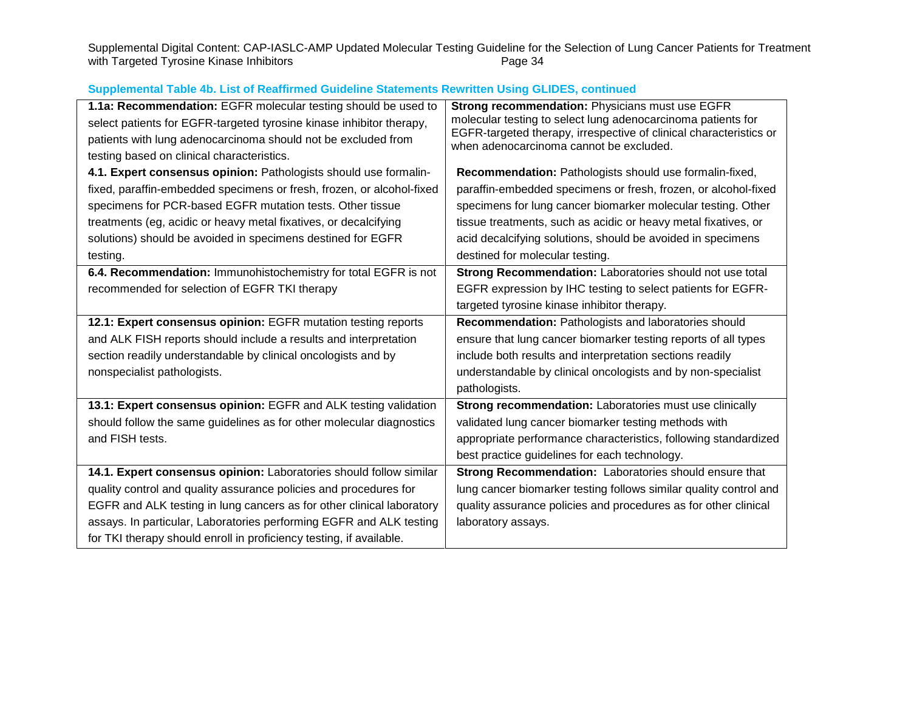**Supplemental Table 4b. List of Reaffirmed Guideline Statements Rewritten Using GLIDES, continued**

| | |
|---|---|
| **1.1a: Recommendation:** EGFR molecular testing should be used to select patients for EGFR-targeted tyrosine kinase inhibitor therapy, patients with lung adenocarcinoma should not be excluded from testing based on clinical characteristics. | **Strong recommendation:** Physicians must use EGFR molecular testing to select lung adenocarcinoma patients for EGFR-targeted therapy, irrespective of clinical characteristics or when adenocarcinoma cannot be excluded. |
| **4.1. Expert consensus opinion:** Pathologists should use formalin-fixed, paraffin-embedded specimens or fresh, frozen, or alcohol-fixed specimens for PCR-based EGFR mutation tests. Other tissue treatments (eg, acidic or heavy metal fixatives, or decalcifying solutions) should be avoided in specimens destined for EGFR testing. | **Recommendation:** Pathologists should use formalin-fixed, paraffin-embedded specimens or fresh, frozen, or alcohol-fixed specimens for lung cancer biomarker molecular testing. Other tissue treatments, such as acidic or heavy metal fixatives, or acid decalcifying solutions, should be avoided in specimens destined for molecular testing. |
| **6.4. Recommendation:** Immunohistochemistry for total EGFR is not recommended for selection of EGFR TKI therapy | **Strong Recommendation:** Laboratories should not use total EGFR expression by IHC testing to select patients for EGFR-targeted tyrosine kinase inhibitor therapy. |
| **12.1: Expert consensus opinion:** EGFR mutation testing reports and ALK FISH reports should include a results and interpretation section readily understandable by clinical oncologists and by nonspecialist pathologists. | **Recommendation:** Pathologists and laboratories should ensure that lung cancer biomarker testing reports of all types include both results and interpretation sections readily understandable by clinical oncologists and by non-specialist pathologists. |
| **13.1: Expert consensus opinion:** EGFR and ALK testing validation should follow the same guidelines as for other molecular diagnostics and FISH tests. | **Strong recommendation:** Laboratories must use clinically validated lung cancer biomarker testing methods with appropriate performance characteristics, following standardized best practice guidelines for each technology. |
| **14.1. Expert consensus opinion:** Laboratories should follow similar quality control and quality assurance policies and procedures for EGFR and ALK testing in lung cancers as for other clinical laboratory assays. In particular, Laboratories performing EGFR and ALK testing for TKI therapy should enroll in proficiency testing, if available. | **Strong Recommendation:** Laboratories should ensure that lung cancer biomarker testing follows similar quality control and quality assurance policies and procedures as for other clinical laboratory assays. |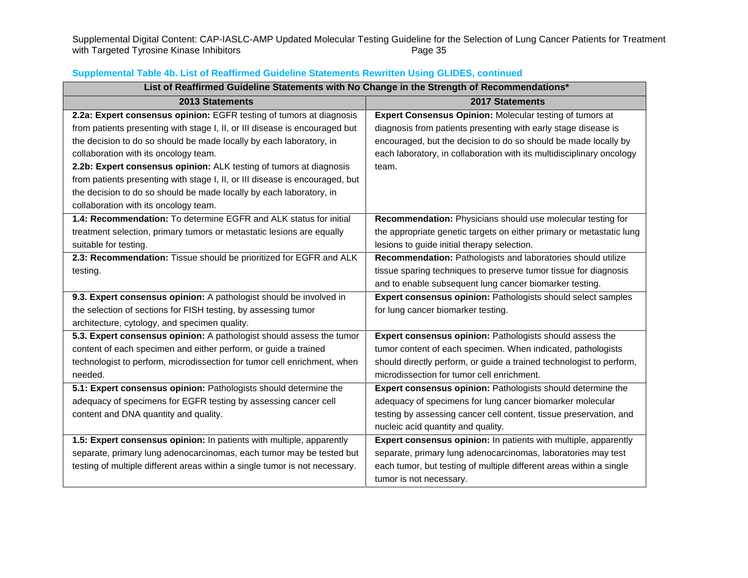**Supplemental Table 4b. List of Reaffirmed Guideline Statements Rewritten Using GLIDES, continued**

| List of Reaffirmed Guideline Statements with No Change in the Strength of Recommendations* | |
|---|---|
| **2013 Statements** | **2017 Statements** |
| **2.2a: Expert consensus opinion:** EGFR testing of tumors at diagnosis from patients presenting with stage I, II, or III disease is encouraged but the decision to do so should be made locally by each laboratory, in collaboration with its oncology team.<br>**2.2b: Expert consensus opinion:** ALK testing of tumors at diagnosis from patients presenting with stage I, II, or III disease is encouraged, but the decision to do so should be made locally by each laboratory, in collaboration with its oncology team. | **Expert Consensus Opinion:** Molecular testing of tumors at diagnosis from patients presenting with early stage disease is encouraged, but the decision to do so should be made locally by each laboratory, in collaboration with its multidisciplinary oncology team. |
| **1.4: Recommendation:** To determine EGFR and ALK status for initial treatment selection, primary tumors or metastatic lesions are equally suitable for testing. | **Recommendation:** Physicians should use molecular testing for the appropriate genetic targets on either primary or metastatic lung lesions to guide initial therapy selection. |
| **2.3: Recommendation:** Tissue should be prioritized for EGFR and ALK testing. | **Recommendation:** Pathologists and laboratories should utilize tissue sparing techniques to preserve tumor tissue for diagnosis and to enable subsequent lung cancer biomarker testing. |
| **9.3. Expert consensus opinion:** A pathologist should be involved in the selection of sections for FISH testing, by assessing tumor architecture, cytology, and specimen quality. | **Expert consensus opinion:** Pathologists should select samples for lung cancer biomarker testing. |
| **5.3. Expert consensus opinion:** A pathologist should assess the tumor content of each specimen and either perform, or guide a trained technologist to perform, microdissection for tumor cell enrichment, when needed. | **Expert consensus opinion:** Pathologists should assess the tumor content of each specimen. When indicated, pathologists should directly perform, or guide a trained technologist to perform, microdissection for tumor cell enrichment. |
| **5.1: Expert consensus opinion:** Pathologists should determine the adequacy of specimens for EGFR testing by assessing cancer cell content and DNA quantity and quality. | **Expert consensus opinion:** Pathologists should determine the adequacy of specimens for lung cancer biomarker molecular testing by assessing cancer cell content, tissue preservation, and nucleic acid quantity and quality. |
| **1.5: Expert consensus opinion:** In patients with multiple, apparently separate, primary lung adenocarcinomas, each tumor may be tested but testing of multiple different areas within a single tumor is not necessary. | **Expert consensus opinion:** In patients with multiple, apparently separate, primary lung adenocarcinomas, laboratories may test each tumor, but testing of multiple different areas within a single tumor is not necessary. |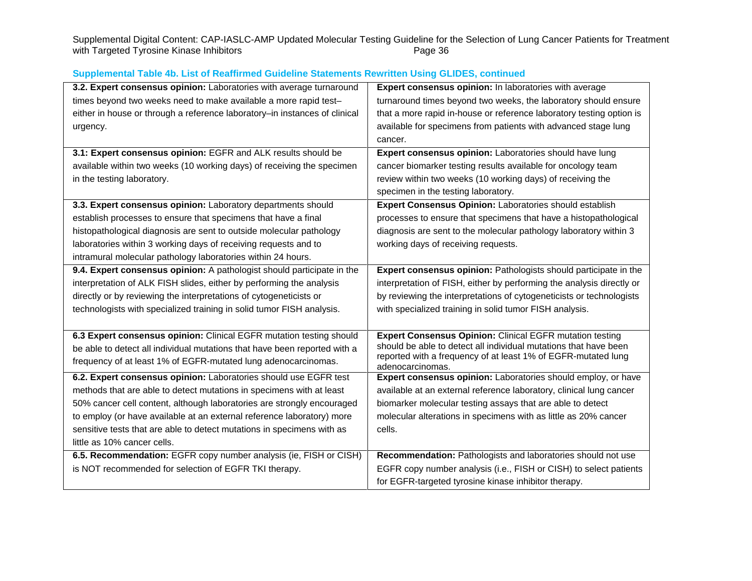### Supplemental Table 4b. List of Reaffirmed Guideline Statements Rewritten Using GLIDES, continued

| | |
|---|---|
| **3.2. Expert consensus opinion:** Laboratories with average turnaround times beyond two weeks need to make available a more rapid test–either in house or through a reference laboratory–in instances of clinical urgency. | **Expert consensus opinion:** In laboratories with average turnaround times beyond two weeks, the laboratory should ensure that a more rapid in-house or reference laboratory testing option is available for specimens from patients with advanced stage lung cancer. |
| **3.1: Expert consensus opinion:** EGFR and ALK results should be available within two weeks (10 working days) of receiving the specimen in the testing laboratory. | **Expert consensus opinion:** Laboratories should have lung cancer biomarker testing results available for oncology team review within two weeks (10 working days) of receiving the specimen in the testing laboratory. |
| **3.3. Expert consensus opinion:** Laboratory departments should establish processes to ensure that specimens that have a final histopathological diagnosis are sent to outside molecular pathology laboratories within 3 working days of receiving requests and to intramural molecular pathology laboratories within 24 hours. | **Expert Consensus Opinion:** Laboratories should establish processes to ensure that specimens that have a histopathological diagnosis are sent to the molecular pathology laboratory within 3 working days of receiving requests. |
| **9.4. Expert consensus opinion:** A pathologist should participate in the interpretation of ALK FISH slides, either by performing the analysis directly or by reviewing the interpretations of cytogeneticists or technologists with specialized training in solid tumor FISH analysis. | **Expert consensus opinion:** Pathologists should participate in the interpretation of FISH, either by performing the analysis directly or by reviewing the interpretations of cytogeneticists or technologists with specialized training in solid tumor FISH analysis. |
| **6.3 Expert consensus opinion:** Clinical EGFR mutation testing should be able to detect all individual mutations that have been reported with a frequency of at least 1% of EGFR-mutated lung adenocarcinomas. | **Expert Consensus Opinion:** Clinical EGFR mutation testing should be able to detect all individual mutations that have been reported with a frequency of at least 1% of EGFR-mutated lung adenocarcinomas. |
| **6.2. Expert consensus opinion:** Laboratories should use EGFR test methods that are able to detect mutations in specimens with at least 50% cancer cell content, although laboratories are strongly encouraged to employ (or have available at an external reference laboratory) more sensitive tests that are able to detect mutations in specimens with as little as 10% cancer cells. | **Expert consensus opinion:** Laboratories should employ, or have available at an external reference laboratory, clinical lung cancer biomarker molecular testing assays that are able to detect molecular alterations in specimens with as little as 20% cancer cells. |
| **6.5. Recommendation:** EGFR copy number analysis (ie, FISH or CISH) is NOT recommended for selection of EGFR TKI therapy. | **Recommendation:** Pathologists and laboratories should not use EGFR copy number analysis (i.e., FISH or CISH) to select patients for EGFR-targeted tyrosine kinase inhibitor therapy. |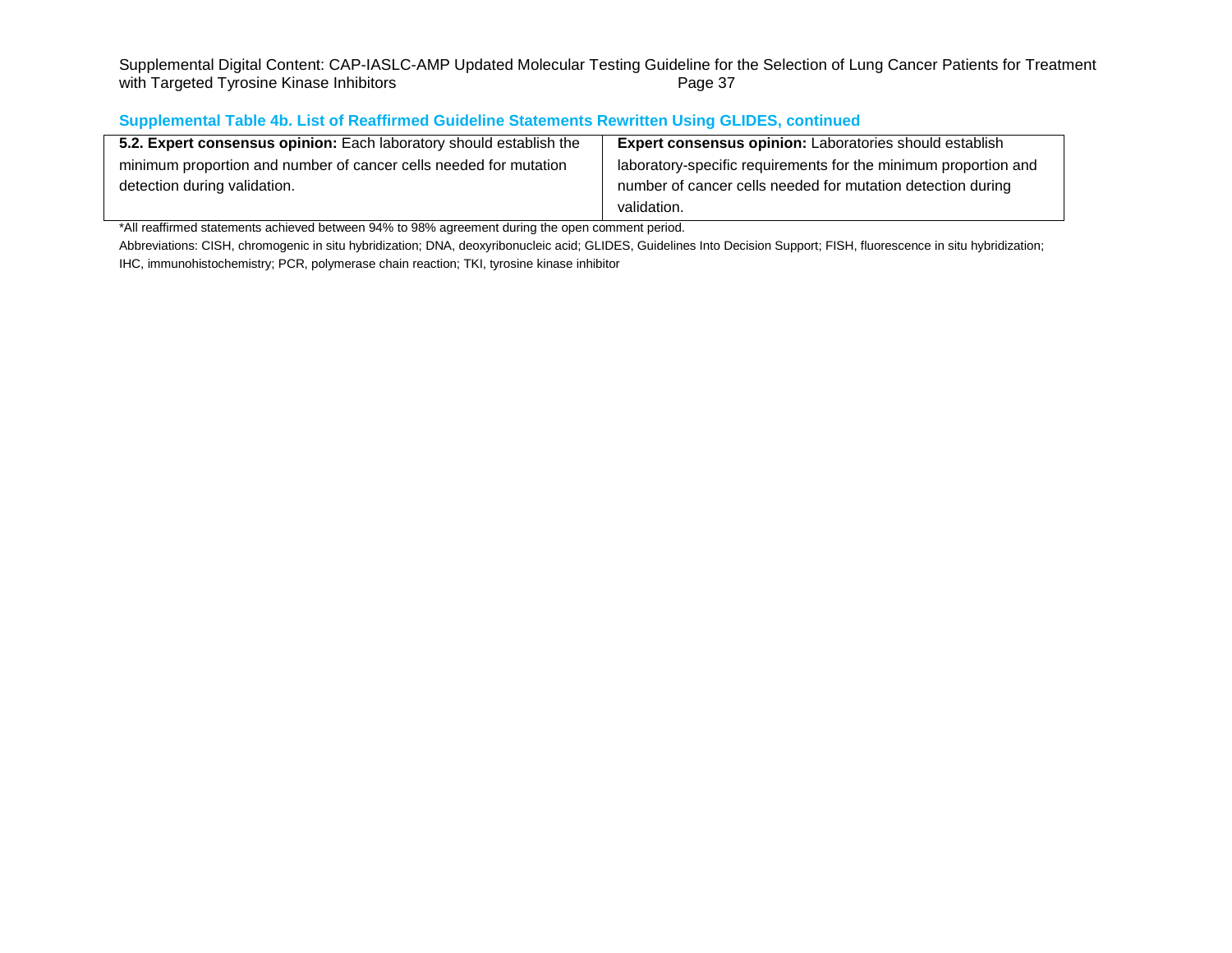**Supplemental Table 4b. List of Reaffirmed Guideline Statements Rewritten Using GLIDES, continued**

| | |
|---|---|
| **5.2. Expert consensus opinion:** Each laboratory should establish the minimum proportion and number of cancer cells needed for mutation detection during validation. | **Expert consensus opinion:** Laboratories should establish laboratory-specific requirements for the minimum proportion and number of cancer cells needed for mutation detection during validation. |

*All reaffirmed statements achieved between 94% to 98% agreement during the open comment period.

Abbreviations: CISH, chromogenic in situ hybridization; DNA, deoxyribonucleic acid; GLIDES, Guidelines Into Decision Support; FISH, fluorescence in situ hybridization; IHC, immunohistochemistry; PCR, polymerase chain reaction; TKI, tyrosine kinase inhibitor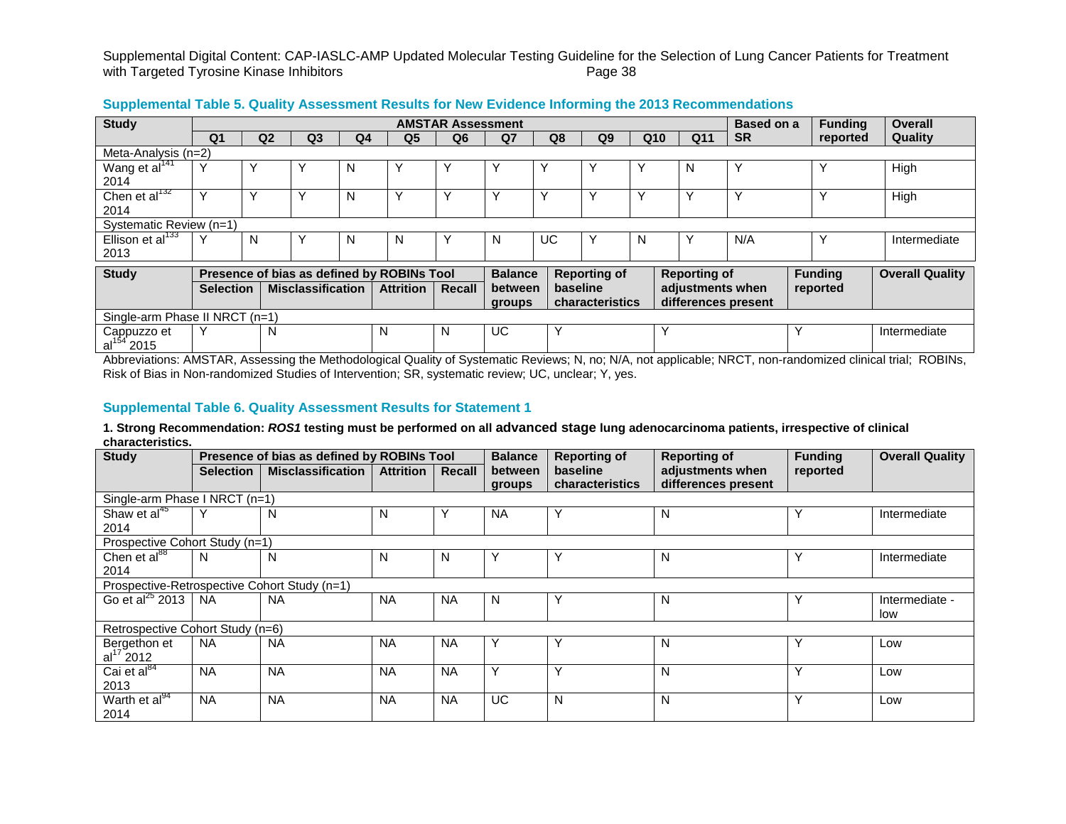## Supplemental Table 5. Quality Assessment Results for New Evidence Informing the 2013 Recommendations

| Study | AMSTAR Assessment | | | | | | | | | | | Based on a SR | Funding reported | Overall Quality |
|---|---|---|---|---|---|---|---|---|---|---|---|---|---|---|
| | Q1 | Q2 | Q3 | Q4 | Q5 | Q6 | Q7 | Q8 | Q9 | Q10 | Q11 | | | |
| Meta-Analysis (n=2) | | | | | | | | | | | | | | |
| Wang et al[141] 2014 | Y | Y | Y | N | Y | Y | Y | Y | Y | Y | N | Y | Y | High |
| Chen et al[132] 2014 | Y | Y | Y | N | Y | Y | Y | Y | Y | Y | Y | Y | Y | High |
| Systematic Review (n=1) | | | | | | | | | | | | | | |
| Ellison et al[133] 2013 | Y | N | Y | N | N | Y | N | UC | Y | N | Y | N/A | Y | Intermediate |

| Study | Presence of bias as defined by ROBINs Tool | | | | Balance between groups | Reporting of baseline characteristics | Reporting of adjustments when differences present | Funding reported | Overall Quality |
|---|---|---|---|---|---|---|---|---|---|
| | Selection | Misclassification | Attrition | Recall | | | | | |
| Single-arm Phase II NRCT (n=1) | | | | | | | | | |
| Cappuzzo et al[154] 2015 | Y | N | N | N | UC | Y | Y | Y | Intermediate |

Abbreviations: AMSTAR, Assessing the Methodological Quality of Systematic Reviews; N, no; N/A, not applicable; NRCT, non-randomized clinical trial; ROBINs, Risk of Bias in Non-randomized Studies of Intervention; SR, systematic review; UC, unclear; Y, yes.

## Supplemental Table 6. Quality Assessment Results for Statement 1

**1. Strong Recommendation: *ROS1* testing must be performed on all advanced stage lung adenocarcinoma patients, irrespective of clinical characteristics.**

| Study | Presence of bias as defined by ROBINs Tool | | | | Balance between groups | Reporting of baseline characteristics | Reporting of adjustments when differences present | Funding reported | Overall Quality |
|---|---|---|---|---|---|---|---|---|---|
| | Selection | Misclassification | Attrition | Recall | | | | | |
| Single-arm Phase I NRCT (n=1) | | | | | | | | | |
| Shaw et al[45] 2014 | Y | N | N | Y | NA | Y | N | Y | Intermediate |
| Prospective Cohort Study (n=1) | | | | | | | | | |
| Chen et al[88] 2014 | N | N | N | N | Y | Y | N | Y | Intermediate |
| Prospective-Retrospective Cohort Study (n=1) | | | | | | | | | |
| Go et al[25] 2013 | NA | NA | NA | NA | N | Y | N | Y | Intermediate - low |
| Retrospective Cohort Study (n=6) | | | | | | | | | |
| Bergethon et al[17] 2012 | NA | NA | NA | NA | Y | Y | N | Y | Low |
| Cai et al[84] 2013 | NA | NA | NA | NA | Y | Y | N | Y | Low |
| Warth et al[94] 2014 | NA | NA | NA | NA | UC | N | N | Y | Low |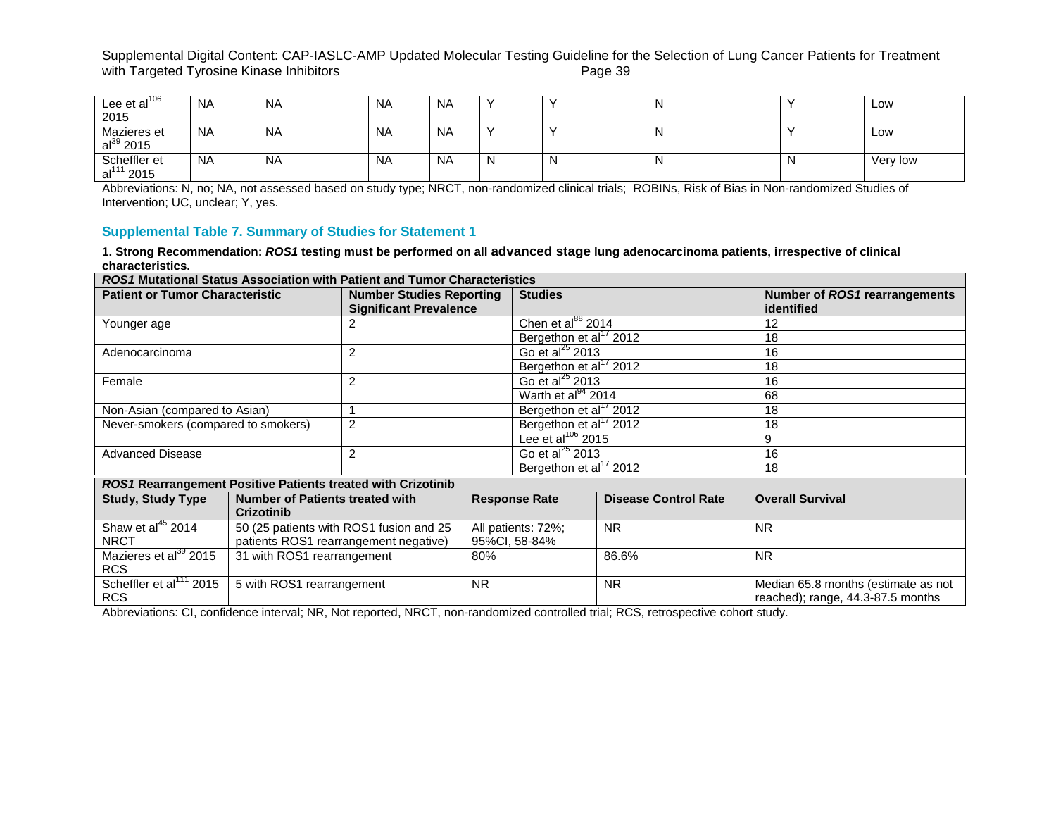| Lee et al[106] 2015 | NA | NA | NA | NA | Y | Y | N | Y | Low |
|---|---|---|---|---|---|---|---|---|---|
| Mazieres et al[39] 2015 | NA | NA | NA | NA | Y | Y | N | Y | Low |
| Scheffler et al[111] 2015 | NA | NA | NA | NA | N | N | N | N | Very low |

Abbreviations: N, no; NA, not assessed based on study type; NRCT, non-randomized clinical trials; ROBINs, Risk of Bias in Non-randomized Studies of Intervention; UC, unclear; Y, yes.

## Supplemental Table 7. Summary of Studies for Statement 1

**1. Strong Recommendation: *ROS1* testing must be performed on all advanced stage lung adenocarcinoma patients, irrespective of clinical characteristics.**

| ***ROS1* Mutational Status Association with Patient and Tumor Characteristics** | | | |
|---|---|---|---|
| **Patient or Tumor Characteristic** | **Number Studies Reporting Significant Prevalence** | **Studies** | **Number of *ROS1* rearrangements identified** |
| Younger age | 2 | Chen et al[88] 2014 | 12 |
| | | Bergethon et al[17] 2012 | 18 |
| Adenocarcinoma | 2 | Go et al[25] 2013 | 16 |
| | | Bergethon et al[17] 2012 | 18 |
| Female | 2 | Go et al[25] 2013 | 16 |
| | | Warth et al[94] 2014 | 68 |
| Non-Asian (compared to Asian) | 1 | Bergethon et al[17] 2012 | 18 |
| Never-smokers (compared to smokers) | 2 | Bergethon et al[17] 2012 | 18 |
| | | Lee et al[106] 2015 | 9 |
| Advanced Disease | 2 | Go et al[25] 2013 | 16 |
| | | Bergethon et al[17] 2012 | 18 |

| ***ROS1* Rearrangement Positive Patients treated with Crizotinib** | | | | |
|---|---|---|---|---|
| **Study, Study Type** | **Number of Patients treated with Crizotinib** | **Response Rate** | **Disease Control Rate** | **Overall Survival** |
| Shaw et al[45] 2014 NRCT | 50 (25 patients with ROS1 fusion and 25 patients ROS1 rearrangement negative) | All patients: 72%; 95%CI, 58-84% | NR | NR |
| Mazieres et al[39] 2015 RCS | 31 with ROS1 rearrangement | 80% | 86.6% | NR |
| Scheffler et al[111] 2015 RCS | 5 with ROS1 rearrangement | NR | NR | Median 65.8 months (estimate as not reached); range, 44.3-87.5 months |

Abbreviations: CI, confidence interval; NR, Not reported, NRCT, non-randomized controlled trial; RCS, retrospective cohort study.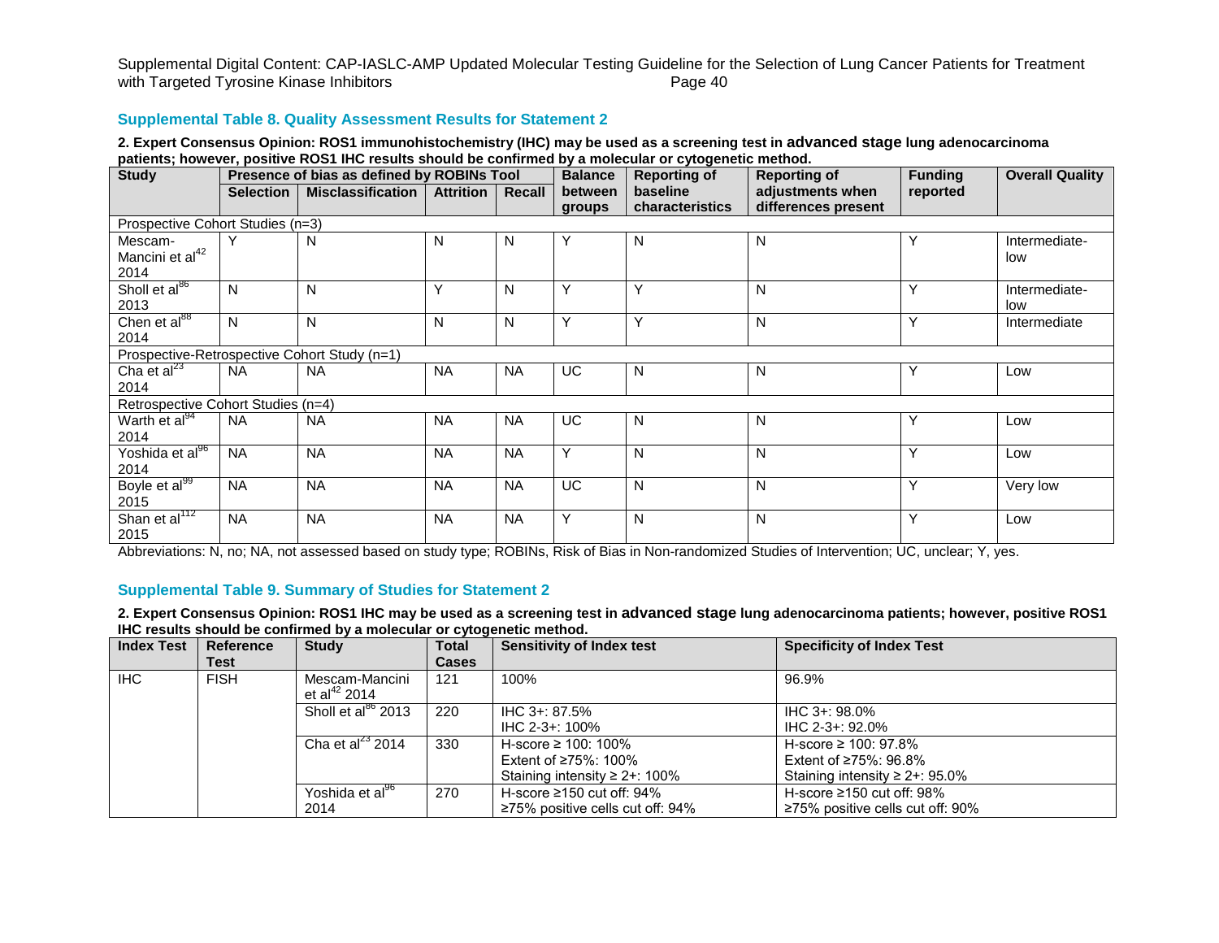## Supplemental Table 8. Quality Assessment Results for Statement 2

**2. Expert Consensus Opinion: ROS1 immunohistochemistry (IHC) may be used as a screening test in advanced stage lung adenocarcinoma patients; however, positive ROS1 IHC results should be confirmed by a molecular or cytogenetic method.**

| Study | Presence of bias as defined by ROBINs Tool | | | | Balance between groups | Reporting of baseline characteristics | Reporting of adjustments when differences present | Funding reported | Overall Quality |
|---|---|---|---|---|---|---|---|---|---|
| | Selection | Misclassification | Attrition | Recall | | | | | |
| Prospective Cohort Studies (n=3) | | | | | | | | | |
| Mescam-Mancini et al[42] 2014 | Y | N | N | N | Y | N | N | Y | Intermediate-low |
| Sholl et al[86] 2013 | N | N | Y | N | Y | Y | N | Y | Intermediate-low |
| Chen et al[88] 2014 | N | N | N | N | Y | Y | N | Y | Intermediate |
| Prospective-Retrospective Cohort Study (n=1) | | | | | | | | | |
| Cha et al[23] 2014 | NA | NA | NA | NA | UC | N | N | Y | Low |
| Retrospective Cohort Studies (n=4) | | | | | | | | | |
| Warth et al[94] 2014 | NA | NA | NA | NA | UC | N | N | Y | Low |
| Yoshida et al[96] 2014 | NA | NA | NA | NA | Y | N | N | Y | Low |
| Boyle et al[99] 2015 | NA | NA | NA | NA | UC | N | N | Y | Very low |
| Shan et al[112] 2015 | NA | NA | NA | NA | Y | N | N | Y | Low |

Abbreviations: N, no; NA, not assessed based on study type; ROBINs, Risk of Bias in Non-randomized Studies of Intervention; UC, unclear; Y, yes.

## Supplemental Table 9. Summary of Studies for Statement 2

**2. Expert Consensus Opinion: ROS1 IHC may be used as a screening test in advanced stage lung adenocarcinoma patients; however, positive ROS1 IHC results should be confirmed by a molecular or cytogenetic method.**

| Index Test | Reference Test | Study | Total Cases | Sensitivity of Index test | Specificity of Index Test |
|---|---|---|---|---|---|
| IHC | FISH | Mescam-Mancini et al[42] 2014 | 121 | 100% | 96.9% |
| | | Sholl et al[86] 2013 | 220 | IHC 3+: 87.5%<br>IHC 2-3+: 100% | IHC 3+: 98.0%<br>IHC 2-3+: 92.0% |
| | | Cha et al[23] 2014 | 330 | H-score ≥ 100: 100%<br>Extent of ≥75%: 100%<br>Staining intensity ≥ 2+: 100% | H-score ≥ 100: 97.8%<br>Extent of ≥75%: 96.8%<br>Staining intensity ≥ 2+: 95.0% |
| | | Yoshida et al[96] 2014 | 270 | H-score ≥150 cut off: 94%<br>≥75% positive cells cut off: 94% | H-score ≥150 cut off: 98%<br>≥75% positive cells cut off: 90% |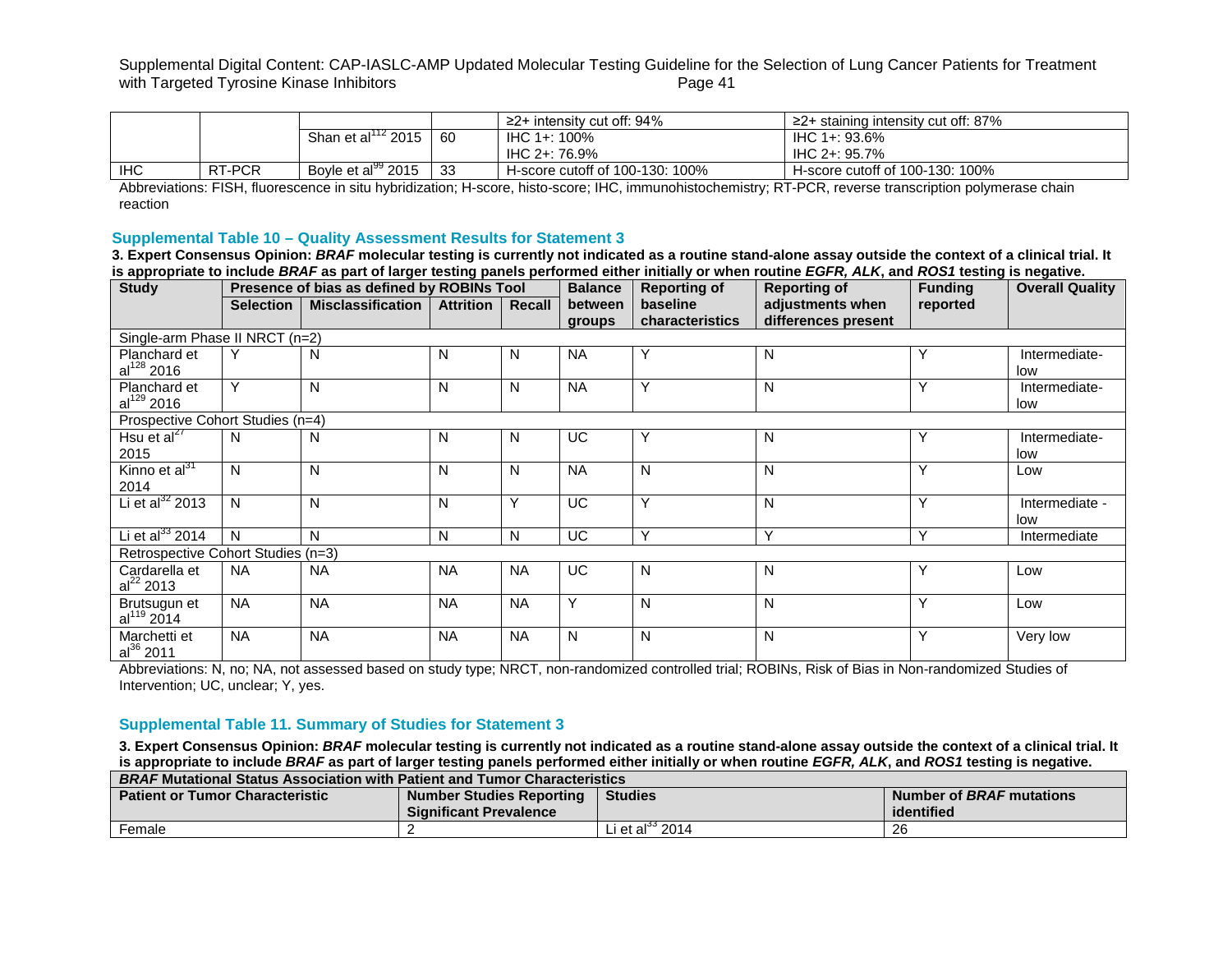|  |  |  |  | ≥2+ intensity cut off: 94% | ≥2+ staining intensity cut off: 87% |
|---|---|---|---|---|---|
|  |  | Shan et al[112] 2015 | 60 | IHC 1+: 100%<br>IHC 2+: 76.9% | IHC 1+: 93.6%<br>IHC 2+: 95.7% |
| IHC | RT-PCR | Boyle et al[99] 2015 | 33 | H-score cutoff of 100-130: 100% | H-score cutoff of 100-130: 100% |

Abbreviations: FISH, fluorescence in situ hybridization; H-score, histo-score; IHC, immunohistochemistry; RT-PCR, reverse transcription polymerase chain reaction

### Supplemental Table 10 – Quality Assessment Results for Statement 3

**3. Expert Consensus Opinion: *BRAF* molecular testing is currently not indicated as a routine stand-alone assay outside the context of a clinical trial. It is appropriate to include *BRAF* as part of larger testing panels performed either initially or when routine *EGFR, ALK*, and *ROS1* testing is negative.**

| Study | Presence of bias as defined by ROBINs Tool | | | | Balance between groups | Reporting of baseline characteristics | Reporting of adjustments when differences present | Funding reported | Overall Quality |
|---|---|---|---|---|---|---|---|---|---|
| | Selection | Misclassification | Attrition | Recall | | | | | |
| Single-arm Phase II NRCT (n=2) | | | | | | | | | |
| Planchard et al[128] 2016 | Y | N | N | N | NA | Y | N | Y | Intermediate-low |
| Planchard et al[129] 2016 | Y | N | N | N | NA | Y | N | Y | Intermediate-low |
| Prospective Cohort Studies (n=4) | | | | | | | | | |
| Hsu et al[27] 2015 | N | N | N | N | UC | Y | N | Y | Intermediate-low |
| Kinno et al[31] 2014 | N | N | N | N | NA | N | N | Y | Low |
| Li et al[32] 2013 | N | N | N | Y | UC | Y | N | Y | Intermediate -low |
| Li et al[33] 2014 | N | N | N | N | UC | Y | Y | Y | Intermediate |
| Retrospective Cohort Studies (n=3) | | | | | | | | | |
| Cardarella et al[22] 2013 | NA | NA | NA | NA | UC | N | N | Y | Low |
| Brutsugun et al[119] 2014 | NA | NA | NA | NA | Y | N | N | Y | Low |
| Marchetti et al[36] 2011 | NA | NA | NA | NA | N | N | N | Y | Very low |

Abbreviations: N, no; NA, not assessed based on study type; NRCT, non-randomized controlled trial; ROBINs, Risk of Bias in Non-randomized Studies of Intervention; UC, unclear; Y, yes.

### Supplemental Table 11. Summary of Studies for Statement 3

**3. Expert Consensus Opinion: *BRAF* molecular testing is currently not indicated as a routine stand-alone assay outside the context of a clinical trial. It is appropriate to include *BRAF* as part of larger testing panels performed either initially or when routine *EGFR, ALK*, and *ROS1* testing is negative.**

| ***BRAF* Mutational Status Association with Patient and Tumor Characteristics** | | | |
|---|---|---|---|
| **Patient or Tumor Characteristic** | **Number Studies Reporting Significant Prevalence** | **Studies** | **Number of *BRAF* mutations identified** |
| Female | 2 | Li et al[33] 2014 | 26 |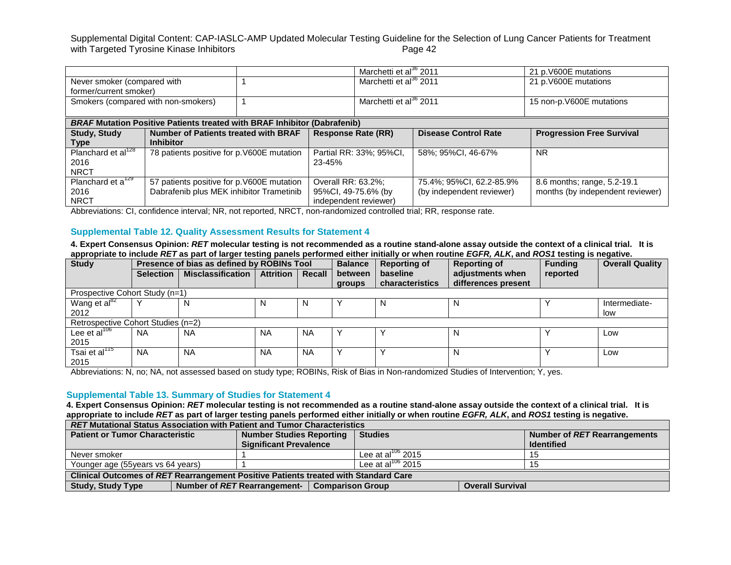| | | | |
|---|---|---|---|
| | | Marchetti et al[36] 2011 | 21 p.V600E mutations |
| Never smoker (compared with former/current smoker) | 1 | Marchetti et al[36] 2011 | 21 p.V600E mutations |
| Smokers (compared with non-smokers) | 1 | Marchetti et al[36] 2011 | 15 non-p.V600E mutations |

| ***BRAF* Mutation Positive Patients treated with BRAF Inhibitor (Dabrafenib)** | | | | |
|---|---|---|---|---|
| **Study, Study Type** | **Number of Patients treated with BRAF Inhibitor** | **Response Rate (RR)** | **Disease Control Rate** | **Progression Free Survival** |
| Planchard et al[128] 2016 NRCT | 78 patients positive for p.V600E mutation | Partial RR: 33%; 95%CI, 23-45% | 58%; 95%CI, 46-67% | NR |
| Planchard et a[129] 2016 NRCT | 57 patients positive for p.V600E mutation Dabrafenib plus MEK inhibitor Trametinib | Overall RR: 63.2%; 95%CI, 49-75.6% (by independent reviewer) | 75.4%; 95%CI, 62.2-85.9% (by independent reviewer) | 8.6 months; range, 5.2-19.1 months (by independent reviewer) |

Abbreviations: CI, confidence interval; NR, not reported, NRCT, non-randomized controlled trial; RR, response rate.

### Supplemental Table 12. Quality Assessment Results for Statement 4

**4. Expert Consensus Opinion: *RET* molecular testing is not recommended as a routine stand-alone assay outside the context of a clinical trial. It is appropriate to include *RET* as part of larger testing panels performed either initially or when routine *EGFR, ALK*, and *ROS1* testing is negative.**

| **Study** | **Presence of bias as defined by ROBINs Tool** | | | | **Balance between groups** | **Reporting of baseline characteristics** | **Reporting of adjustments when differences present** | **Funding reported** | **Overall Quality** |
|---|---|---|---|---|---|---|---|---|---|
| | **Selection** | **Misclassification** | **Attrition** | **Recall** | | | | | |
| Prospective Cohort Study (n=1) | | | | | | | | | |
| Wang et al[82] 2012 | Y | N | N | N | Y | N | N | Y | Intermediate-low |
| Retrospective Cohort Studies (n=2) | | | | | | | | | |
| Lee et al[106] 2015 | NA | NA | NA | NA | Y | Y | N | Y | Low |
| Tsai et al[115] 2015 | NA | NA | NA | NA | Y | Y | N | Y | Low |

Abbreviations: N, no; NA, not assessed based on study type; ROBINs, Risk of Bias in Non-randomized Studies of Intervention; Y, yes.

### Supplemental Table 13. Summary of Studies for Statement 4

**4. Expert Consensus Opinion: *RET* molecular testing is not recommended as a routine stand-alone assay outside the context of a clinical trial. It is appropriate to include *RET* as part of larger testing panels performed either initially or when routine *EGFR, ALK*, and *ROS1* testing is negative.**

| ***RET* Mutational Status Association with Patient and Tumor Characteristics** | | | |
|---|---|---|---|
| **Patient or Tumor Characteristic** | **Number Studies Reporting Significant Prevalence** | **Studies** | **Number of *RET* Rearrangements Identified** |
| Never smoker | 1 | Lee at al[106] 2015 | 15 |
| Younger age (55years vs 64 years) | 1 | Lee at al[106] 2015 | 15 |

| **Clinical Outcomes of *RET* Rearrangement Positive Patients treated with Standard Care** | | | |
|---|---|---|---|
| **Study, Study Type** | **Number of *RET* Rearrangement-** | **Comparison Group** | **Overall Survival** |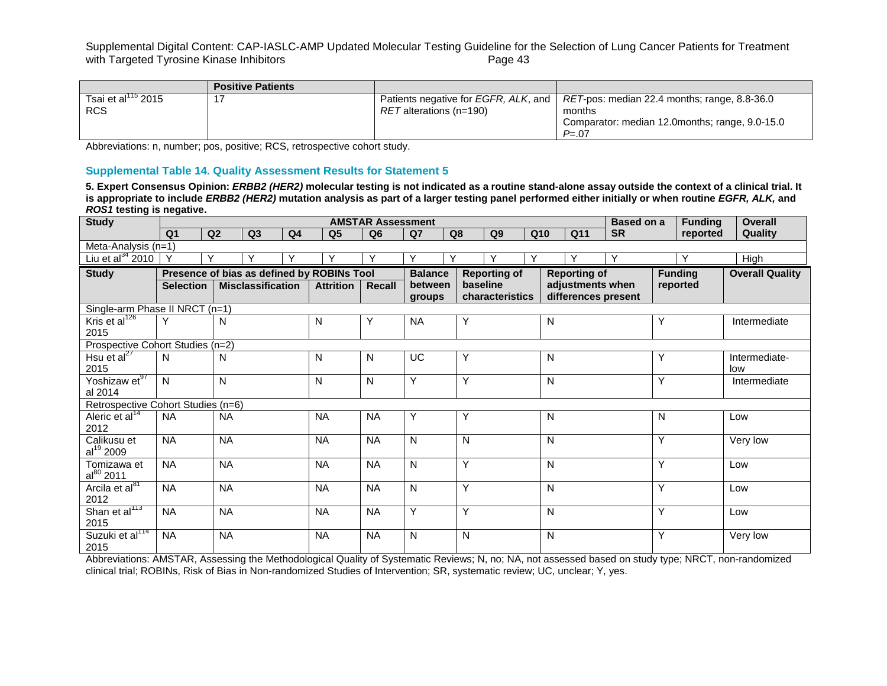| | Positive Patients | | |
|---|---|---|---|
| Tsai et al[115] 2015 RCS | 17 | Patients negative for *EGFR*, *ALK*, and *RET* alterations (n=190) | *RET*-pos: median 22.4 months; range, 8.8-36.0 months<br>Comparator: median 12.0months; range, 9.0-15.0<br>*P*=.07 |

Abbreviations: n, number; pos, positive; RCS, retrospective cohort study.

### Supplemental Table 14. Quality Assessment Results for Statement 5

**5. Expert Consensus Opinion: *ERBB2 (HER2)* molecular testing is not indicated as a routine stand-alone assay outside the context of a clinical trial. It is appropriate to include *ERBB2 (HER2)* mutation analysis as part of a larger testing panel performed either initially or when routine *EGFR, ALK,* and *ROS1* testing is negative.**

| Study | AMSTAR Assessment | | | | | | | | | | | Based on a SR | Funding reported | Overall Quality |
|---|---|---|---|---|---|---|---|---|---|---|---|---|---|---|
| | Q1 | Q2 | Q3 | Q4 | Q5 | Q6 | Q7 | Q8 | Q9 | Q10 | Q11 | | | |
| Meta-Analysis (n=1) | | | | | | | | | | | | | | |
| Liu et al[34] 2010 | Y | Y | Y | Y | Y | Y | Y | Y | Y | Y | Y | Y | Y | High |

| Study | Presence of bias as defined by ROBINs Tool | | | | Balance between groups | Reporting of baseline characteristics | Reporting of adjustments when differences present | Funding reported | Overall Quality |
|---|---|---|---|---|---|---|---|---|---|
| | Selection | Misclassification | Attrition | Recall | | | | | |
| Single-arm Phase II NRCT (n=1) | | | | | | | | | |
| Kris et al[126] 2015 | Y | N | N | Y | NA | Y | N | Y | Intermediate |
| Prospective Cohort Studies (n=2) | | | | | | | | | |
| Hsu et al[27] 2015 | N | N | N | N | UC | Y | N | Y | Intermediate-low |
| Yoshizaw et al[97] 2014 | N | N | N | N | Y | Y | N | Y | Intermediate |
| Retrospective Cohort Studies (n=6) | | | | | | | | | |
| Aleric et al[14] 2012 | NA | NA | NA | NA | Y | Y | N | N | Low |
| Calikusu et al[19] 2009 | NA | NA | NA | NA | N | N | N | Y | Very low |
| Tomizawa et al[80] 2011 | NA | NA | NA | NA | N | Y | N | Y | Low |
| Arcila et al[81] 2012 | NA | NA | NA | NA | N | Y | N | Y | Low |
| Shan et al[113] 2015 | NA | NA | NA | NA | Y | Y | N | Y | Low |
| Suzuki et al[114] 2015 | NA | NA | NA | NA | N | N | N | Y | Very low |

Abbreviations: AMSTAR, Assessing the Methodological Quality of Systematic Reviews; N, no; NA, not assessed based on study type; NRCT, non-randomized clinical trial; ROBINs, Risk of Bias in Non-randomized Studies of Intervention; SR, systematic review; UC, unclear; Y, yes.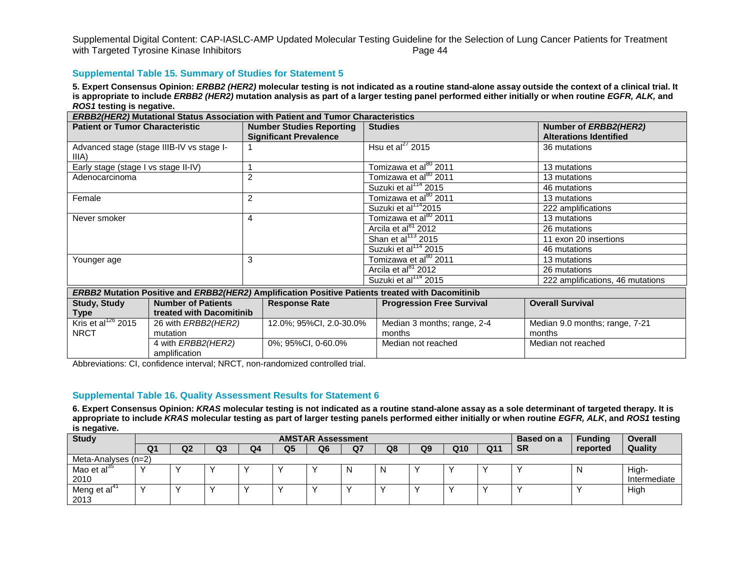## Supplemental Table 15. Summary of Studies for Statement 5

**5. Expert Consensus Opinion: *ERBB2 (HER2)* molecular testing is not indicated as a routine stand-alone assay outside the context of a clinical trial. It is appropriate to include *ERBB2 (HER2)* mutation analysis as part of a larger testing panel performed either initially or when routine *EGFR, ALK,* and *ROS1* testing is negative.**

| ***ERBB2(HER2)* Mutational Status Association with Patient and Tumor Characteristics** | | | |
|---|---|---|---|
| **Patient or Tumor Characteristic** | **Number Studies Reporting Significant Prevalence** | **Studies** | **Number of *ERBB2(HER2)* Alterations Identified** |
| Advanced stage (stage IIIB-IV vs stage I-IIIA) | 1 | Hsu et al[27] 2015 | 36 mutations |
| Early stage (stage I vs stage II-IV) | 1 | Tomizawa et al[80] 2011 | 13 mutations |
| Adenocarcinoma | 2 | Tomizawa et al[80] 2011 | 13 mutations |
| | | Suzuki et al[114] 2015 | 46 mutations |
| Female | 2 | Tomizawa et al[80] 2011 | 13 mutations |
| | | Suzuki et al[114] 2015 | 222 amplifications |
| Never smoker | 4 | Tomizawa et al[80] 2011 | 13 mutations |
| | | Arcila et al[81] 2012 | 26 mutations |
| | | Shan et al[113] 2015 | 11 exon 20 insertions |
| | | Suzuki et al[114] 2015 | 46 mutations |
| Younger age | 3 | Tomizawa et al[80] 2011 | 13 mutations |
| | | Arcila et al[81] 2012 | 26 mutations |
| | | Suzuki et al[114] 2015 | 222 amplifications, 46 mutations |

| ***ERBB2* Mutation Positive and *ERBB2(HER2)* Amplification Positive Patients treated with Dacomitinib** | | | | |
|---|---|---|---|---|
| **Study, Study Type** | **Number of Patients treated with Dacomitinib** | **Response Rate** | **Progression Free Survival** | **Overall Survival** |
| Kris et al[126] 2015 NRCT | 26 with *ERBB2(HER2)* mutation | 12.0%; 95%CI, 2.0-30.0% | Median 3 months; range, 2-4 months | Median 9.0 months; range, 7-21 months |
| | 4 with *ERBB2(HER2)* amplification | 0%; 95%CI, 0-60.0% | Median not reached | Median not reached |

Abbreviations: CI, confidence interval; NRCT, non-randomized controlled trial.

## Supplemental Table 16. Quality Assessment Results for Statement 6

**6. Expert Consensus Opinion: *KRAS* molecular testing is not indicated as a routine stand-alone assay as a sole determinant of targeted therapy. It is appropriate to include *KRAS* molecular testing as part of larger testing panels performed either initially or when routine *EGFR, ALK*, and *ROS1* testing is negative.**

| Study | AMSTAR Assessment | | | | | | | | | | | Based on a SR | Funding reported | Overall Quality |
|---|---|---|---|---|---|---|---|---|---|---|---|---|---|---|
| | Q1 | Q2 | Q3 | Q4 | Q5 | Q6 | Q7 | Q8 | Q9 | Q10 | Q11 | | | |
| Meta-Analyses (n=2) | | | | | | | | | | | | | | |
| Mao et al[35] 2010 | Y | Y | Y | Y | Y | Y | N | N | Y | Y | Y | Y | N | High-Intermediate |
| Meng et al[41] 2013 | Y | Y | Y | Y | Y | Y | Y | Y | Y | Y | Y | Y | Y | High |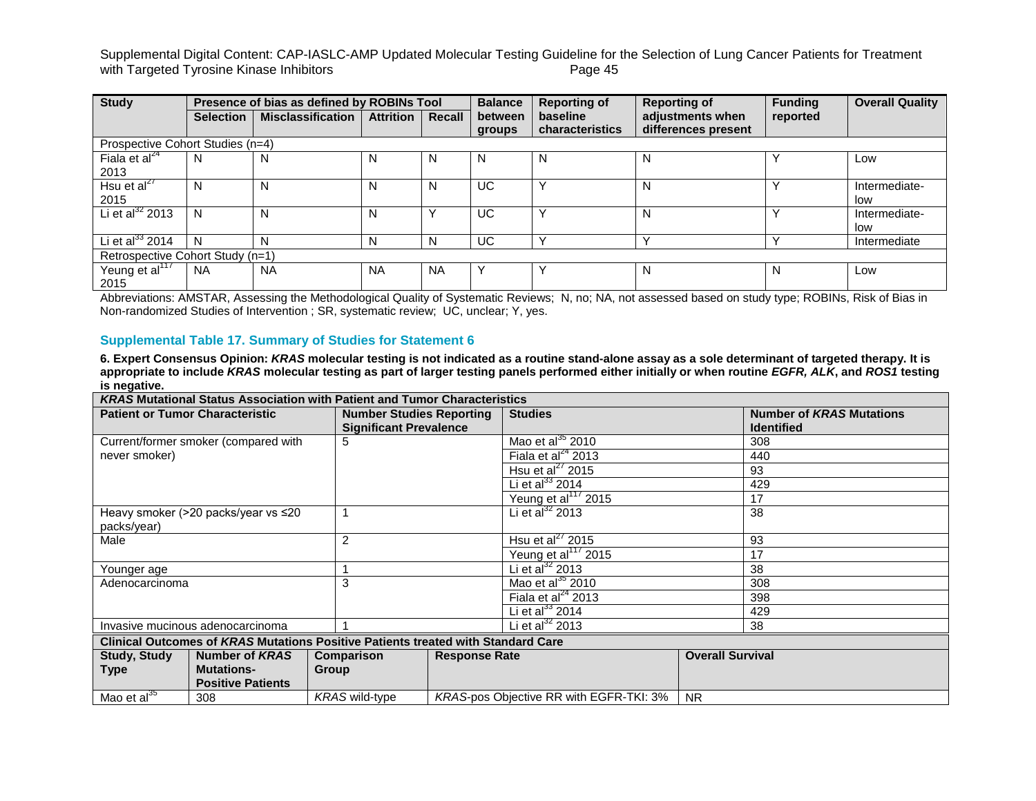| Study | Presence of bias as defined by ROBINs Tool | | | | Balance between groups | Reporting of baseline characteristics | Reporting of adjustments when differences present | Funding reported | Overall Quality |
|---|---|---|---|---|---|---|---|---|---|
| | Selection | Misclassification | Attrition | Recall | | | | | |
| Prospective Cohort Studies (n=4) | | | | | | | | | |
| Fiala et al[24] 2013 | N | N | N | N | N | N | N | Y | Low |
| Hsu et al[27] 2015 | N | N | N | N | UC | Y | N | Y | Intermediate-low |
| Li et al[32] 2013 | N | N | N | Y | UC | Y | N | Y | Intermediate-low |
| Li et al[33] 2014 | N | N | N | N | UC | Y | Y | Y | Intermediate |
| Retrospective Cohort Study (n=1) | | | | | | | | | |
| Yeung et al[117] 2015 | NA | NA | NA | NA | Y | Y | N | N | Low |

Abbreviations: AMSTAR, Assessing the Methodological Quality of Systematic Reviews; N, no; NA, not assessed based on study type; ROBINs, Risk of Bias in Non-randomized Studies of Intervention ; SR, systematic review; UC, unclear; Y, yes.

### Supplemental Table 17. Summary of Studies for Statement 6

**6. Expert Consensus Opinion: *KRAS* molecular testing is not indicated as a routine stand-alone assay as a sole determinant of targeted therapy. It is appropriate to include *KRAS* molecular testing as part of larger testing panels performed either initially or when routine *EGFR, ALK*, and *ROS1* testing is negative.**

| ***KRAS* Mutational Status Association with Patient and Tumor Characteristics** | | | |
|---|---|---|---|
| **Patient or Tumor Characteristic** | **Number Studies Reporting Significant Prevalence** | **Studies** | **Number of *KRAS* Mutations Identified** |
| Current/former smoker (compared with never smoker) | 5 | Mao et al[35] 2010 | 308 |
| | | Fiala et al[24] 2013 | 440 |
| | | Hsu et al[27] 2015 | 93 |
| | | Li et al[33] 2014 | 429 |
| | | Yeung et al[117] 2015 | 17 |
| Heavy smoker (>20 packs/year vs ≤20 packs/year) | 1 | Li et al[32] 2013 | 38 |
| Male | 2 | Hsu et al[27] 2015 | 93 |
| | | Yeung et al[117] 2015 | 17 |
| Younger age | 1 | Li et al[32] 2013 | 38 |
| Adenocarcinoma | 3 | Mao et al[35] 2010 | 308 |
| | | Fiala et al[24] 2013 | 398 |
| | | Li et al[33] 2014 | 429 |
| Invasive mucinous adenocarcinoma | 1 | Li et al[32] 2013 | 38 |

| **Clinical Outcomes of *KRAS* Mutations Positive Patients treated with Standard Care** | | | | |
|---|---|---|---|---|
| **Study, Study Type** | **Number of *KRAS* Mutations-Positive Patients** | **Comparison Group** | **Response Rate** | **Overall Survival** |
| Mao et al[35] | 308 | *KRAS* wild-type | *KRAS*-pos Objective RR with EGFR-TKI: 3% | NR |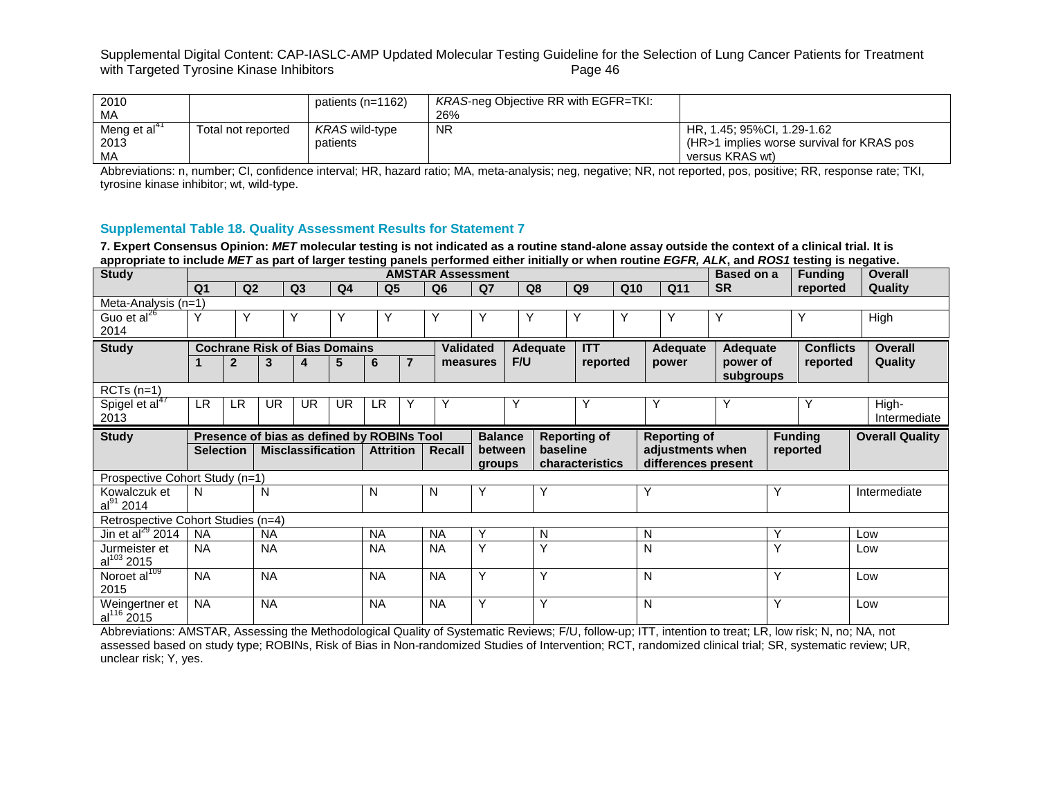| 2010 MA | | patients (n=1162) | *KRAS*-neg Objective RR with EGFR=TKI: 26% | |
|---|---|---|---|---|
| Meng et al[41] 2013 MA | Total not reported | *KRAS* wild-type patients | NR | HR, 1.45; 95%CI, 1.29-1.62 (HR>1 implies worse survival for KRAS pos versus KRAS wt) |

Abbreviations: n, number; CI, confidence interval; HR, hazard ratio; MA, meta-analysis; neg, negative; NR, not reported, pos, positive; RR, response rate; TKI, tyrosine kinase inhibitor; wt, wild-type.

## Supplemental Table 18. Quality Assessment Results for Statement 7

**7. Expert Consensus Opinion: *MET* molecular testing is not indicated as a routine stand-alone assay outside the context of a clinical trial. It is appropriate to include *MET* as part of larger testing panels performed either initially or when routine *EGFR, ALK*, and *ROS1* testing is negative.**

| Study | AMSTAR Assessment | | | | | | | | | | | Based on a SR | Funding reported | Overall Quality |
|---|---|---|---|---|---|---|---|---|---|---|---|---|---|---|
| | Q1 | Q2 | Q3 | Q4 | Q5 | Q6 | Q7 | Q8 | Q9 | Q10 | Q11 | | | |
| Meta-Analysis (n=1) | | | | | | | | | | | | | | |
| Guo et al[26] 2014 | Y | Y | Y | Y | Y | Y | Y | Y | Y | Y | Y | Y | Y | High |

| Study | Cochrane Risk of Bias Domains | | | | | | | Validated measures | Adequate F/U | ITT reported | Adequate power | Adequate power of subgroups | Conflicts reported | Overall Quality |
|---|---|---|---|---|---|---|---|---|---|---|---|---|---|---|
| | 1 | 2 | 3 | 4 | 5 | 6 | 7 | | | | | | | |
| RCTs (n=1) | | | | | | | | | | | | | | |
| Spigel et al[47] 2013 | LR | LR | UR | UR | UR | LR | Y | Y | Y | Y | Y | Y | Y | High-Intermediate |

| Study | Presence of bias as defined by ROBINs Tool | | | | Balance between groups | Reporting of baseline characteristics | Reporting of adjustments when differences present | Funding reported | Overall Quality |
|---|---|---|---|---|---|---|---|---|---|
| | Selection | Misclassification | Attrition | Recall | | | | | |
| Prospective Cohort Study (n=1) | | | | | | | | | |
| Kowalczuk et al[91] 2014 | N | N | N | N | Y | Y | Y | Y | Intermediate |
| Retrospective Cohort Studies (n=4) | | | | | | | | | |
| Jin et al[29] 2014 | NA | NA | NA | NA | Y | N | N | Y | Low |
| Jurmeister et al[103] 2015 | NA | NA | NA | NA | Y | Y | N | Y | Low |
| Noroet al[109] 2015 | NA | NA | NA | NA | Y | Y | N | Y | Low |
| Weingertner et al[116] 2015 | NA | NA | NA | NA | Y | Y | N | Y | Low |

Abbreviations: AMSTAR, Assessing the Methodological Quality of Systematic Reviews; F/U, follow-up; ITT, intention to treat; LR, low risk; N, no; NA, not assessed based on study type; ROBINs, Risk of Bias in Non-randomized Studies of Intervention; RCT, randomized clinical trial; SR, systematic review; UR, unclear risk; Y, yes.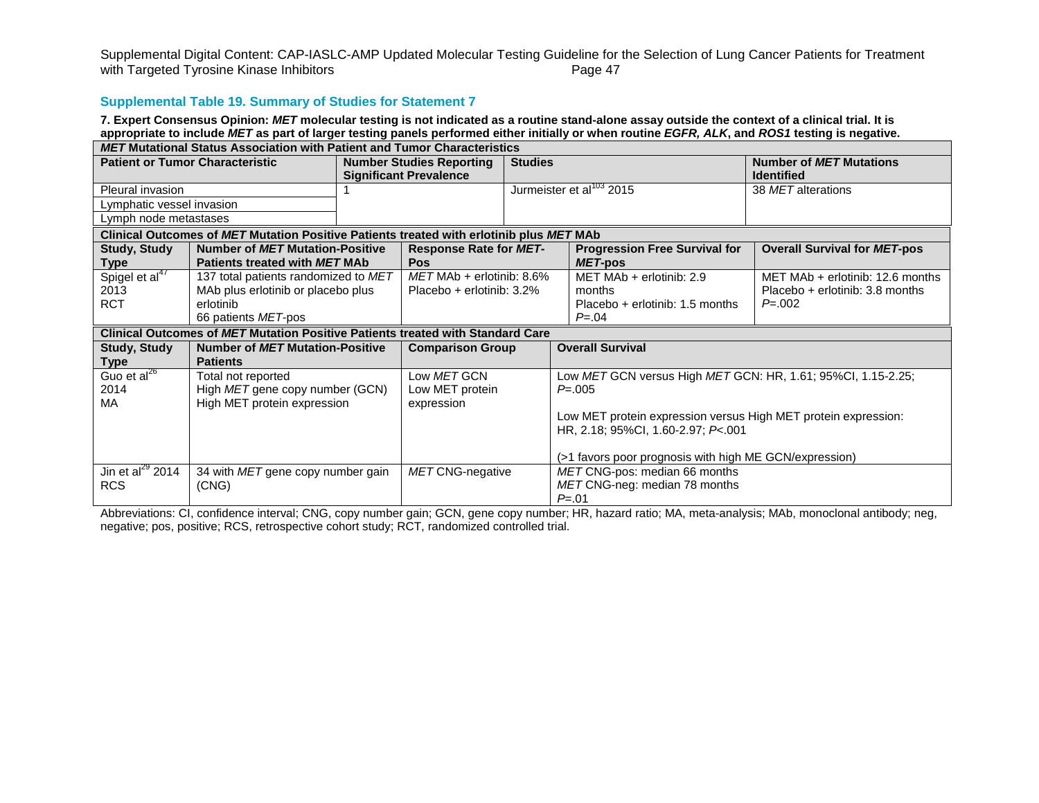### Supplemental Table 19. Summary of Studies for Statement 7

**7. Expert Consensus Opinion: *MET* molecular testing is not indicated as a routine stand-alone assay outside the context of a clinical trial. It is appropriate to include *MET* as part of larger testing panels performed either initially or when routine *EGFR, ALK*, and *ROS1* testing is negative.**

| ***MET* Mutational Status Association with Patient and Tumor Characteristics** | | | |
|---|---|---|---|
| **Patient or Tumor Characteristic** | **Number Studies Reporting Significant Prevalence** | **Studies** | **Number of *MET* Mutations Identified** |
| Pleural invasion<br>Lymphatic vessel invasion<br>Lymph node metastases | 1 | Jurmeister et al[103] 2015 | 38 *MET* alterations |

| **Clinical Outcomes of *MET* Mutation Positive Patients treated with erlotinib plus *MET* MAb** | | | | |
|---|---|---|---|---|
| **Study, Study Type** | **Number of *MET* Mutation-Positive Patients treated with *MET* MAb** | **Response Rate for *MET*-Pos** | **Progression Free Survival for *MET*-pos** | **Overall Survival for *MET*-pos** |
| Spigel et al[47] 2013<br>RCT | 137 total patients randomized to *MET* MAb plus erlotinib or placebo plus erlotinib<br>66 patients *MET*-pos | *MET* MAb + erlotinib: 8.6%<br>Placebo + erlotinib: 3.2% | MET MAb + erlotinib: 2.9 months<br>Placebo + erlotinib: 1.5 months<br>*P*=.04 | MET MAb + erlotinib: 12.6 months<br>Placebo + erlotinib: 3.8 months<br>*P*=.002 |

| **Clinical Outcomes of *MET* Mutation Positive Patients treated with Standard Care** | | | |
|---|---|---|---|
| **Study, Study Type** | **Number of *MET* Mutation-Positive Patients** | **Comparison Group** | **Overall Survival** |
| Guo et al[26] 2014<br>MA | Total not reported<br>High *MET* gene copy number (GCN)<br>High MET protein expression | Low *MET* GCN<br>Low MET protein expression | Low *MET* GCN versus High *MET* GCN: HR, 1.61; 95%CI, 1.15-2.25; *P*=.005<br><br>Low MET protein expression versus High MET protein expression: HR, 2.18; 95%CI, 1.60-2.97; *P*<.001<br><br>(>1 favors poor prognosis with high ME GCN/expression) |
| Jin et al[29] 2014<br>RCS | 34 with *MET* gene copy number gain (CNG) | *MET* CNG-negative | *MET* CNG-pos: median 66 months<br>*MET* CNG-neg: median 78 months<br>*P*=.01 |

Abbreviations: CI, confidence interval; CNG, copy number gain; GCN, gene copy number; HR, hazard ratio; MA, meta-analysis; MAb, monoclonal antibody; neg, negative; pos, positive; RCS, retrospective cohort study; RCT, randomized controlled trial.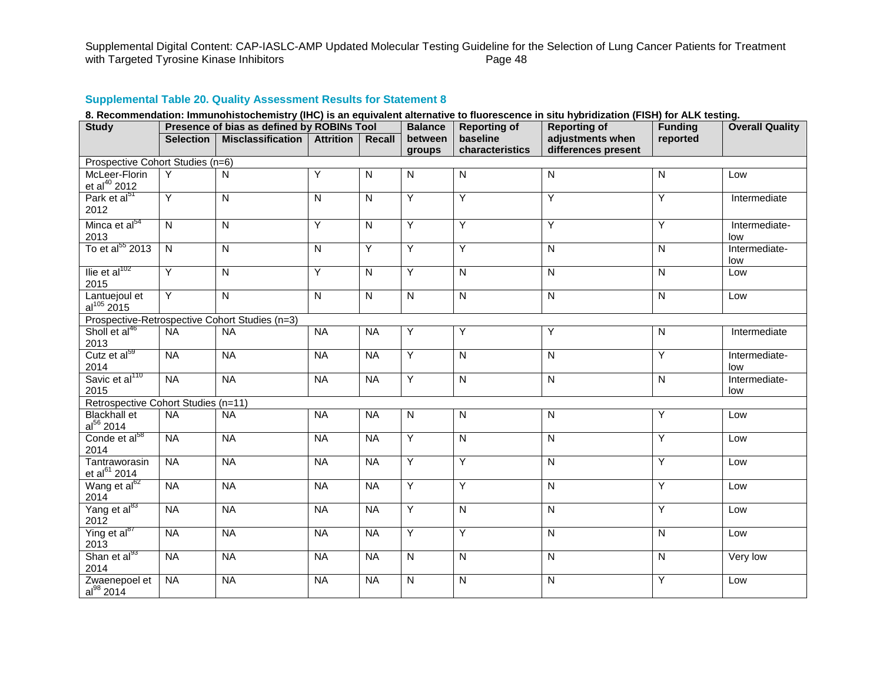### Supplemental Table 20. Quality Assessment Results for Statement 8

**8. Recommendation: Immunohistochemistry (IHC) is an equivalent alternative to fluorescence in situ hybridization (FISH) for ALK testing.**

| Study | Presence of bias as defined by ROBINs Tool | | | | Balance between groups | Reporting of baseline characteristics | Reporting of adjustments when differences present | Funding reported | Overall Quality |
|---|---|---|---|---|---|---|---|---|---|
| | Selection | Misclassification | Attrition | Recall | | | | | |
| Prospective Cohort Studies (n=6) | | | | | | | | | |
| McLeer-Florin et al[40] 2012 | Y | N | Y | N | N | N | N | N | Low |
| Park et al[51] 2012 | Y | N | N | N | Y | Y | Y | Y | Intermediate |
| Minca et al[54] 2013 | N | N | Y | N | Y | Y | Y | Y | Intermediate-low |
| To et al[55] 2013 | N | N | N | Y | Y | Y | N | N | Intermediate-low |
| Ilie et al[102] 2015 | Y | N | Y | N | Y | N | N | N | Low |
| Lantuejoul et al[105] 2015 | Y | N | N | N | N | N | N | N | Low |
| Prospective-Retrospective Cohort Studies (n=3) | | | | | | | | | |
| Sholl et al[46] 2013 | NA | NA | NA | NA | Y | Y | Y | N | Intermediate |
| Cutz et al[59] 2014 | NA | NA | NA | NA | Y | N | N | Y | Intermediate-low |
| Savic et al[110] 2015 | NA | NA | NA | NA | Y | N | N | N | Intermediate-low |
| Retrospective Cohort Studies (n=11) | | | | | | | | | |
| Blackhall et al[56] 2014 | NA | NA | NA | NA | N | N | N | Y | Low |
| Conde et al[58] 2014 | NA | NA | NA | NA | Y | N | N | Y | Low |
| Tantraworasin et al[61] 2014 | NA | NA | NA | NA | Y | Y | N | Y | Low |
| Wang et al[62] 2014 | NA | NA | NA | NA | Y | Y | N | Y | Low |
| Yang et al[83] 2012 | NA | NA | NA | NA | Y | N | N | Y | Low |
| Ying et al[87] 2013 | NA | NA | NA | NA | Y | Y | N | N | Low |
| Shan et al[93] 2014 | NA | NA | NA | NA | N | N | N | N | Very low |
| Zwaenepoel et al[98] 2014 | NA | NA | NA | NA | N | N | N | Y | Low |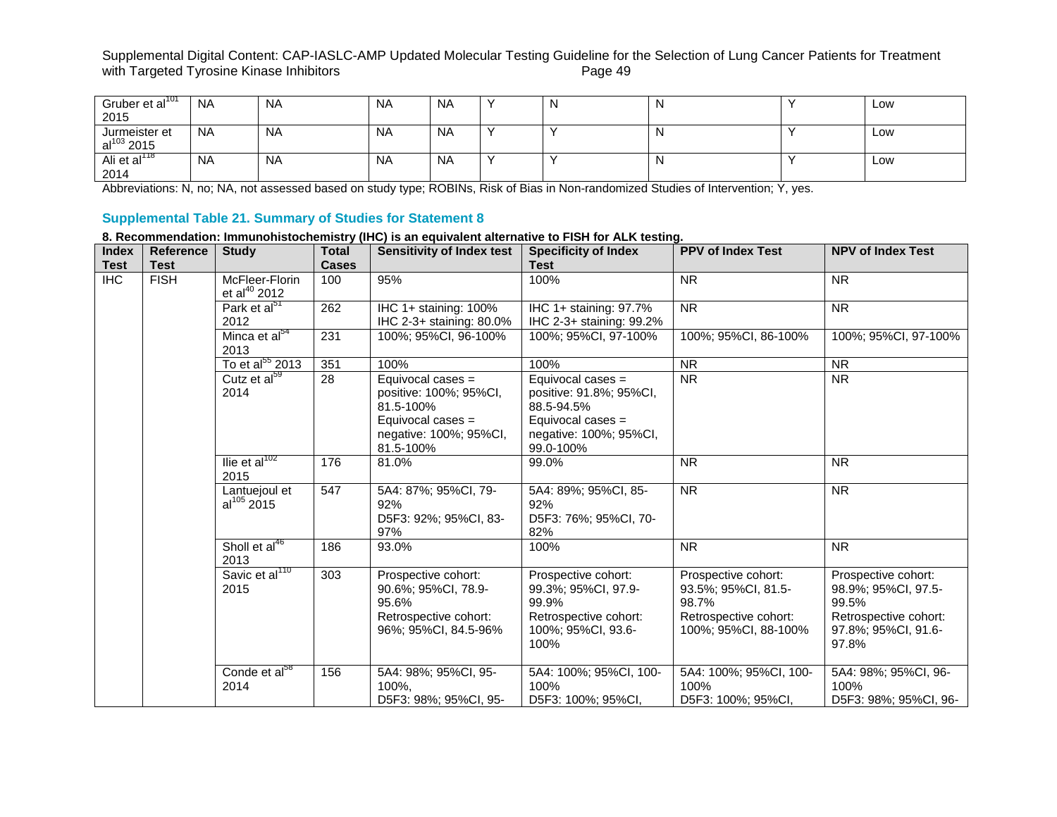| Gruber et al[101] 2015 | NA | NA | NA | NA | Y | N | N | Y | Low |
|---|---|---|---|---|---|---|---|---|---|
| Jurmeister et al[103] 2015 | NA | NA | NA | NA | Y | Y | N | Y | Low |
| Ali et al[118] 2014 | NA | NA | NA | NA | Y | Y | N | Y | Low |

Abbreviations: N, no; NA, not assessed based on study type; ROBINs, Risk of Bias in Non-randomized Studies of Intervention; Y, yes.

### Supplemental Table 21. Summary of Studies for Statement 8

**8. Recommendation: Immunohistochemistry (IHC) is an equivalent alternative to FISH for ALK testing.**

| Index Test | Reference Test | Study | Total Cases | Sensitivity of Index test | Specificity of Index Test | PPV of Index Test | NPV of Index Test |
|---|---|---|---|---|---|---|---|
| IHC | FISH | McFleer-Florin et al[40] 2012 | 100 | 95% | 100% | NR | NR |
| | | Park et al[51] 2012 | 262 | IHC 1+ staining: 100%<br>IHC 2-3+ staining: 80.0% | IHC 1+ staining: 97.7%<br>IHC 2-3+ staining: 99.2% | NR | NR |
| | | Minca et al[54] 2013 | 231 | 100%; 95%CI, 96-100% | 100%; 95%CI, 97-100% | 100%; 95%CI, 86-100% | 100%; 95%CI, 97-100% |
| | | To et al[55] 2013 | 351 | 100% | 100% | NR | NR |
| | | Cutz et al[59] 2014 | 28 | Equivocal cases = positive: 100%; 95%CI, 81.5-100%<br>Equivocal cases = negative: 100%; 95%CI, 81.5-100% | Equivocal cases = positive: 91.8%; 95%CI, 88.5-94.5%<br>Equivocal cases = negative: 100%; 95%CI, 99.0-100% | NR | NR |
| | | Ilie et al[102] 2015 | 176 | 81.0% | 99.0% | NR | NR |
| | | Lantuejoul et al[105] 2015 | 547 | 5A4: 87%; 95%CI, 79-92%<br>D5F3: 92%; 95%CI, 83-97% | 5A4: 89%; 95%CI, 85-92%<br>D5F3: 76%; 95%CI, 70-82% | NR | NR |
| | | Sholl et al[46] 2013 | 186 | 93.0% | 100% | NR | NR |
| | | Savic et al[110] 2015 | 303 | Prospective cohort: 90.6%; 95%CI, 78.9-95.6%<br>Retrospective cohort: 96%; 95%CI, 84.5-96% | Prospective cohort: 99.3%; 95%CI, 97.9-99.9%<br>Retrospective cohort: 100%; 95%CI, 93.6-100% | Prospective cohort: 93.5%; 95%CI, 81.5-98.7%<br>Retrospective cohort: 100%; 95%CI, 88-100% | Prospective cohort: 98.9%; 95%CI, 97.5-99.5%<br>Retrospective cohort: 97.8%; 95%CI, 91.6-97.8% |
| | | Conde et al[58] 2014 | 156 | 5A4: 98%; 95%CI, 95-100%,<br>D5F3: 98%; 95%CI, 95- | 5A4: 100%; 95%CI, 100-100%<br>D5F3: 100%; 95%CI, | 5A4: 100%; 95%CI, 100-100%<br>D5F3: 100%; 95%CI, | 5A4: 98%; 95%CI, 96-100%<br>D5F3: 98%; 95%CI, 96- |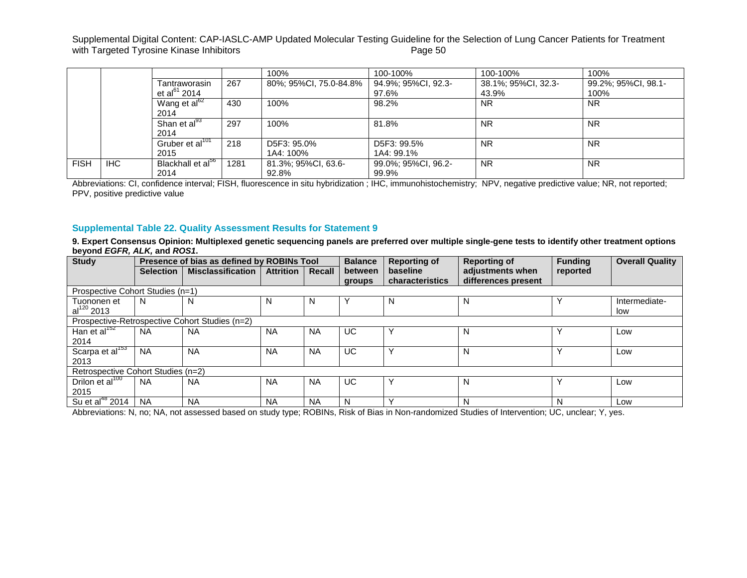| | | | | 100% | 100-100% | 100-100% | 100% |
|---|---|---|---|---|---|---|---|
| | | Tantraworasin et al[61] 2014 | 267 | 80%; 95%CI, 75.0-84.8% | 94.9%; 95%CI, 92.3-97.6% | 38.1%; 95%CI, 32.3-43.9% | 99.2%; 95%CI, 98.1-100% |
| | | Wang et al[62] 2014 | 430 | 100% | 98.2% | NR | NR |
| | | Shan et al[93] 2014 | 297 | 100% | 81.8% | NR | NR |
| | | Gruber et al[101] 2015 | 218 | D5F3: 95.0%<br>1A4: 100% | D5F3: 99.5%<br>1A4: 99.1% | NR | NR |
| FISH | IHC | Blackhall et al[56] 2014 | 1281 | 81.3%; 95%CI, 63.6-92.8% | 99.0%; 95%CI, 96.2-99.9% | NR | NR |

Abbreviations: CI, confidence interval; FISH, fluorescence in situ hybridization ; IHC, immunohistochemistry; NPV, negative predictive value; NR, not reported; PPV, positive predictive value

### Supplemental Table 22. Quality Assessment Results for Statement 9

**9. Expert Consensus Opinion: Multiplexed genetic sequencing panels are preferred over multiple single-gene tests to identify other treatment options beyond *EGFR, ALK,* and *ROS1*.**

| Study | Presence of bias as defined by ROBINs Tool | | | | Balance between groups | Reporting of baseline characteristics | Reporting of adjustments when differences present | Funding reported | Overall Quality |
|---|---|---|---|---|---|---|---|---|---|
| | Selection | Misclassification | Attrition | Recall | | | | | |
| Prospective Cohort Studies (n=1) | | | | | | | | | |
| Tuononen et al[120] 2013 | N | N | N | N | Y | N | N | Y | Intermediate-low |
| Prospective-Retrospective Cohort Studies (n=2) | | | | | | | | | |
| Han et al[152] 2014 | NA | NA | NA | NA | UC | Y | N | Y | Low |
| Scarpa et al[153] 2013 | NA | NA | NA | NA | UC | Y | N | Y | Low |
| Retrospective Cohort Studies (n=2) | | | | | | | | | |
| Drilon et al[100] 2015 | NA | NA | NA | NA | UC | Y | N | Y | Low |
| Su et al[48] 2014 | NA | NA | NA | NA | N | Y | N | N | Low |

Abbreviations: N, no; NA, not assessed based on study type; ROBINs, Risk of Bias in Non-randomized Studies of Intervention; UC, unclear; Y, yes.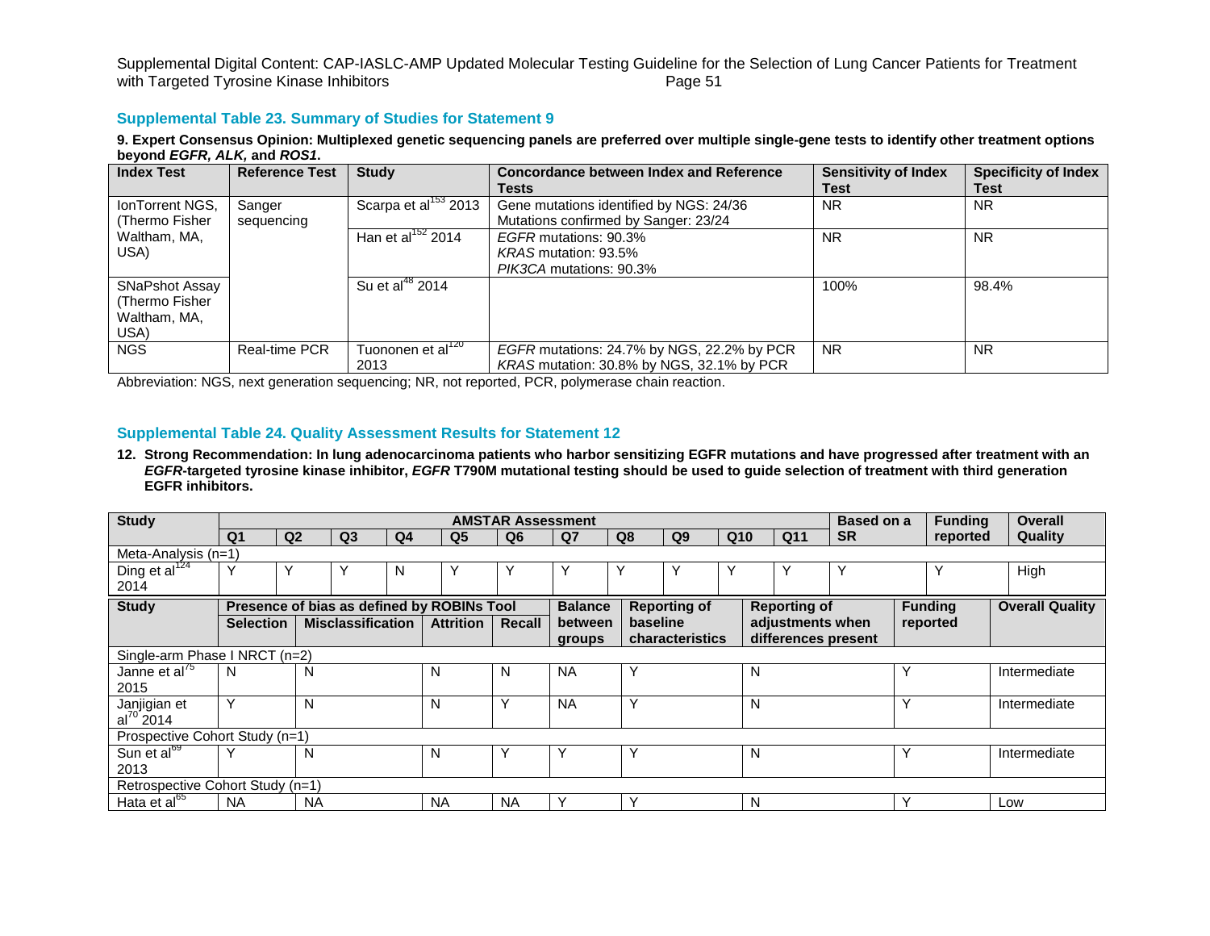### Supplemental Table 23. Summary of Studies for Statement 9

**9. Expert Consensus Opinion: Multiplexed genetic sequencing panels are preferred over multiple single-gene tests to identify other treatment options beyond *EGFR, ALK,* and *ROS1*.**

| Index Test | Reference Test | Study | Concordance between Index and Reference Tests | Sensitivity of Index Test | Specificity of Index Test |
|---|---|---|---|---|---|
| IonTorrent NGS, (Thermo Fisher Waltham, MA, USA) | Sanger sequencing | Scarpa et al[153] 2013 | Gene mutations identified by NGS: 24/36<br>Mutations confirmed by Sanger: 23/24 | NR | NR |
| | | Han et al[152] 2014 | *EGFR* mutations: 90.3%<br>*KRAS* mutation: 93.5%<br>*PIK3CA* mutations: 90.3% | NR | NR |
| SNaPshot Assay (Thermo Fisher Waltham, MA, USA) | | Su et al[48] 2014 | | 100% | 98.4% |
| NGS | Real-time PCR | Tuononen et al[120] 2013 | *EGFR* mutations: 24.7% by NGS, 22.2% by PCR<br>*KRAS* mutation: 30.8% by NGS, 32.1% by PCR | NR | NR |

Abbreviation: NGS, next generation sequencing; NR, not reported, PCR, polymerase chain reaction.

### Supplemental Table 24. Quality Assessment Results for Statement 12

**12. Strong Recommendation: In lung adenocarcinoma patients who harbor sensitizing EGFR mutations and have progressed after treatment with an *EGFR*-targeted tyrosine kinase inhibitor, *EGFR* T790M mutational testing should be used to guide selection of treatment with third generation EGFR inhibitors.**

| Study | AMSTAR Assessment | | | | | | | | | | | Based on a SR | Funding reported | Overall Quality |
|---|---|---|---|---|---|---|---|---|---|---|---|---|---|---|
| | Q1 | Q2 | Q3 | Q4 | Q5 | Q6 | Q7 | Q8 | Q9 | Q10 | Q11 | | | |
| Meta-Analysis (n=1) | | | | | | | | | | | | | | |
| Ding et al[124] 2014 | Y | Y | Y | N | Y | Y | Y | Y | Y | Y | Y | Y | Y | High |

| Study | Presence of bias as defined by ROBINs Tool | | | | Balance between groups | Reporting of baseline characteristics | Reporting of adjustments when differences present | Funding reported | Overall Quality |
|---|---|---|---|---|---|---|---|---|---|
| | Selection | Misclassification | Attrition | Recall | | | | | |
| Single-arm Phase I NRCT (n=2) | | | | | | | | | |
| Janne et al[75] 2015 | N | N | N | N | NA | Y | N | Y | Intermediate |
| Janjigian et al[70] 2014 | Y | N | N | Y | NA | Y | N | Y | Intermediate |
| Prospective Cohort Study (n=1) | | | | | | | | | |
| Sun et al[69] 2013 | Y | N | N | Y | Y | Y | N | Y | Intermediate |
| Retrospective Cohort Study (n=1) | | | | | | | | | |
| Hata et al[65] | NA | NA | NA | NA | Y | Y | N | Y | Low |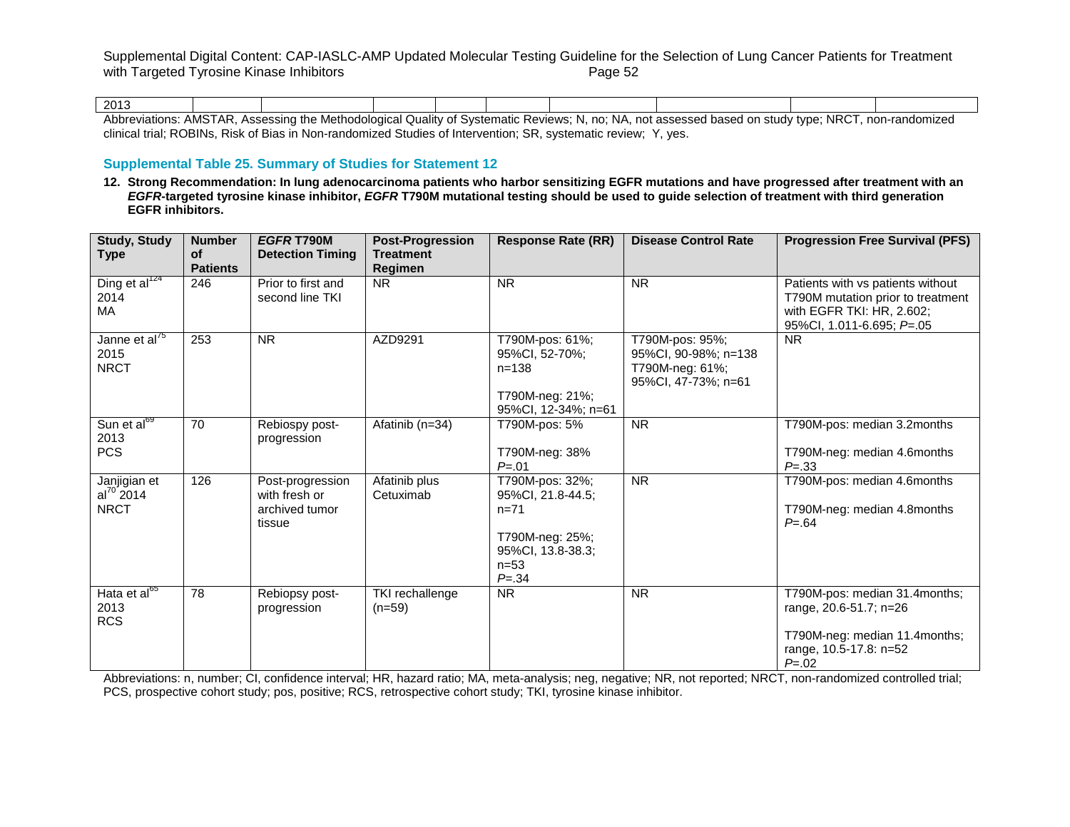| 2013 | | | | | | | | | | |
|---|---|---|---|---|---|---|---|---|---|---|

Abbreviations: AMSTAR, Assessing the Methodological Quality of Systematic Reviews; N, no; NA, not assessed based on study type; NRCT, non-randomized clinical trial; ROBINs, Risk of Bias in Non-randomized Studies of Intervention; SR, systematic review; Y, yes.

### Supplemental Table 25. Summary of Studies for Statement 12

**12. Strong Recommendation: In lung adenocarcinoma patients who harbor sensitizing EGFR mutations and have progressed after treatment with an *EGFR*-targeted tyrosine kinase inhibitor, *EGFR* T790M mutational testing should be used to guide selection of treatment with third generation EGFR inhibitors.**

| Study, Study Type | Number of Patients | *EGFR* T790M Detection Timing | Post-Progression Treatment Regimen | Response Rate (RR) | Disease Control Rate | Progression Free Survival (PFS) |
|---|---|---|---|---|---|---|
| Ding et al[124] 2014 MA | 246 | Prior to first and second line TKI | NR | NR | NR | Patients with vs patients without T790M mutation prior to treatment with EGFR TKI: HR, 2.602; 95%CI, 1.011-6.695; *P*=.05 |
| Janne et al[75] 2015 NRCT | 253 | NR | AZD9291 | T790M-pos: 61%; 95%CI, 52-70%; n=138<br><br>T790M-neg: 21%; 95%CI, 12-34%; n=61 | T790M-pos: 95%; 95%CI, 90-98%; n=138 T790M-neg: 61%; 95%CI, 47-73%; n=61 | NR |
| Sun et al[69] 2013 PCS | 70 | Rebiospy post-progression | Afatinib (n=34) | T790M-pos: 5%<br><br>T790M-neg: 38% *P*=.01 | NR | T790M-pos: median 3.2months<br><br>T790M-neg: median 4.6months *P*=.33 |
| Janjigian et al[70] 2014 NRCT | 126 | Post-progression with fresh or archived tumor tissue | Afatinib plus Cetuximab | T790M-pos: 32%; 95%CI, 21.8-44.5; n=71<br><br>T790M-neg: 25%; 95%CI, 13.8-38.3; n=53 *P*=.34 | NR | T790M-pos: median 4.6months<br><br>T790M-neg: median 4.8months *P*=.64 |
| Hata et al[65] 2013 RCS | 78 | Rebiopsy post-progression | TKI rechallenge (n=59) | NR | NR | T790M-pos: median 31.4months; range, 20.6-51.7; n=26<br><br>T790M-neg: median 11.4months; range, 10.5-17.8: n=52 *P*=.02 |

Abbreviations: n, number; CI, confidence interval; HR, hazard ratio; MA, meta-analysis; neg, negative; NR, not reported; NRCT, non-randomized controlled trial; PCS, prospective cohort study; pos, positive; RCS, retrospective cohort study; TKI, tyrosine kinase inhibitor.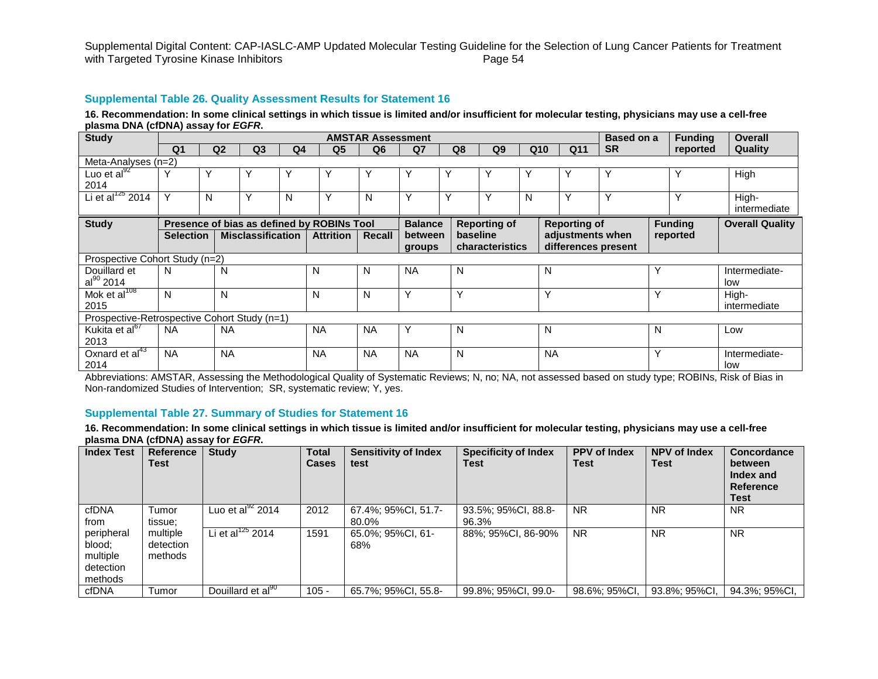### Supplemental Table 26. Quality Assessment Results for Statement 16

**16. Recommendation: In some clinical settings in which tissue is limited and/or insufficient for molecular testing, physicians may use a cell-free plasma DNA (cfDNA) assay for *EGFR*.**

| Study | AMSTAR Assessment | | | | | | | | | | | Based on a SR | Funding reported | Overall Quality |
|---|---|---|---|---|---|---|---|---|---|---|---|---|---|---|
| | Q1 | Q2 | Q3 | Q4 | Q5 | Q6 | Q7 | Q8 | Q9 | Q10 | Q11 | | | |
| Meta-Analyses (n=2) | | | | | | | | | | | | | | |
| Luo et al[92] 2014 | Y | Y | Y | Y | Y | Y | Y | Y | Y | Y | Y | Y | Y | High |
| Li et al[125] 2014 | Y | N | Y | N | Y | N | Y | Y | Y | N | Y | Y | Y | High-intermediate |

| Study | Presence of bias as defined by ROBINs Tool | | | | Balance between groups | Reporting of baseline characteristics | Reporting of adjustments when differences present | Funding reported | Overall Quality |
|---|---|---|---|---|---|---|---|---|---|
| | Selection | Misclassification | Attrition | Recall | | | | | |
| Prospective Cohort Study (n=2) | | | | | | | | | |
| Douillard et al[90] 2014 | N | N | N | N | NA | N | N | Y | Intermediate-low |
| Mok et al[108] 2015 | N | N | N | N | Y | Y | Y | Y | High-intermediate |
| Prospective-Retrospective Cohort Study (n=1) | | | | | | | | | |
| Kukita et al[67] 2013 | NA | NA | NA | NA | Y | N | N | N | Low |
| Oxnard et al[43] 2014 | NA | NA | NA | NA | NA | N | NA | Y | Intermediate-low |

Abbreviations: AMSTAR, Assessing the Methodological Quality of Systematic Reviews; N, no; NA, not assessed based on study type; ROBINs, Risk of Bias in Non-randomized Studies of Intervention; SR, systematic review; Y, yes.

### Supplemental Table 27. Summary of Studies for Statement 16

**16. Recommendation: In some clinical settings in which tissue is limited and/or insufficient for molecular testing, physicians may use a cell-free plasma DNA (cfDNA) assay for *EGFR*.**

| Index Test | Reference Test | Study | Total Cases | Sensitivity of Index test | Specificity of Index Test | PPV of Index Test | NPV of Index Test | Concordance between Index and Reference Test |
|---|---|---|---|---|---|---|---|---|
| cfDNA from peripheral blood; multiple detection methods | Tumor tissue; multiple detection methods | Luo et al[92] 2014 | 2012 | 67.4%; 95%CI, 51.7-80.0% | 93.5%; 95%CI, 88.8-96.3% | NR | NR | NR |
| | | Li et al[125] 2014 | 1591 | 65.0%; 95%CI, 61-68% | 88%; 95%CI, 86-90% | NR | NR | NR |
| cfDNA | Tumor | Douillard et al[90] | 105 - | 65.7%; 95%CI, 55.8- | 99.8%; 95%CI, 99.0- | 98.6%; 95%CI, | 93.8%; 95%CI, | 94.3%; 95%CI, |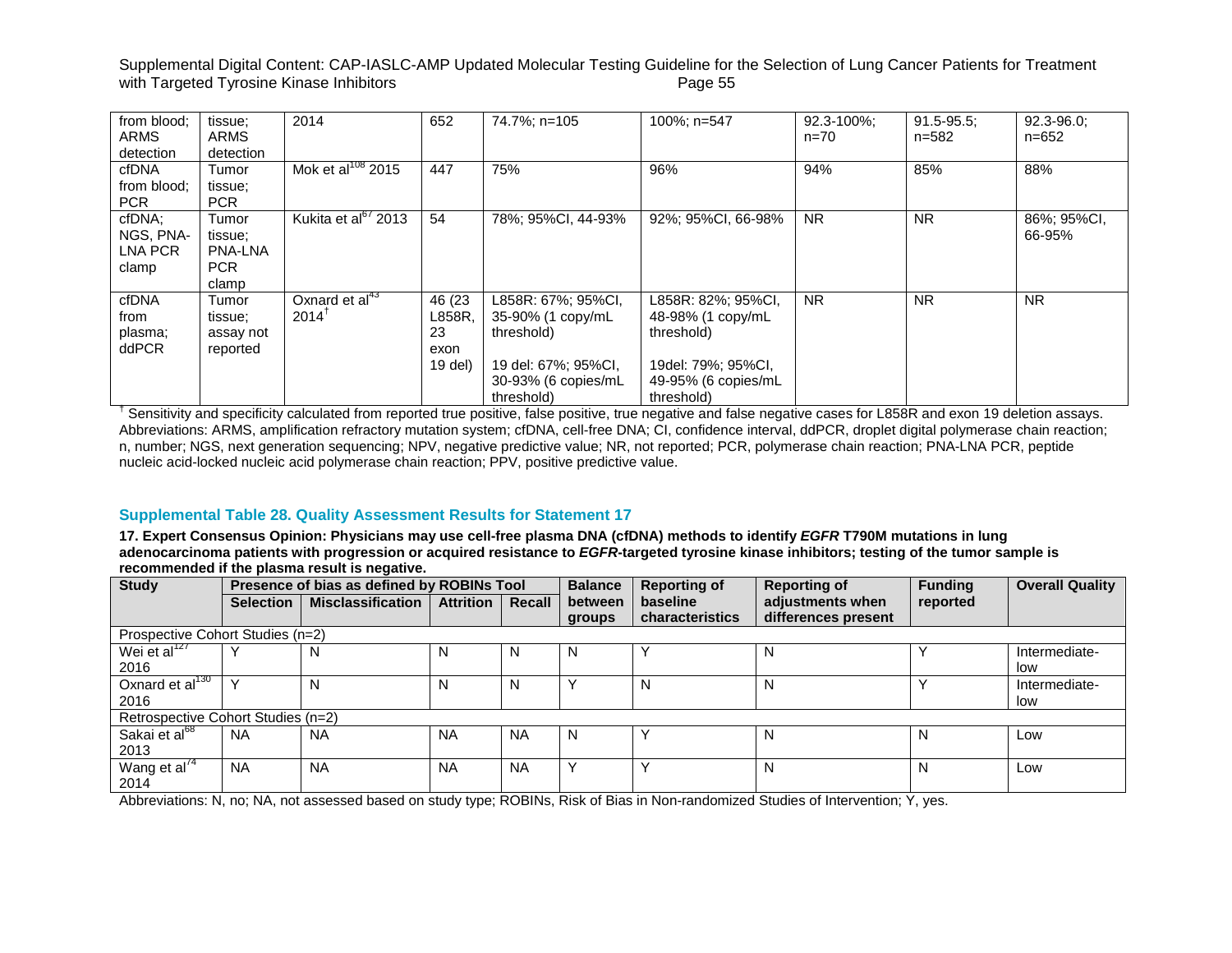| | | | | | | | | |
|---|---|---|---|---|---|---|---|---|
| from blood; ARMS detection | tissue; ARMS detection | 2014 | 652 | 74.7%; n=105 | 100%; n=547 | 92.3-100%; n=70 | 91.5-95.5; n=582 | 92.3-96.0; n=652 |
| cfDNA from blood; PCR | Tumor tissue; PCR | Mok et al[108] 2015 | 447 | 75% | 96% | 94% | 85% | 88% |
| cfDNA; NGS, PNA-LNA PCR clamp | Tumor tissue; PNA-LNA PCR clamp | Kukita et al[67] 2013 | 54 | 78%; 95%CI, 44-93% | 92%; 95%CI, 66-98% | NR | NR | 86%; 95%CI, 66-95% |
| cfDNA from plasma; ddPCR | Tumor tissue; assay not reported | Oxnard et al[43] 2014[†] | 46 (23 L858R, 23 exon 19 del) | L858R: 67%; 95%CI, 35-90% (1 copy/mL threshold)<br><br>19 del: 67%; 95%CI, 30-93% (6 copies/mL threshold) | L858R: 82%; 95%CI, 48-98% (1 copy/mL threshold)<br><br>19del: 79%; 95%CI, 49-95% (6 copies/mL threshold) | NR | NR | NR |

[†] Sensitivity and specificity calculated from reported true positive, false positive, true negative and false negative cases for L858R and exon 19 deletion assays.
Abbreviations: ARMS, amplification refractory mutation system; cfDNA, cell-free DNA; CI, confidence interval, ddPCR, droplet digital polymerase chain reaction; n, number; NGS, next generation sequencing; NPV, negative predictive value; NR, not reported; PCR, polymerase chain reaction; PNA-LNA PCR, peptide nucleic acid-locked nucleic acid polymerase chain reaction; PPV, positive predictive value.

## Supplemental Table 28. Quality Assessment Results for Statement 17

**17. Expert Consensus Opinion: Physicians may use cell-free plasma DNA (cfDNA) methods to identify *EGFR* T790M mutations in lung adenocarcinoma patients with progression or acquired resistance to *EGFR*-targeted tyrosine kinase inhibitors; testing of the tumor sample is recommended if the plasma result is negative.**

| Study | Presence of bias as defined by ROBINs Tool | | | | Balance between groups | Reporting of baseline characteristics | Reporting of adjustments when differences present | Funding reported | Overall Quality |
|---|---|---|---|---|---|---|---|---|---|
| | Selection | Misclassification | Attrition | Recall | | | | | |
| Prospective Cohort Studies (n=2) | | | | | | | | | |
| Wei et al[127] 2016 | Y | N | N | N | N | Y | N | Y | Intermediate-low |
| Oxnard et al[130] 2016 | Y | N | N | N | Y | N | N | Y | Intermediate-low |
| Retrospective Cohort Studies (n=2) | | | | | | | | | |
| Sakai et al[68] 2013 | NA | NA | NA | NA | N | Y | N | N | Low |
| Wang et al[74] 2014 | NA | NA | NA | NA | Y | Y | N | N | Low |

Abbreviations: N, no; NA, not assessed based on study type; ROBINs, Risk of Bias in Non-randomized Studies of Intervention; Y, yes.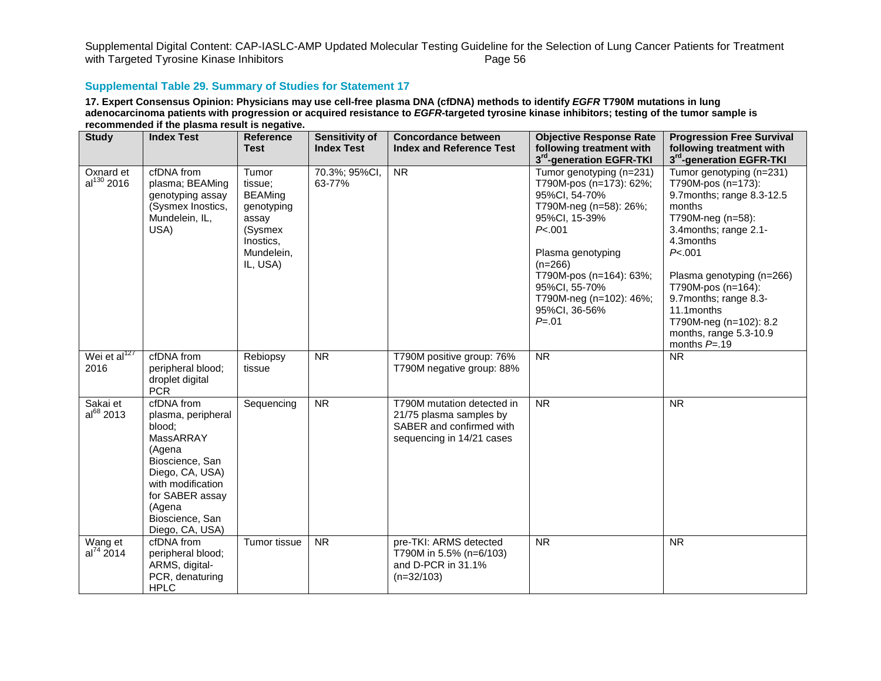## Supplemental Table 29. Summary of Studies for Statement 17

**17. Expert Consensus Opinion: Physicians may use cell-free plasma DNA (cfDNA) methods to identify *EGFR* T790M mutations in lung adenocarcinoma patients with progression or acquired resistance to *EGFR*-targeted tyrosine kinase inhibitors; testing of the tumor sample is recommended if the plasma result is negative.**

| Study | Index Test | Reference Test | Sensitivity of Index Test | Concordance between Index and Reference Test | Objective Response Rate following treatment with 3rd-generation EGFR-TKI | Progression Free Survival following treatment with 3rd-generation EGFR-TKI |
|---|---|---|---|---|---|---|
| Oxnard et al[130] 2016 | cfDNA from plasma; BEAMing genotyping assay (Sysmex Inostics, Mundelein, IL, USA) | Tumor tissue; BEAMing genotyping assay (Sysmex Inostics, Mundelein, IL, USA) | 70.3%; 95%CI, 63-77% | NR | Tumor genotyping (n=231) T790M-pos (n=173): 62%; 95%CI, 54-70% T790M-neg (n=58): 26%; 95%CI, 15-39% *P*<.001<br><br>Plasma genotyping (n=266) T790M-pos (n=164): 63%; 95%CI, 55-70% T790M-neg (n=102): 46%; 95%CI, 36-56% *P*=.01 | Tumor genotyping (n=231) T790M-pos (n=173): 9.7months; range 8.3-12.5 months T790M-neg (n=58): 3.4months; range 2.1-4.3months *P*<.001<br><br>Plasma genotyping (n=266) T790M-pos (n=164): 9.7months; range 8.3-11.1months T790M-neg (n=102): 8.2 months, range 5.3-10.9 months *P*=.19 |
| Wei et al[127] 2016 | cfDNA from peripheral blood; droplet digital PCR | Rebiopsy tissue | NR | T790M positive group: 76% T790M negative group: 88% | NR | NR |
| Sakai et al[68] 2013 | cfDNA from plasma, peripheral blood; MassARRAY (Agena Bioscience, San Diego, CA, USA) with modification for SABER assay (Agena Bioscience, San Diego, CA, USA) | Sequencing | NR | T790M mutation detected in 21/75 plasma samples by SABER and confirmed with sequencing in 14/21 cases | NR | NR |
| Wang et al[74] 2014 | cfDNA from peripheral blood; ARMS, digital-PCR, denaturing HPLC | Tumor tissue | NR | pre-TKI: ARMS detected T790M in 5.5% (n=6/103) and D-PCR in 31.1% (n=32/103) | NR | NR |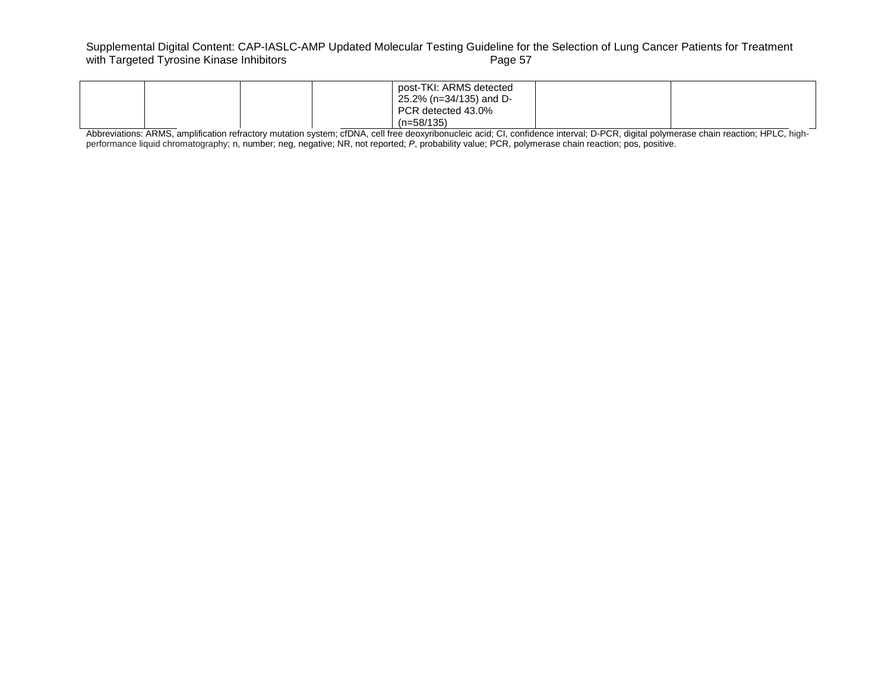| | | | | | | |
|---|---|---|---|---|---|---|
| | | | | post-TKI: ARMS detected 25.2% (n=34/135) and D-PCR detected 43.0% (n=58/135) | | |

Abbreviations: ARMS, amplification refractory mutation system; cfDNA, cell free deoxyribonucleic acid; CI, confidence interval; D-PCR, digital polymerase chain reaction; HPLC, high-performance liquid chromatography; n, number; neg, negative; NR, not reported; *P*, probability value; PCR, polymerase chain reaction; pos, positive.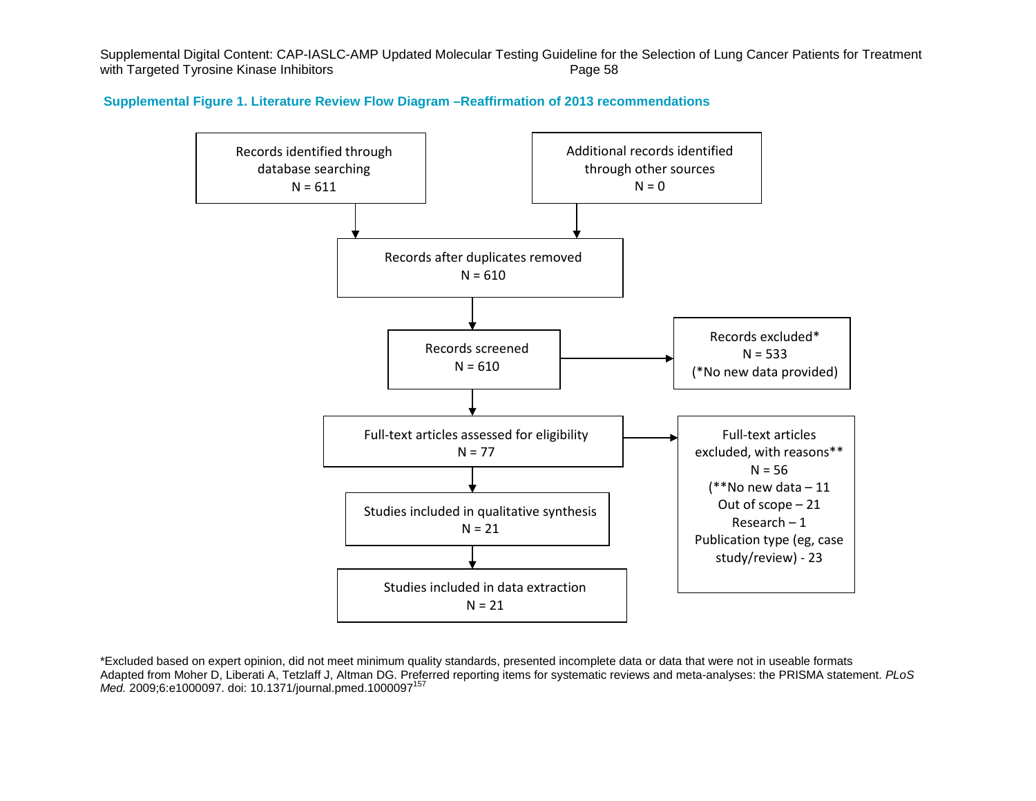**Supplemental Figure 1. Literature Review Flow Diagram –Reaffirmation of 2013 recommendations**

Records identified through database searching
N = 611

Additional records identified through other sources
N = 0

Records after duplicates removed
N = 610

Records screened
N = 610

Records excluded*
N = 533
(*No new data provided)

Full-text articles assessed for eligibility
N = 77

Full-text articles excluded, with reasons**
N = 56
(**No new data – 11
Out of scope – 21
Research – 1
Publication type (eg, case study/review) - 23

Studies included in qualitative synthesis
N = 21

Studies included in data extraction
N = 21

*Excluded based on expert opinion, did not meet minimum quality standards, presented incomplete data or data that were not in useable formats
Adapted from Moher D, Liberati A, Tetzlaff J, Altman DG. Preferred reporting items for systematic reviews and meta-analyses: the PRISMA statement. *PLoS Med.* 2009;6:e1000097. doi: 10.1371/journal.pmed.1000097[157]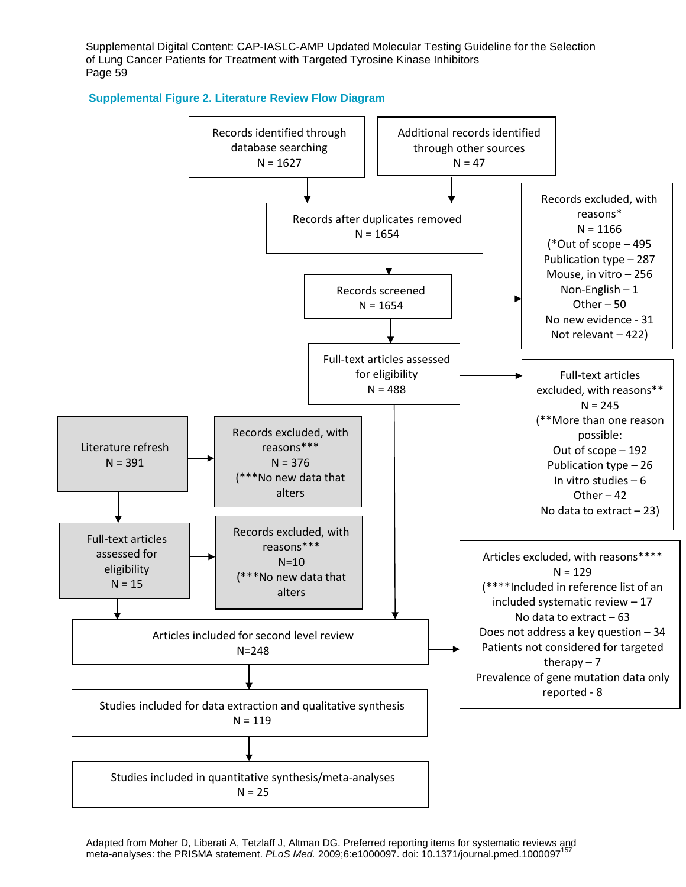### Supplemental Figure 2. Literature Review Flow Diagram

Records identified through database searching
N = 1627

Additional records identified through other sources
N = 47

Records after duplicates removed
N = 1654

Records screened
N = 1654

Records excluded, with reasons*
N = 1166
(*Out of scope – 495
Publication type – 287
Mouse, in vitro – 256
Non-English – 1
Other – 50
No new evidence - 31
Not relevant – 422)

Full-text articles assessed for eligibility
N = 488

Full-text articles excluded, with reasons**
N = 245
(**More than one reason possible:
Out of scope – 192
Publication type – 26
In vitro studies – 6
Other – 42
No data to extract – 23)

Literature refresh
N = 391

Records excluded, with reasons***
N = 376
(***No new data that alters

Full-text articles assessed for eligibility
N = 15

Records excluded, with reasons***
N=10
(***No new data that alters

Articles included for second level review
N=248

Articles excluded, with reasons****
N = 129
(****Included in reference list of an included systematic review – 17
No data to extract – 63
Does not address a key question – 34
Patients not considered for targeted therapy – 7
Prevalence of gene mutation data only reported - 8

Studies included for data extraction and qualitative synthesis
N = 119

Studies included in quantitative synthesis/meta-analyses
N = 25

Adapted from Moher D, Liberati A, Tetzlaff J, Altman DG. Preferred reporting items for systematic reviews and meta-analyses: the PRISMA statement. *PLoS Med.* 2009;6:e1000097. doi: 10.1371/journal.pmed.1000097[157]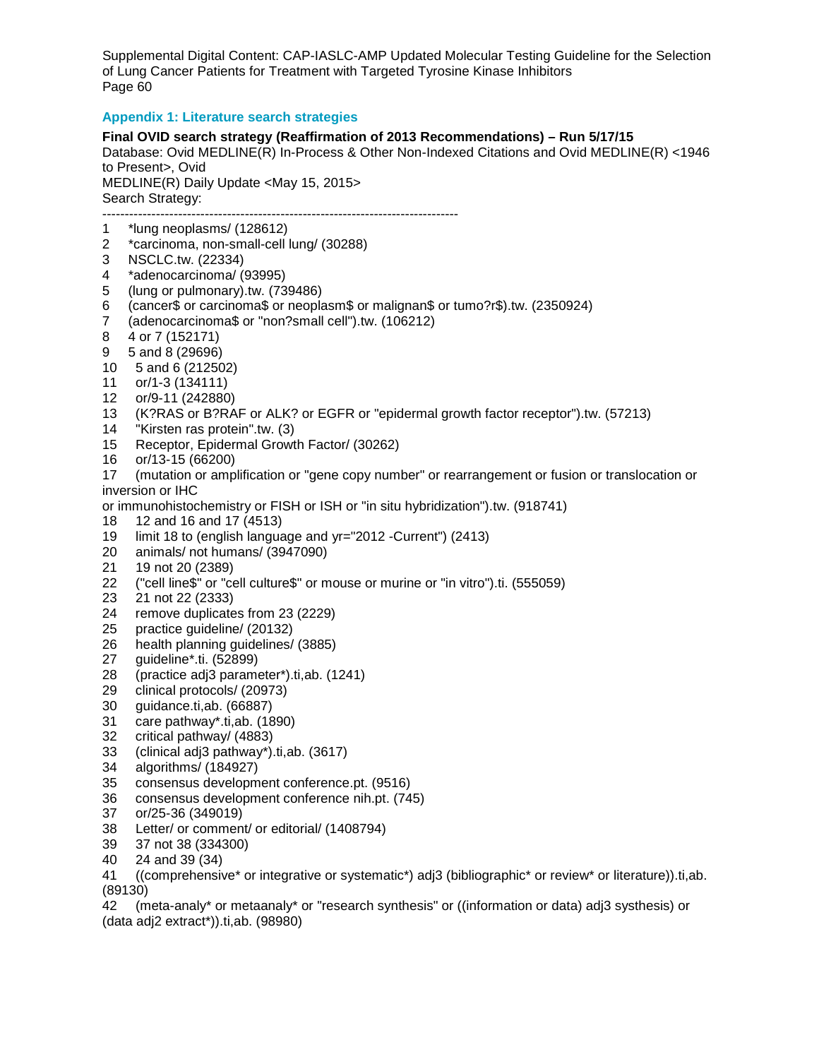## Appendix 1: Literature search strategies

**Final OVID search strategy (Reaffirmation of 2013 Recommendations) – Run 5/17/15**

Database: Ovid MEDLINE(R) In-Process & Other Non-Indexed Citations and Ovid MEDLINE(R) <1946 to Present>, Ovid MEDLINE(R) Daily Update <May 15, 2015>

Search Strategy:

```
--------------------------------------------------------------------------------
1     *lung neoplasms/ (128612)
2     *carcinoma, non-small-cell lung/ (30288)
3     NSCLC.tw. (22334)
4     *adenocarcinoma/ (93995)
5     (lung or pulmonary).tw. (739486)
6     (cancer$ or carcinoma$ or neoplasm$ or malignan$ or tumo?r$).tw. (2350924)
7     (adenocarcinoma$ or "non?small cell").tw. (106212)
8     4 or 7 (152171)
9     5 and 8 (29696)
10    5 and 6 (212502)
11    or/1-3 (134111)
12    or/9-11 (242880)
13    (K?RAS or B?RAF or ALK? or EGFR or "epidermal growth factor receptor").tw. (57213)
14    "Kirsten ras protein".tw. (3)
15    Receptor, Epidermal Growth Factor/ (30262)
16    or/13-15 (66200)
17    (mutation or amplification or "gene copy number" or rearrangement or fusion or translocation or inversion or IHC
or immunohistochemistry or FISH or ISH or "in situ hybridization").tw. (918741)
18    12 and 16 and 17 (4513)
19    limit 18 to (english language and yr="2012 -Current") (2413)
20    animals/ not humans/ (3947090)
21    19 not 20 (2389)
22    ("cell line$" or "cell culture$" or mouse or murine or "in vitro").ti. (555059)
23    21 not 22 (2333)
24    remove duplicates from 23 (2229)
25    practice guideline/ (20132)
26    health planning guidelines/ (3885)
27    guideline*.ti. (52899)
28    (practice adj3 parameter*).ti,ab. (1241)
29    clinical protocols/ (20973)
30    guidance.ti,ab. (66887)
31    care pathway*.ti,ab. (1890)
32    critical pathway/ (4883)
33    (clinical adj3 pathway*).ti,ab. (3617)
34    algorithms/ (184927)
35    consensus development conference.pt. (9516)
36    consensus development conference nih.pt. (745)
37    or/25-36 (349019)
38    Letter/ or comment/ or editorial/ (1408794)
39    37 not 38 (334300)
40    24 and 39 (34)
41    ((comprehensive* or integrative or systematic*) adj3 (bibliographic* or review* or literature)).ti,ab. (89130)
42    (meta-analy* or metaanaly* or "research synthesis" or ((information or data) adj3 systhesis) or (data adj2 extract*)).ti,ab. (98980)
```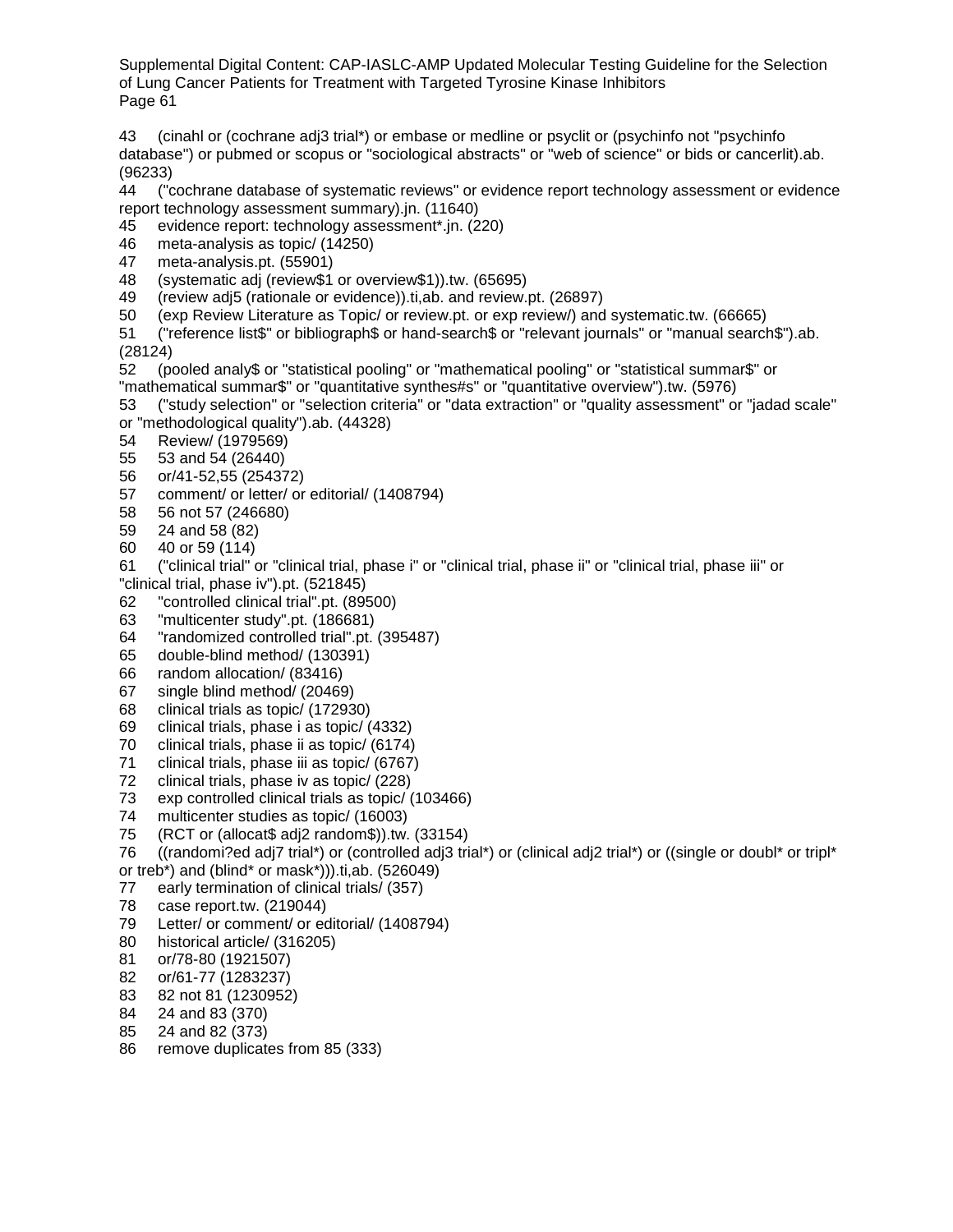43 (cinahl or (cochrane adj3 trial*) or embase or medline or psyclit or (psychinfo not "psychinfo database") or pubmed or scopus or "sociological abstracts" or "web of science" or bids or cancerlit).ab. (96233)

44 ("cochrane database of systematic reviews" or evidence report technology assessment or evidence report technology assessment summary).jn. (11640)

45 evidence report: technology assessment*.jn. (220)

46 meta-analysis as topic/ (14250)

47 meta-analysis.pt. (55901)

48 (systematic adj (review$1 or overview$1)).tw. (65695)

49 (review adj5 (rationale or evidence)).ti,ab. and review.pt. (26897)

50 (exp Review Literature as Topic/ or review.pt. or exp review/) and systematic.tw. (66665)

51 ("reference list$" or bibliograph$ or hand-search$ or "relevant journals" or "manual search$").ab. (28124)

52 (pooled analy$ or "statistical pooling" or "mathematical pooling" or "statistical summar$" or "mathematical summar$" or "quantitative synthes#s" or "quantitative overview").tw. (5976)

53 ("study selection" or "selection criteria" or "data extraction" or "quality assessment" or "jadad scale" or "methodological quality").ab. (44328)

54 Review/ (1979569)

55 53 and 54 (26440)

56 or/41-52,55 (254372)

57 comment/ or letter/ or editorial/ (1408794)

58 56 not 57 (246680)

59 24 and 58 (82)

60 40 or 59 (114)

61 ("clinical trial" or "clinical trial, phase i" or "clinical trial, phase ii" or "clinical trial, phase iii" or "clinical trial, phase iv").pt. (521845)

62 "controlled clinical trial".pt. (89500)

63 "multicenter study".pt. (186681)

64 "randomized controlled trial".pt. (395487)

65 double-blind method/ (130391)

66 random allocation/ (83416)

67 single blind method/ (20469)

68 clinical trials as topic/ (172930)

69 clinical trials, phase i as topic/ (4332)

70 clinical trials, phase ii as topic/ (6174)

71 clinical trials, phase iii as topic/ (6767)

72 clinical trials, phase iv as topic/ (228)

73 exp controlled clinical trials as topic/ (103466)

74 multicenter studies as topic/ (16003)

75 (RCT or (allocat$ adj2 random$)).tw. (33154)

76 ((randomi?ed adj7 trial*) or (controlled adj3 trial*) or (clinical adj2 trial*) or ((single or doubl* or tripl* or treb*) and (blind* or mask*))).ti,ab. (526049)

77 early termination of clinical trials/ (357)

78 case report.tw. (219044)

79 Letter/ or comment/ or editorial/ (1408794)

80 historical article/ (316205)

81 or/78-80 (1921507)

82 or/61-77 (1283237)

83 82 not 81 (1230952)

84 24 and 83 (370)

85 24 and 82 (373)

86 remove duplicates from 85 (333)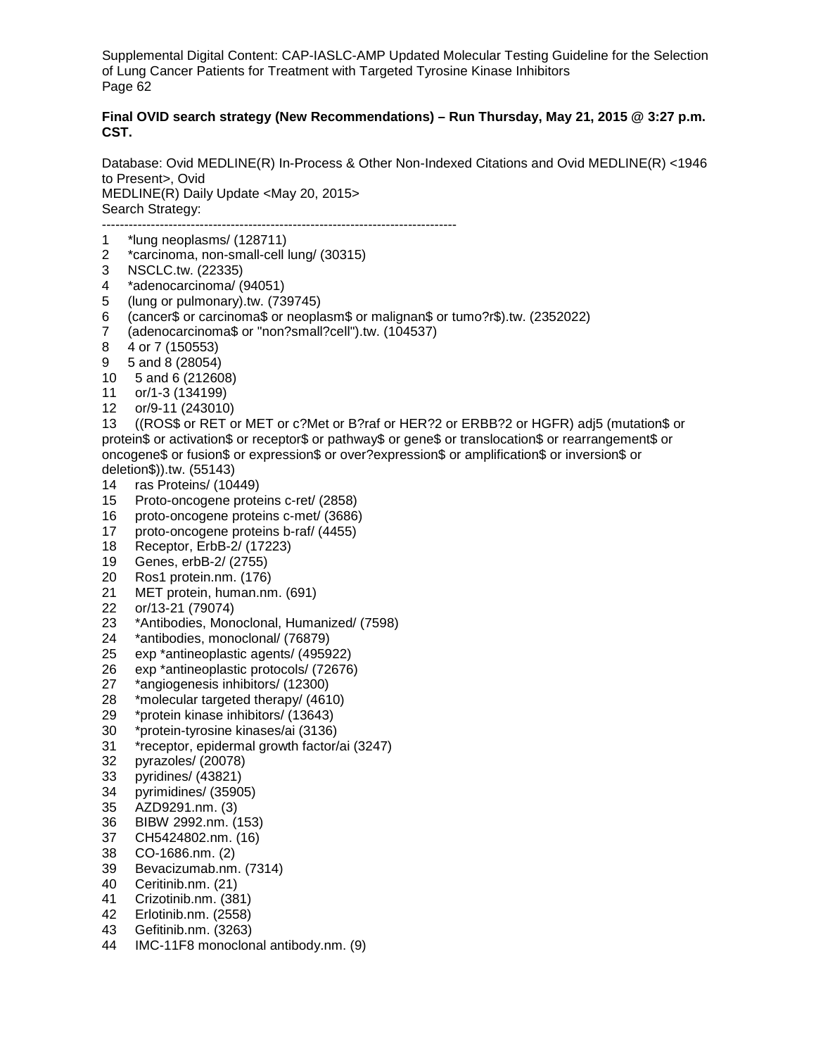**Final OVID search strategy (New Recommendations) – Run Thursday, May 21, 2015 @ 3:27 p.m. CST.**

Database: Ovid MEDLINE(R) In-Process & Other Non-Indexed Citations and Ovid MEDLINE(R) <1946 to Present>, Ovid
MEDLINE(R) Daily Update <May 20, 2015>
Search Strategy:

--------------------------------------------------------------------------------

1 *lung neoplasms/ (128711)
2 *carcinoma, non-small-cell lung/ (30315)
3 NSCLC.tw. (22335)
4 *adenocarcinoma/ (94051)
5 (lung or pulmonary).tw. (739745)
6 (cancer$ or carcinoma$ or neoplasm$ or malignan$ or tumo?r$).tw. (2352022)
7 (adenocarcinoma$ or "non?small?cell").tw. (104537)
8 4 or 7 (150553)
9 5 and 8 (28054)
10 5 and 6 (212608)
11 or/1-3 (134199)
12 or/9-11 (243010)
13 ((ROS$ or RET or MET or c?Met or B?raf or HER?2 or ERBB?2 or HGFR) adj5 (mutation$ or protein$ or activation$ or receptor$ or pathway$ or gene$ or translocation$ or rearrangement$ or oncogene$ or fusion$ or expression$ or over?expression$ or amplification$ or inversion$ or deletion$)).tw. (55143)
14 ras Proteins/ (10449)
15 Proto-oncogene proteins c-ret/ (2858)
16 proto-oncogene proteins c-met/ (3686)
17 proto-oncogene proteins b-raf/ (4455)
18 Receptor, ErbB-2/ (17223)
19 Genes, erbB-2/ (2755)
20 Ros1 protein.nm. (176)
21 MET protein, human.nm. (691)
22 or/13-21 (79074)
23 *Antibodies, Monoclonal, Humanized/ (7598)
24 *antibodies, monoclonal/ (76879)
25 exp *antineoplastic agents/ (495922)
26 exp *antineoplastic protocols/ (72676)
27 *angiogenesis inhibitors/ (12300)
28 *molecular targeted therapy/ (4610)
29 *protein kinase inhibitors/ (13643)
30 *protein-tyrosine kinases/ai (3136)
31 *receptor, epidermal growth factor/ai (3247)
32 pyrazoles/ (20078)
33 pyridines/ (43821)
34 pyrimidines/ (35905)
35 AZD9291.nm. (3)
36 BIBW 2992.nm. (153)
37 CH5424802.nm. (16)
38 CO-1686.nm. (2)
39 Bevacizumab.nm. (7314)
40 Ceritinib.nm. (21)
41 Crizotinib.nm. (381)
42 Erlotinib.nm. (2558)
43 Gefitinib.nm. (3263)
44 IMC-11F8 monoclonal antibody.nm. (9)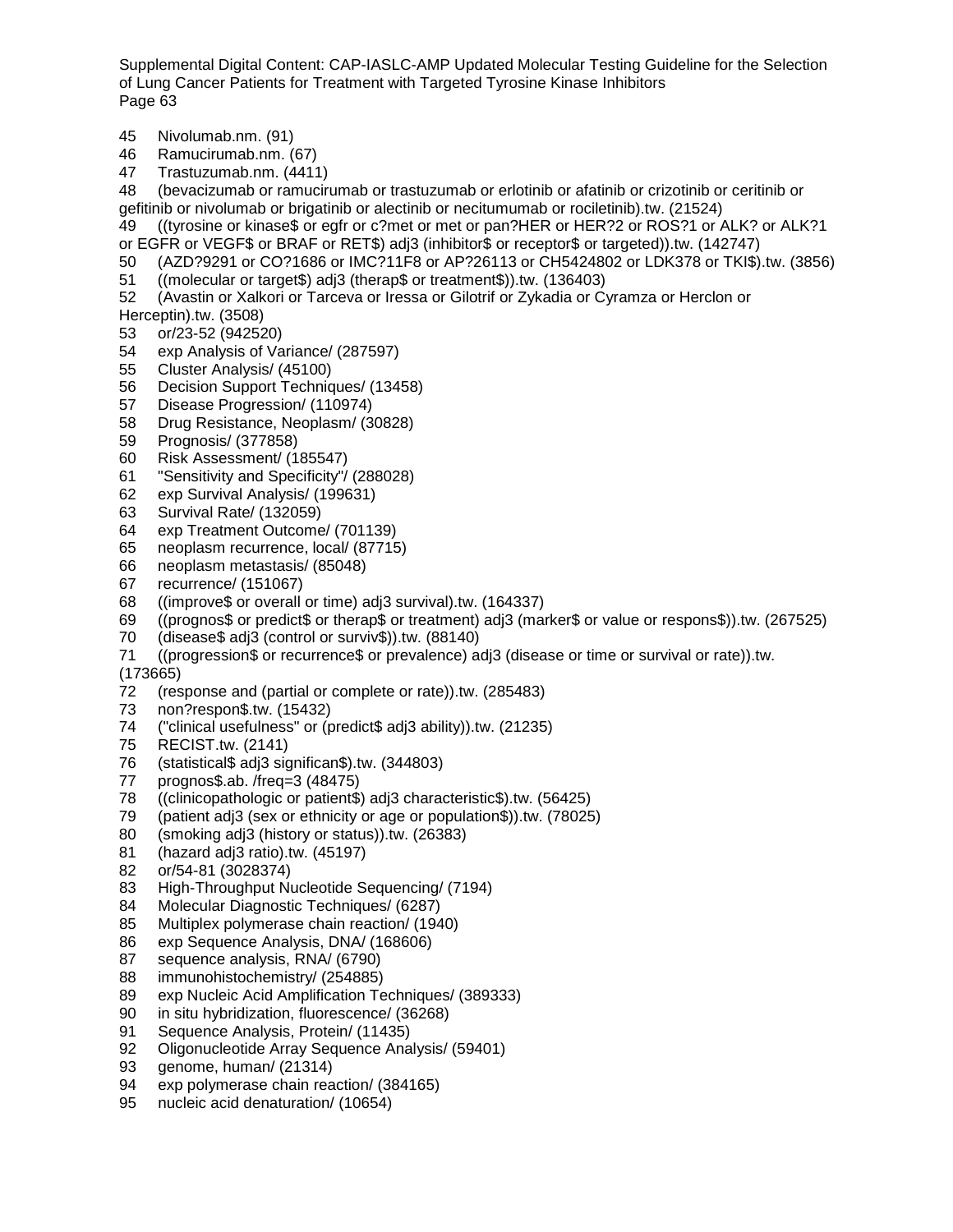45 Nivolumab.nm. (91)
46 Ramucirumab.nm. (67)
47 Trastuzumab.nm. (4411)
48 (bevacizumab or ramucirumab or trastuzumab or erlotinib or afatinib or crizotinib or ceritinib or gefitinib or nivolumab or brigatinib or alectinib or necitumumab or rociletinib).tw. (21524)
49 ((tyrosine or kinase$ or egfr or c?met or met or pan?HER or HER?2 or ROS?1 or ALK? or ALK?1 or EGFR or VEGF$ or BRAF or RET$) adj3 (inhibitor$ or receptor$ or targeted)).tw. (142747)
50 (AZD?9291 or CO?1686 or IMC?11F8 or AP?26113 or CH5424802 or LDK378 or TKI$).tw. (3856)
51 ((molecular or target$) adj3 (therap$ or treatment$)).tw. (136403)
52 (Avastin or Xalkori or Tarceva or Iressa or Gilotrif or Zykadia or Cyramza or Herclon or Herceptin).tw. (3508)
53 or/23-52 (942520)
54 exp Analysis of Variance/ (287597)
55 Cluster Analysis/ (45100)
56 Decision Support Techniques/ (13458)
57 Disease Progression/ (110974)
58 Drug Resistance, Neoplasm/ (30828)
59 Prognosis/ (377858)
60 Risk Assessment/ (185547)
61 "Sensitivity and Specificity"/ (288028)
62 exp Survival Analysis/ (199631)
63 Survival Rate/ (132059)
64 exp Treatment Outcome/ (701139)
65 neoplasm recurrence, local/ (87715)
66 neoplasm metastasis/ (85048)
67 recurrence/ (151067)
68 ((improve$ or overall or time) adj3 survival).tw. (164337)
69 ((prognos$ or predict$ or therap$ or treatment) adj3 (marker$ or value or respons$)).tw. (267525)
70 (disease$ adj3 (control or surviv$)).tw. (88140)
71 ((progression$ or recurrence$ or prevalence) adj3 (disease or time or survival or rate)).tw. (173665)
72 (response and (partial or complete or rate)).tw. (285483)
73 non?respon$.tw. (15432)
74 ("clinical usefulness" or (predict$ adj3 ability)).tw. (21235)
75 RECIST.tw. (2141)
76 (statistical$ adj3 significan$).tw. (344803)
77 prognos$.ab. /freq=3 (48475)
78 ((clinicopathologic or patient$) adj3 characteristic$).tw. (56425)
79 (patient adj3 (sex or ethnicity or age or population$)).tw. (78025)
80 (smoking adj3 (history or status)).tw. (26383)
81 (hazard adj3 ratio).tw. (45197)
82 or/54-81 (3028374)
83 High-Throughput Nucleotide Sequencing/ (7194)
84 Molecular Diagnostic Techniques/ (6287)
85 Multiplex polymerase chain reaction/ (1940)
86 exp Sequence Analysis, DNA/ (168606)
87 sequence analysis, RNA/ (6790)
88 immunohistochemistry/ (254885)
89 exp Nucleic Acid Amplification Techniques/ (389333)
90 in situ hybridization, fluorescence/ (36268)
91 Sequence Analysis, Protein/ (11435)
92 Oligonucleotide Array Sequence Analysis/ (59401)
93 genome, human/ (21314)
94 exp polymerase chain reaction/ (384165)
95 nucleic acid denaturation/ (10654)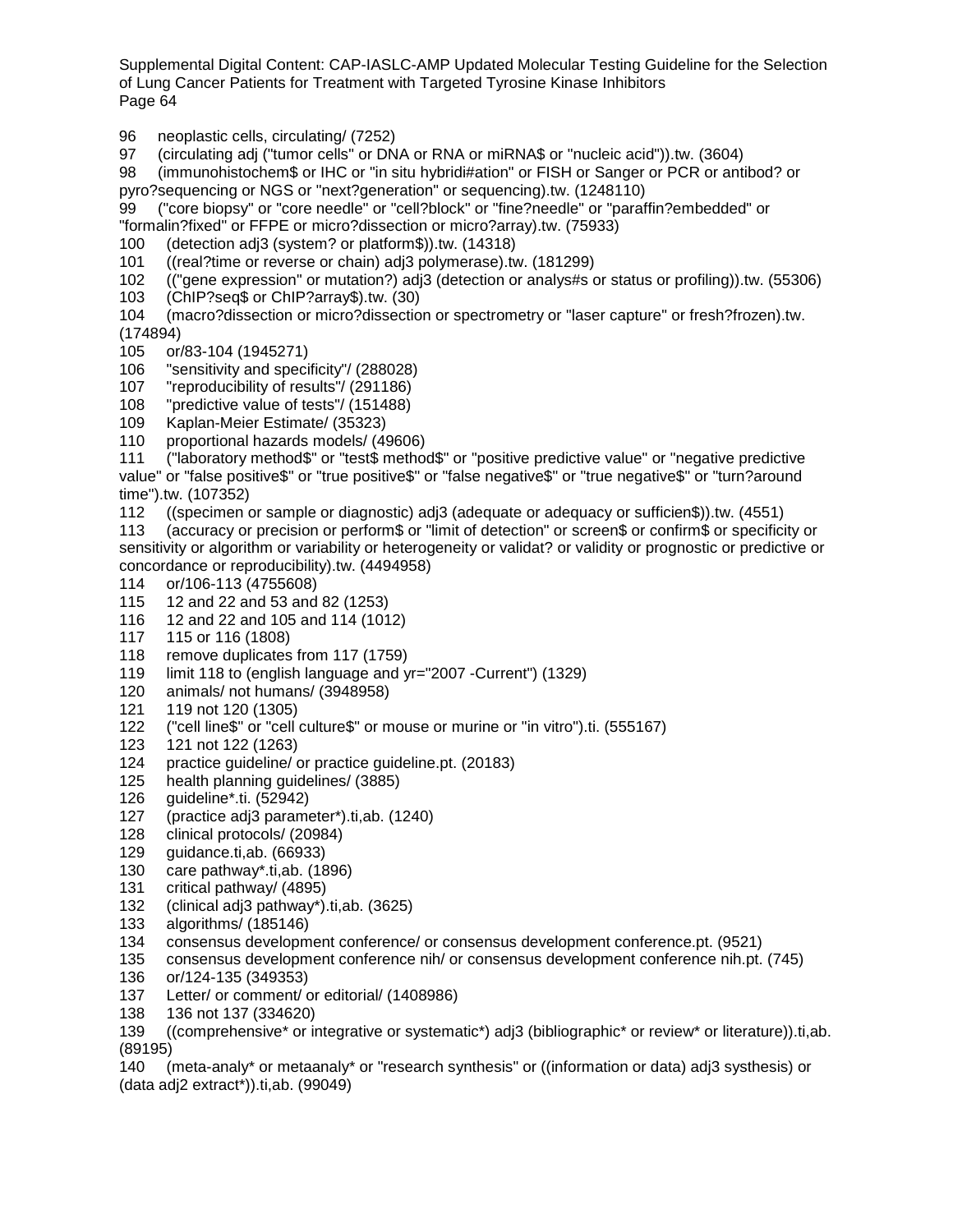96 neoplastic cells, circulating/ (7252)
97 (circulating adj ("tumor cells" or DNA or RNA or miRNA$ or "nucleic acid")).tw. (3604)
98 (immunohistochem$ or IHC or "in situ hybridi#ation" or FISH or Sanger or PCR or antibod? or pyro?sequencing or NGS or "next?generation" or sequencing).tw. (1248110)
99 ("core biopsy" or "core needle" or "cell?block" or "fine?needle" or "paraffin?embedded" or "formalin?fixed" or FFPE or micro?dissection or micro?array).tw. (75933)
100 (detection adj3 (system? or platform$)).tw. (14318)
101 ((real?time or reverse or chain) adj3 polymerase).tw. (181299)
102 (("gene expression" or mutation?) adj3 (detection or analys#s or status or profiling)).tw. (55306)
103 (ChIP?seq$ or ChIP?array$).tw. (30)
104 (macro?dissection or micro?dissection or spectrometry or "laser capture" or fresh?frozen).tw. (174894)
105 or/83-104 (1945271)
106 "sensitivity and specificity"/ (288028)
107 "reproducibility of results"/ (291186)
108 "predictive value of tests"/ (151488)
109 Kaplan-Meier Estimate/ (35323)
110 proportional hazards models/ (49606)
111 ("laboratory method$" or "test$ method$" or "positive predictive value" or "negative predictive value" or "false positive$" or "true positive$" or "false negative$" or "true negative$" or "turn?around time").tw. (107352)
112 ((specimen or sample or diagnostic) adj3 (adequate or adequacy or sufficien$)).tw. (4551)
113 (accuracy or precision or perform$ or "limit of detection" or screen$ or confirm$ or specificity or sensitivity or algorithm or variability or heterogeneity or validat? or validity or prognostic or predictive or concordance or reproducibility).tw. (4494958)
114 or/106-113 (4755608)
115 12 and 22 and 53 and 82 (1253)
116 12 and 22 and 105 and 114 (1012)
117 115 or 116 (1808)
118 remove duplicates from 117 (1759)
119 limit 118 to (english language and yr="2007 -Current") (1329)
120 animals/ not humans/ (3948958)
121 119 not 120 (1305)
122 ("cell line$" or "cell culture$" or mouse or murine or "in vitro").ti. (555167)
123 121 not 122 (1263)
124 practice guideline/ or practice guideline.pt. (20183)
125 health planning guidelines/ (3885)
126 guideline*.ti. (52942)
127 (practice adj3 parameter*).ti,ab. (1240)
128 clinical protocols/ (20984)
129 guidance.ti,ab. (66933)
130 care pathway*.ti,ab. (1896)
131 critical pathway/ (4895)
132 (clinical adj3 pathway*).ti,ab. (3625)
133 algorithms/ (185146)
134 consensus development conference/ or consensus development conference.pt. (9521)
135 consensus development conference nih/ or consensus development conference nih.pt. (745)
136 or/124-135 (349353)
137 Letter/ or comment/ or editorial/ (1408986)
138 136 not 137 (334620)
139 ((comprehensive* or integrative or systematic*) adj3 (bibliographic* or review* or literature)).ti,ab. (89195)
140 (meta-analy* or metaanaly* or "research synthesis" or ((information or data) adj3 systhesis) or (data adj2 extract*)).ti,ab. (99049)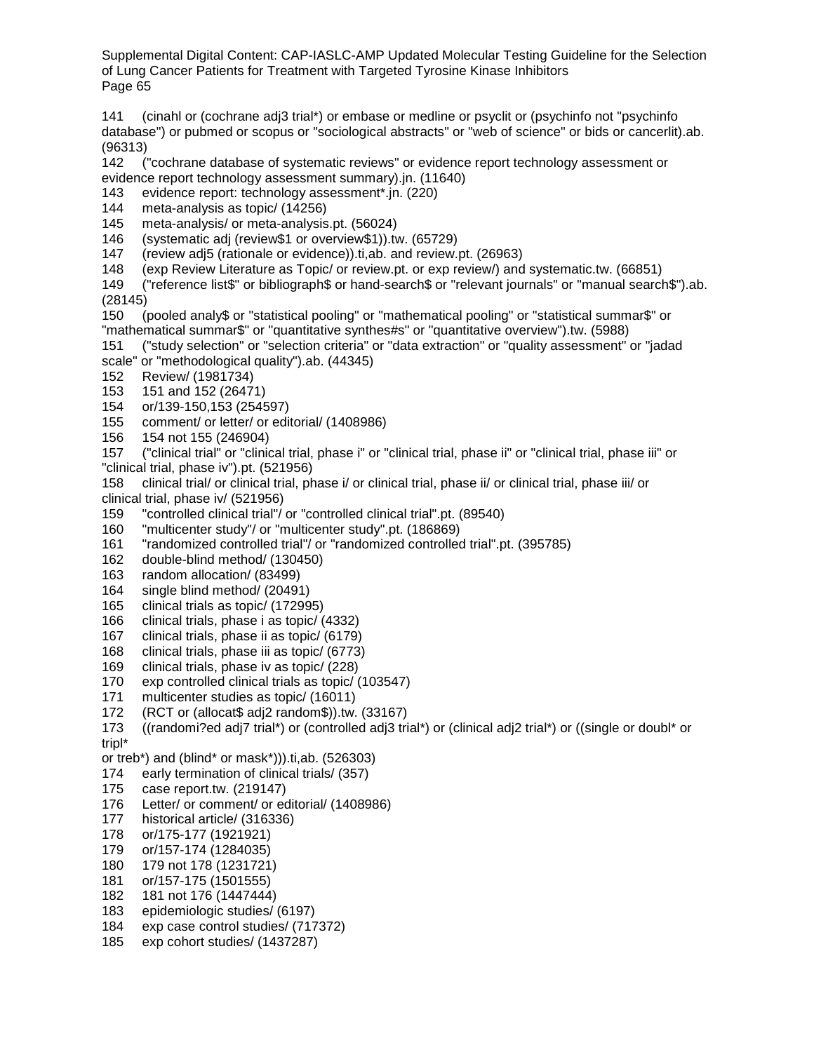141 (cinahl or (cochrane adj3 trial*) or embase or medline or psyclit or (psychinfo not "psychinfo database") or pubmed or scopus or "sociological abstracts" or "web of science" or bids or cancerlit).ab. (96313)

142 ("cochrane database of systematic reviews" or evidence report technology assessment or evidence report technology assessment summary).jn. (11640)

143 evidence report: technology assessment*.jn. (220)

144 meta-analysis as topic/ (14256)

145 meta-analysis/ or meta-analysis.pt. (56024)

146 (systematic adj (review$1 or overview$1)).tw. (65729)

147 (review adj5 (rationale or evidence)).ti,ab. and review.pt. (26963)

148 (exp Review Literature as Topic/ or review.pt. or exp review/) and systematic.tw. (66851)

149 ("reference list$" or bibliograph$ or hand-search$ or "relevant journals" or "manual search$").ab. (28145)

150 (pooled analy$ or "statistical pooling" or "mathematical pooling" or "statistical summar$" or "mathematical summar$" or "quantitative synthes#s" or "quantitative overview").tw. (5988)

151 ("study selection" or "selection criteria" or "data extraction" or "quality assessment" or "jadad scale" or "methodological quality").ab. (44345)

152 Review/ (1981734)

153 151 and 152 (26471)

154 or/139-150,153 (254597)

155 comment/ or letter/ or editorial/ (1408986)

156 154 not 155 (246904)

157 ("clinical trial" or "clinical trial, phase i" or "clinical trial, phase ii" or "clinical trial, phase iii" or "clinical trial, phase iv").pt. (521956)

158 clinical trial/ or clinical trial, phase i/ or clinical trial, phase ii/ or clinical trial, phase iii/ or clinical trial, phase iv/ (521956)

159 "controlled clinical trial"/ or "controlled clinical trial".pt. (89540)

160 "multicenter study"/ or "multicenter study".pt. (186869)

161 "randomized controlled trial"/ or "randomized controlled trial".pt. (395785)

162 double-blind method/ (130450)

163 random allocation/ (83499)

164 single blind method/ (20491)

165 clinical trials as topic/ (172995)

166 clinical trials, phase i as topic/ (4332)

167 clinical trials, phase ii as topic/ (6179)

168 clinical trials, phase iii as topic/ (6773)

169 clinical trials, phase iv as topic/ (228)

170 exp controlled clinical trials as topic/ (103547)

171 multicenter studies as topic/ (16011)

172 (RCT or (allocat$ adj2 random$)).tw. (33167)

173 ((randomi?ed adj7 trial*) or (controlled adj3 trial*) or (clinical adj2 trial*) or ((single or doubl* or tripl* or treb*) and (blind* or mask*))).ti,ab. (526303)

174 early termination of clinical trials/ (357)

175 case report.tw. (219147)

176 Letter/ or comment/ or editorial/ (1408986)

177 historical article/ (316336)

178 or/175-177 (1921921)

179 or/157-174 (1284035)

180 179 not 178 (1231721)

181 or/157-175 (1501555)

182 181 not 176 (1447444)

183 epidemiologic studies/ (6197)

184 exp case control studies/ (717372)

185 exp cohort studies/ (1437287)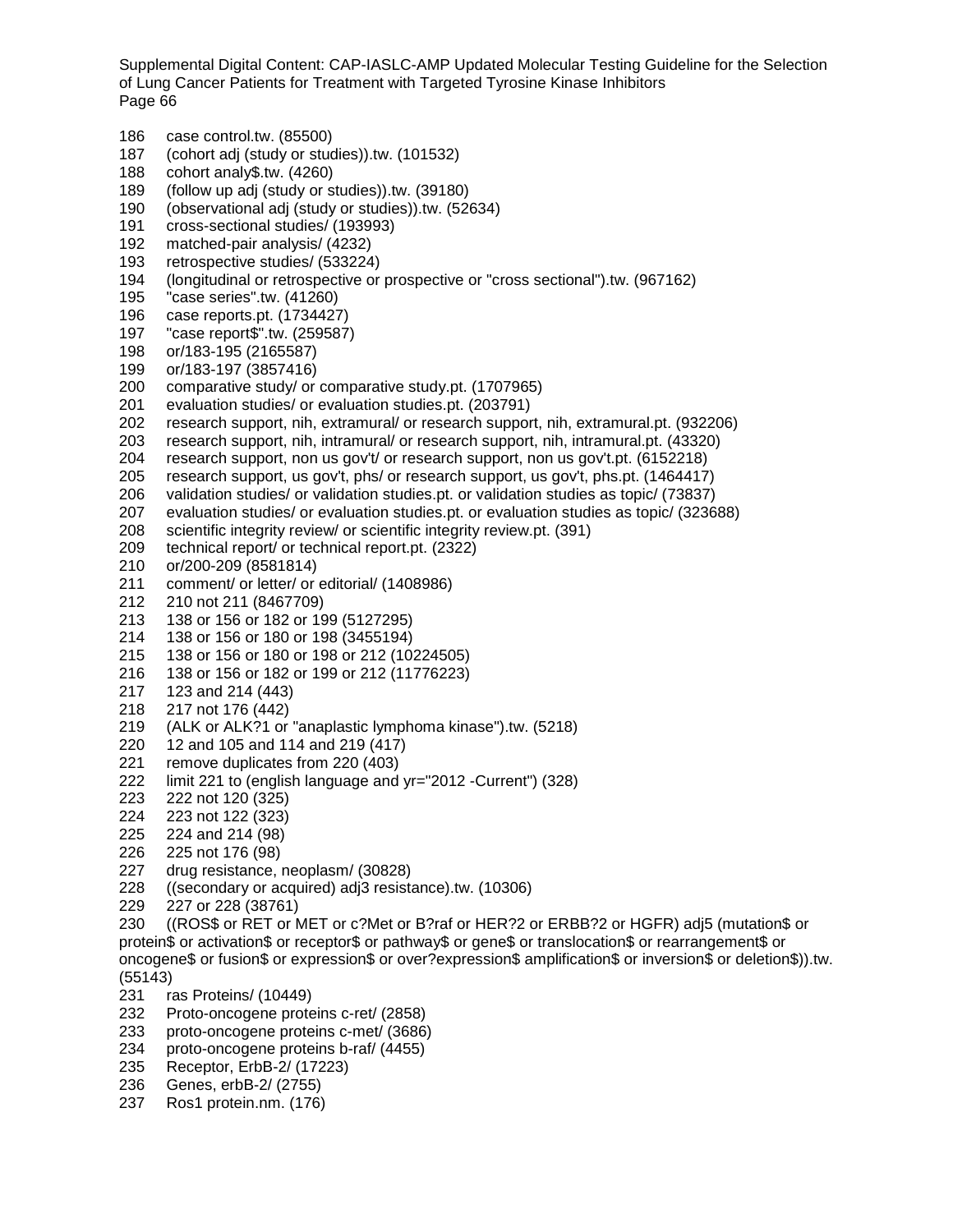186 case control.tw. (85500)
187 (cohort adj (study or studies)).tw. (101532)
188 cohort analy$.tw. (4260)
189 (follow up adj (study or studies)).tw. (39180)
190 (observational adj (study or studies)).tw. (52634)
191 cross-sectional studies/ (193993)
192 matched-pair analysis/ (4232)
193 retrospective studies/ (533224)
194 (longitudinal or retrospective or prospective or "cross sectional").tw. (967162)
195 "case series".tw. (41260)
196 case reports.pt. (1734427)
197 "case report$".tw. (259587)
198 or/183-195 (2165587)
199 or/183-197 (3857416)
200 comparative study/ or comparative study.pt. (1707965)
201 evaluation studies/ or evaluation studies.pt. (203791)
202 research support, nih, extramural/ or research support, nih, extramural.pt. (932206)
203 research support, nih, intramural/ or research support, nih, intramural.pt. (43320)
204 research support, non us gov't/ or research support, non us gov't.pt. (6152218)
205 research support, us gov't, phs/ or research support, us gov't, phs.pt. (1464417)
206 validation studies/ or validation studies.pt. or validation studies as topic/ (73837)
207 evaluation studies/ or evaluation studies.pt. or evaluation studies as topic/ (323688)
208 scientific integrity review/ or scientific integrity review.pt. (391)
209 technical report/ or technical report.pt. (2322)
210 or/200-209 (8581814)
211 comment/ or letter/ or editorial/ (1408986)
212 210 not 211 (8467709)
213 138 or 156 or 182 or 199 (5127295)
214 138 or 156 or 180 or 198 (3455194)
215 138 or 156 or 180 or 198 or 212 (10224505)
216 138 or 156 or 182 or 199 or 212 (11776223)
217 123 and 214 (443)
218 217 not 176 (442)
219 (ALK or ALK?1 or "anaplastic lymphoma kinase").tw. (5218)
220 12 and 105 and 114 and 219 (417)
221 remove duplicates from 220 (403)
222 limit 221 to (english language and yr="2012 -Current") (328)
223 222 not 120 (325)
224 223 not 122 (323)
225 224 and 214 (98)
226 225 not 176 (98)
227 drug resistance, neoplasm/ (30828)
228 ((secondary or acquired) adj3 resistance).tw. (10306)
229 227 or 228 (38761)
230 ((ROS$ or RET or MET or c?Met or B?raf or HER?2 or ERBB?2 or HGFR) adj5 (mutation$ or protein$ or activation$ or receptor$ or pathway$ or gene$ or translocation$ or rearrangement$ or oncogene$ or fusion$ or expression$ or over?expression$ amplification$ or inversion$ or deletion$)).tw. (55143)
231 ras Proteins/ (10449)
232 Proto-oncogene proteins c-ret/ (2858)
233 proto-oncogene proteins c-met/ (3686)
234 proto-oncogene proteins b-raf/ (4455)
235 Receptor, ErbB-2/ (17223)
236 Genes, erbB-2/ (2755)
237 Ros1 protein.nm. (176)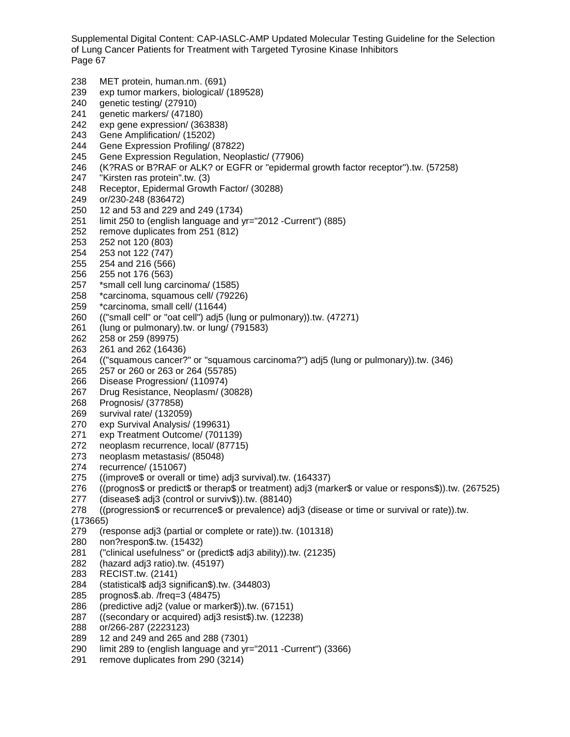238 MET protein, human.nm. (691)
239 exp tumor markers, biological/ (189528)
240 genetic testing/ (27910)
241 genetic markers/ (47180)
242 exp gene expression/ (363838)
243 Gene Amplification/ (15202)
244 Gene Expression Profiling/ (87822)
245 Gene Expression Regulation, Neoplastic/ (77906)
246 (K?RAS or B?RAF or ALK? or EGFR or "epidermal growth factor receptor").tw. (57258)
247 "Kirsten ras protein".tw. (3)
248 Receptor, Epidermal Growth Factor/ (30288)
249 or/230-248 (836472)
250 12 and 53 and 229 and 249 (1734)
251 limit 250 to (english language and yr="2012 -Current") (885)
252 remove duplicates from 251 (812)
253 252 not 120 (803)
254 253 not 122 (747)
255 254 and 216 (566)
256 255 not 176 (563)
257 *small cell lung carcinoma/ (1585)
258 *carcinoma, squamous cell/ (79226)
259 *carcinoma, small cell/ (11644)
260 (("small cell" or "oat cell") adj5 (lung or pulmonary)).tw. (47271)
261 (lung or pulmonary).tw. or lung/ (791583)
262 258 or 259 (89975)
263 261 and 262 (16436)
264 (("squamous cancer?" or "squamous carcinoma?") adj5 (lung or pulmonary)).tw. (346)
265 257 or 260 or 263 or 264 (55785)
266 Disease Progression/ (110974)
267 Drug Resistance, Neoplasm/ (30828)
268 Prognosis/ (377858)
269 survival rate/ (132059)
270 exp Survival Analysis/ (199631)
271 exp Treatment Outcome/ (701139)
272 neoplasm recurrence, local/ (87715)
273 neoplasm metastasis/ (85048)
274 recurrence/ (151067)
275 ((improve$ or overall or time) adj3 survival).tw. (164337)
276 ((prognos$ or predict$ or therap$ or treatment) adj3 (marker$ or value or respons$)).tw. (267525)
277 (disease$ adj3 (control or surviv$)).tw. (88140)
278 ((progression$ or recurrence$ or prevalence) adj3 (disease or time or survival or rate)).tw. (173665)
279 (response adj3 (partial or complete or rate)).tw. (101318)
280 non?respon$.tw. (15432)
281 ("clinical usefulness" or (predict$ adj3 ability)).tw. (21235)
282 (hazard adj3 ratio).tw. (45197)
283 RECIST.tw. (2141)
284 (statistical$ adj3 significan$).tw. (344803)
285 prognos$.ab. /freq=3 (48475)
286 (predictive adj2 (value or marker$)).tw. (67151)
287 ((secondary or acquired) adj3 resist$).tw. (12238)
288 or/266-287 (2223123)
289 12 and 249 and 265 and 288 (7301)
290 limit 289 to (english language and yr="2011 -Current") (3366)
291 remove duplicates from 290 (3214)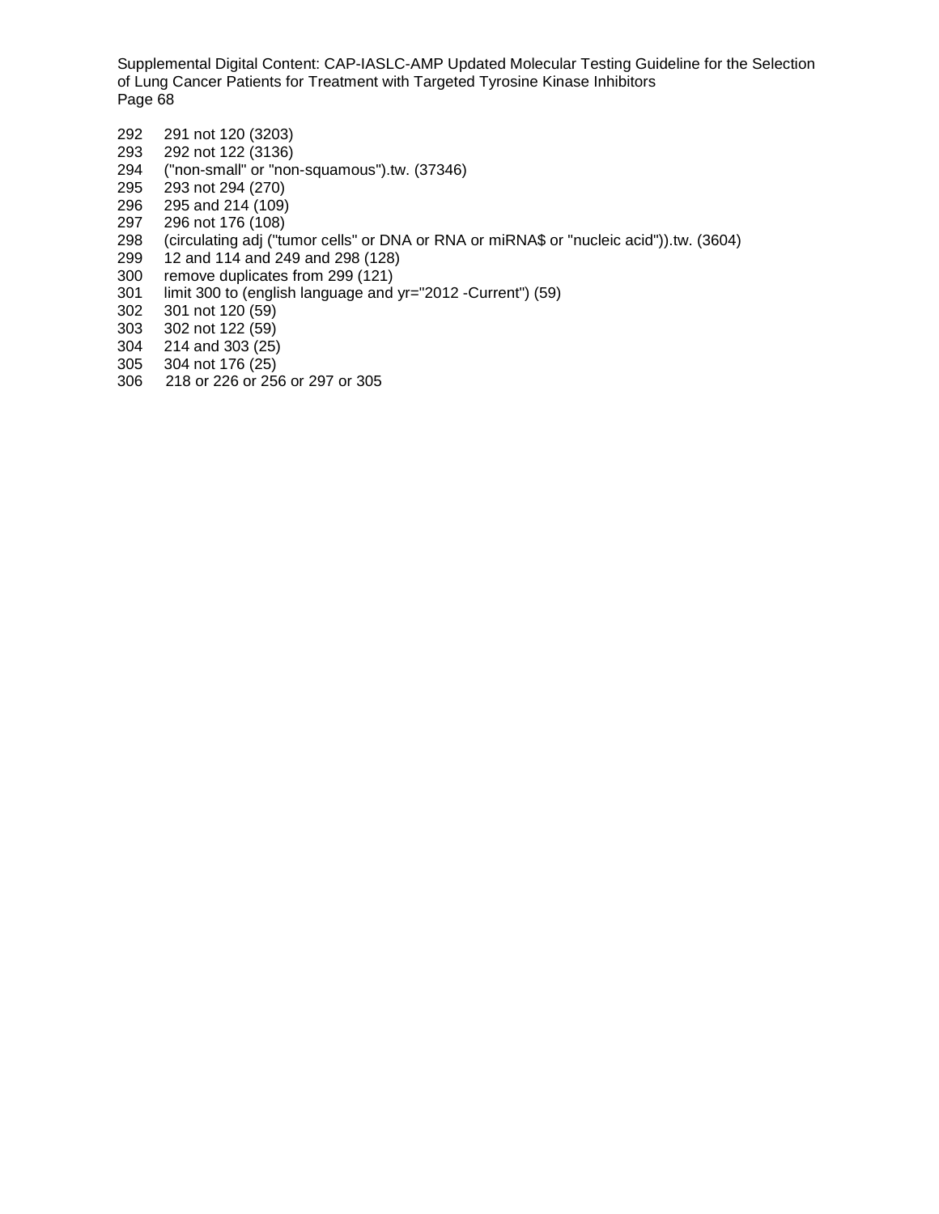292 291 not 120 (3203)
293 292 not 122 (3136)
294 ("non-small" or "non-squamous").tw. (37346)
295 293 not 294 (270)
296 295 and 214 (109)
297 296 not 176 (108)
298 (circulating adj ("tumor cells" or DNA or RNA or miRNA$ or "nucleic acid")).tw. (3604)
299 12 and 114 and 249 and 298 (128)
300 remove duplicates from 299 (121)
301 limit 300 to (english language and yr="2012 -Current") (59)
302 301 not 120 (59)
303 302 not 122 (59)
304 214 and 303 (25)
305 304 not 176 (25)
306 218 or 226 or 256 or 297 or 305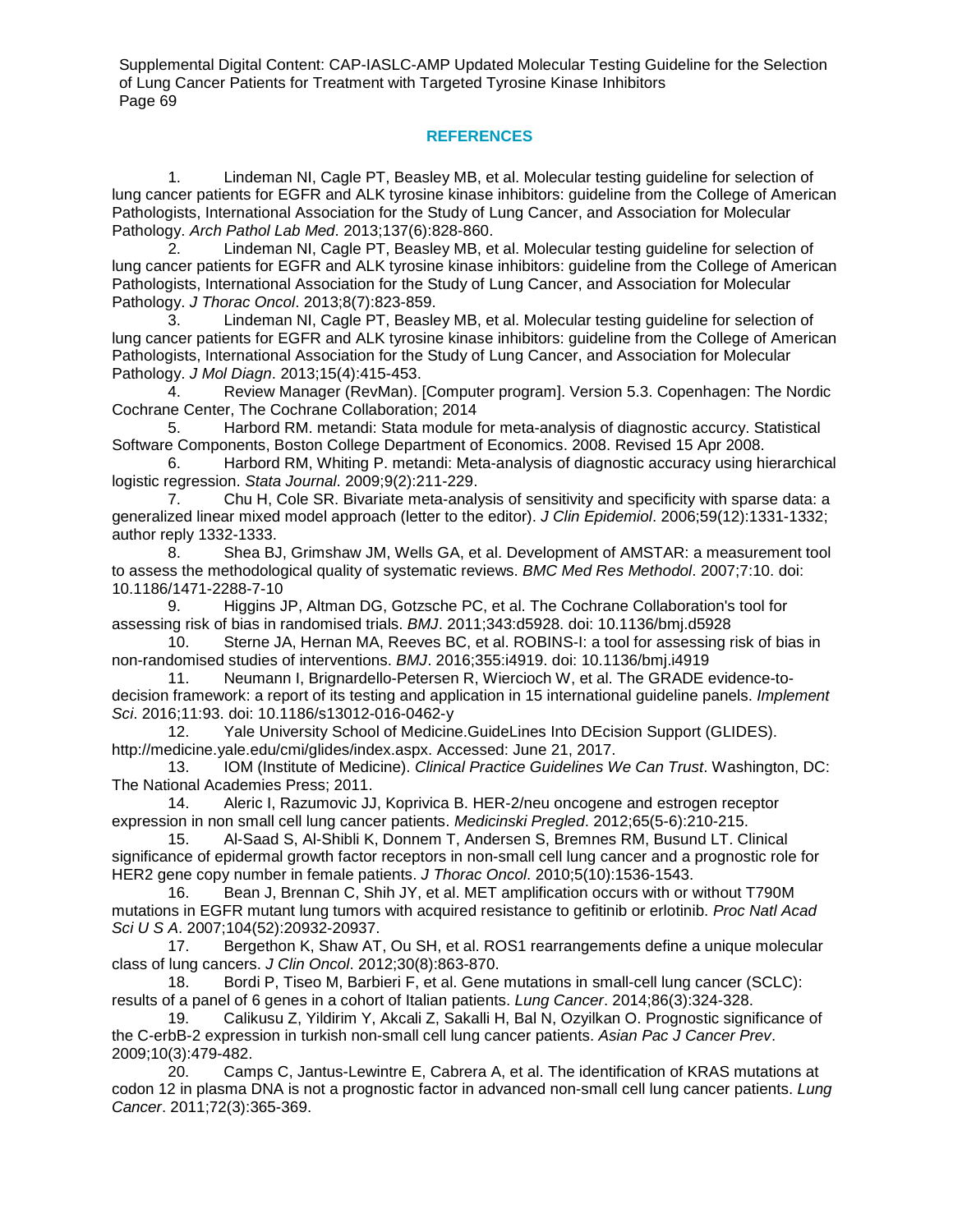## REFERENCES

1. Lindeman NI, Cagle PT, Beasley MB, et al. Molecular testing guideline for selection of lung cancer patients for EGFR and ALK tyrosine kinase inhibitors: guideline from the College of American Pathologists, International Association for the Study of Lung Cancer, and Association for Molecular Pathology. *Arch Pathol Lab Med*. 2013;137(6):828-860.
2. Lindeman NI, Cagle PT, Beasley MB, et al. Molecular testing guideline for selection of lung cancer patients for EGFR and ALK tyrosine kinase inhibitors: guideline from the College of American Pathologists, International Association for the Study of Lung Cancer, and Association for Molecular Pathology. *J Thorac Oncol*. 2013;8(7):823-859.
3. Lindeman NI, Cagle PT, Beasley MB, et al. Molecular testing guideline for selection of lung cancer patients for EGFR and ALK tyrosine kinase inhibitors: guideline from the College of American Pathologists, International Association for the Study of Lung Cancer, and Association for Molecular Pathology. *J Mol Diagn*. 2013;15(4):415-453.
4. Review Manager (RevMan). [Computer program]. Version 5.3. Copenhagen: The Nordic Cochrane Center, The Cochrane Collaboration; 2014
5. Harbord RM. metandi: Stata module for meta-analysis of diagnostic accurcy. Statistical Software Components, Boston College Department of Economics. 2008. Revised 15 Apr 2008.
6. Harbord RM, Whiting P. metandi: Meta-analysis of diagnostic accuracy using hierarchical logistic regression. *Stata Journal*. 2009;9(2):211-229.
7. Chu H, Cole SR. Bivariate meta-analysis of sensitivity and specificity with sparse data: a generalized linear mixed model approach (letter to the editor). *J Clin Epidemiol*. 2006;59(12):1331-1332; author reply 1332-1333.
8. Shea BJ, Grimshaw JM, Wells GA, et al. Development of AMSTAR: a measurement tool to assess the methodological quality of systematic reviews. *BMC Med Res Methodol*. 2007;7:10. doi: 10.1186/1471-2288-7-10
9. Higgins JP, Altman DG, Gotzsche PC, et al. The Cochrane Collaboration's tool for assessing risk of bias in randomised trials. *BMJ*. 2011;343:d5928. doi: 10.1136/bmj.d5928
10. Sterne JA, Hernan MA, Reeves BC, et al. ROBINS-I: a tool for assessing risk of bias in non-randomised studies of interventions. *BMJ*. 2016;355:i4919. doi: 10.1136/bmj.i4919
11. Neumann I, Brignardello-Petersen R, Wiercioch W, et al. The GRADE evidence-to-decision framework: a report of its testing and application in 15 international guideline panels. *Implement Sci*. 2016;11:93. doi: 10.1186/s13012-016-0462-y
12. Yale University School of Medicine.GuideLines Into DEcision Support (GLIDES). http://medicine.yale.edu/cmi/glides/index.aspx. Accessed: June 21, 2017.
13. IOM (Institute of Medicine). *Clinical Practice Guidelines We Can Trust*. Washington, DC: The National Academies Press; 2011.
14. Aleric I, Razumovic JJ, Koprivica B. HER-2/neu oncogene and estrogen receptor expression in non small cell lung cancer patients. *Medicinski Pregled*. 2012;65(5-6):210-215.
15. Al-Saad S, Al-Shibli K, Donnem T, Andersen S, Bremnes RM, Busund LT. Clinical significance of epidermal growth factor receptors in non-small cell lung cancer and a prognostic role for HER2 gene copy number in female patients. *J Thorac Oncol*. 2010;5(10):1536-1543.
16. Bean J, Brennan C, Shih JY, et al. MET amplification occurs with or without T790M mutations in EGFR mutant lung tumors with acquired resistance to gefitinib or erlotinib. *Proc Natl Acad Sci U S A*. 2007;104(52):20932-20937.
17. Bergethon K, Shaw AT, Ou SH, et al. ROS1 rearrangements define a unique molecular class of lung cancers. *J Clin Oncol*. 2012;30(8):863-870.
18. Bordi P, Tiseo M, Barbieri F, et al. Gene mutations in small-cell lung cancer (SCLC): results of a panel of 6 genes in a cohort of Italian patients. *Lung Cancer*. 2014;86(3):324-328.
19. Calikusu Z, Yildirim Y, Akcali Z, Sakalli H, Bal N, Ozyilkan O. Prognostic significance of the C-erbB-2 expression in turkish non-small cell lung cancer patients. *Asian Pac J Cancer Prev*. 2009;10(3):479-482.
20. Camps C, Jantus-Lewintre E, Cabrera A, et al. The identification of KRAS mutations at codon 12 in plasma DNA is not a prognostic factor in advanced non-small cell lung cancer patients. *Lung Cancer*. 2011;72(3):365-369.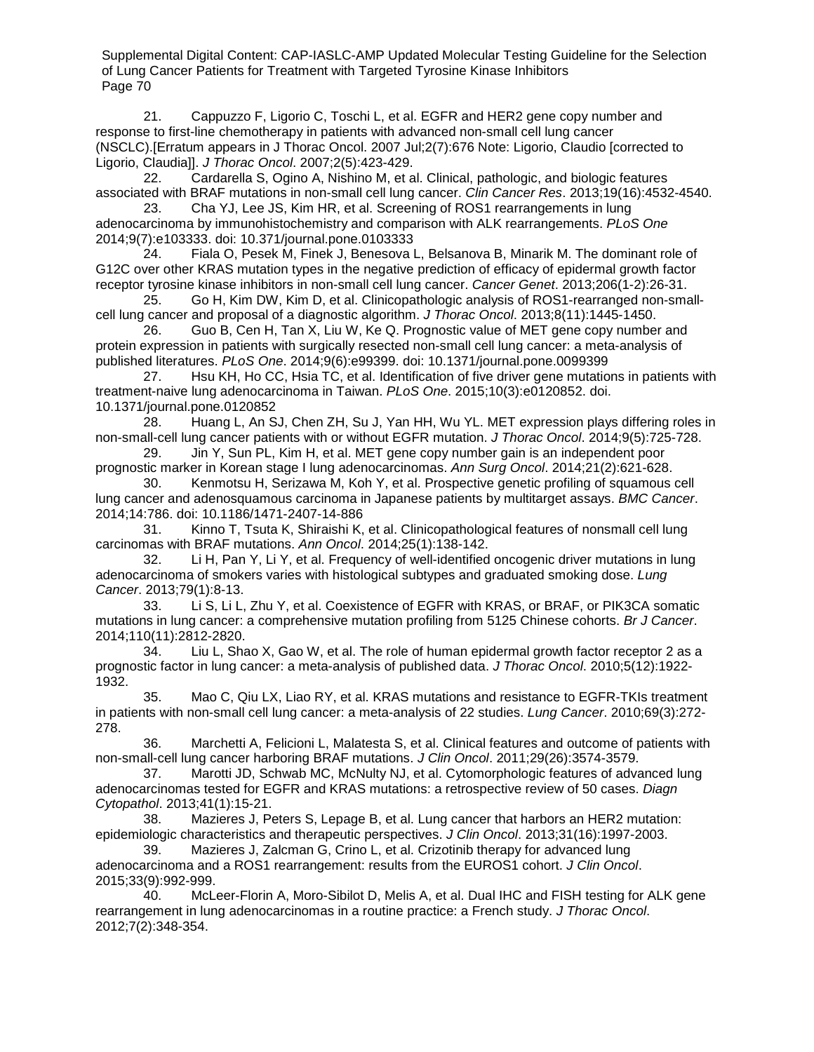21. Cappuzzo F, Ligorio C, Toschi L, et al. EGFR and HER2 gene copy number and response to first-line chemotherapy in patients with advanced non-small cell lung cancer (NSCLC).[Erratum appears in J Thorac Oncol. 2007 Jul;2(7):676 Note: Ligorio, Claudio [corrected to Ligorio, Claudia]]. *J Thorac Oncol*. 2007;2(5):423-429.

22. Cardarella S, Ogino A, Nishino M, et al. Clinical, pathologic, and biologic features associated with BRAF mutations in non-small cell lung cancer. *Clin Cancer Res*. 2013;19(16):4532-4540.

23. Cha YJ, Lee JS, Kim HR, et al. Screening of ROS1 rearrangements in lung adenocarcinoma by immunohistochemistry and comparison with ALK rearrangements. *PLoS One* 2014;9(7):e103333. doi: 10.371/journal.pone.0103333

24. Fiala O, Pesek M, Finek J, Benesova L, Belsanova B, Minarik M. The dominant role of G12C over other KRAS mutation types in the negative prediction of efficacy of epidermal growth factor receptor tyrosine kinase inhibitors in non-small cell lung cancer. *Cancer Genet*. 2013;206(1-2):26-31.

25. Go H, Kim DW, Kim D, et al. Clinicopathologic analysis of ROS1-rearranged non-small-cell lung cancer and proposal of a diagnostic algorithm. *J Thorac Oncol*. 2013;8(11):1445-1450.

26. Guo B, Cen H, Tan X, Liu W, Ke Q. Prognostic value of MET gene copy number and protein expression in patients with surgically resected non-small cell lung cancer: a meta-analysis of published literatures. *PLoS One*. 2014;9(6):e99399. doi: 10.1371/journal.pone.0099399

27. Hsu KH, Ho CC, Hsia TC, et al. Identification of five driver gene mutations in patients with treatment-naive lung adenocarcinoma in Taiwan. *PLoS One*. 2015;10(3):e0120852. doi. 10.1371/journal.pone.0120852

28. Huang L, An SJ, Chen ZH, Su J, Yan HH, Wu YL. MET expression plays differing roles in non-small-cell lung cancer patients with or without EGFR mutation. *J Thorac Oncol*. 2014;9(5):725-728.

29. Jin Y, Sun PL, Kim H, et al. MET gene copy number gain is an independent poor prognostic marker in Korean stage I lung adenocarcinomas. *Ann Surg Oncol*. 2014;21(2):621-628.

30. Kenmotsu H, Serizawa M, Koh Y, et al. Prospective genetic profiling of squamous cell lung cancer and adenosquamous carcinoma in Japanese patients by multitarget assays. *BMC Cancer*. 2014;14:786. doi: 10.1186/1471-2407-14-886

31. Kinno T, Tsuta K, Shiraishi K, et al. Clinicopathological features of nonsmall cell lung carcinomas with BRAF mutations. *Ann Oncol*. 2014;25(1):138-142.

32. Li H, Pan Y, Li Y, et al. Frequency of well-identified oncogenic driver mutations in lung adenocarcinoma of smokers varies with histological subtypes and graduated smoking dose. *Lung Cancer*. 2013;79(1):8-13.

33. Li S, Li L, Zhu Y, et al. Coexistence of EGFR with KRAS, or BRAF, or PIK3CA somatic mutations in lung cancer: a comprehensive mutation profiling from 5125 Chinese cohorts. *Br J Cancer*. 2014;110(11):2812-2820.

34. Liu L, Shao X, Gao W, et al. The role of human epidermal growth factor receptor 2 as a prognostic factor in lung cancer: a meta-analysis of published data. *J Thorac Oncol*. 2010;5(12):1922-1932.

35. Mao C, Qiu LX, Liao RY, et al. KRAS mutations and resistance to EGFR-TKIs treatment in patients with non-small cell lung cancer: a meta-analysis of 22 studies. *Lung Cancer*. 2010;69(3):272-278.

36. Marchetti A, Felicioni L, Malatesta S, et al. Clinical features and outcome of patients with non-small-cell lung cancer harboring BRAF mutations. *J Clin Oncol*. 2011;29(26):3574-3579.

37. Marotti JD, Schwab MC, McNulty NJ, et al. Cytomorphologic features of advanced lung adenocarcinomas tested for EGFR and KRAS mutations: a retrospective review of 50 cases. *Diagn Cytopathol*. 2013;41(1):15-21.

38. Mazieres J, Peters S, Lepage B, et al. Lung cancer that harbors an HER2 mutation: epidemiologic characteristics and therapeutic perspectives. *J Clin Oncol*. 2013;31(16):1997-2003.

39. Mazieres J, Zalcman G, Crino L, et al. Crizotinib therapy for advanced lung adenocarcinoma and a ROS1 rearrangement: results from the EUROS1 cohort. *J Clin Oncol*. 2015;33(9):992-999.

40. McLeer-Florin A, Moro-Sibilot D, Melis A, et al. Dual IHC and FISH testing for ALK gene rearrangement in lung adenocarcinomas in a routine practice: a French study. *J Thorac Oncol*. 2012;7(2):348-354.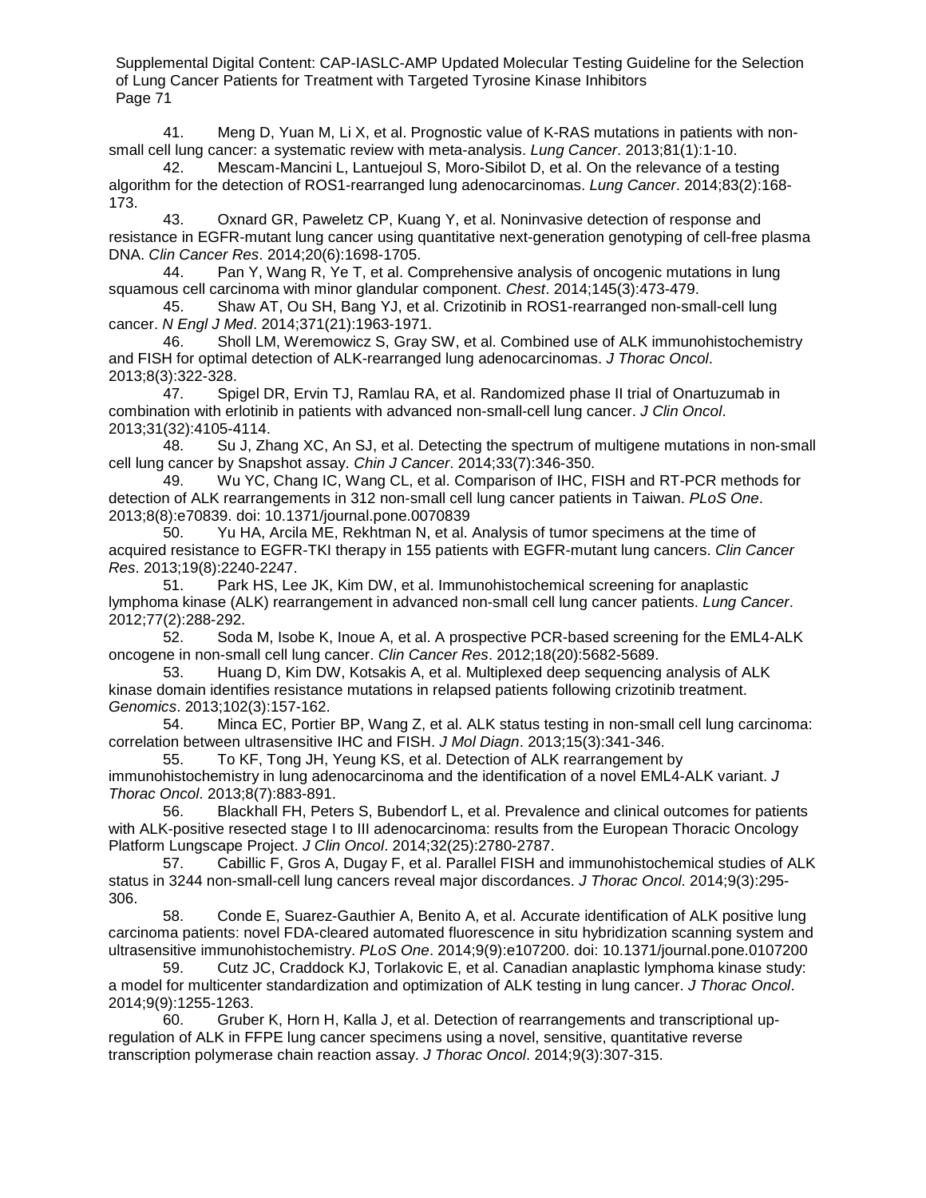41. Meng D, Yuan M, Li X, et al. Prognostic value of K-RAS mutations in patients with non-small cell lung cancer: a systematic review with meta-analysis. *Lung Cancer*. 2013;81(1):1-10.

42. Mescam-Mancini L, Lantuejoul S, Moro-Sibilot D, et al. On the relevance of a testing algorithm for the detection of ROS1-rearranged lung adenocarcinomas. *Lung Cancer*. 2014;83(2):168-173.

43. Oxnard GR, Paweletz CP, Kuang Y, et al. Noninvasive detection of response and resistance in EGFR-mutant lung cancer using quantitative next-generation genotyping of cell-free plasma DNA. *Clin Cancer Res*. 2014;20(6):1698-1705.

44. Pan Y, Wang R, Ye T, et al. Comprehensive analysis of oncogenic mutations in lung squamous cell carcinoma with minor glandular component. *Chest*. 2014;145(3):473-479.

45. Shaw AT, Ou SH, Bang YJ, et al. Crizotinib in ROS1-rearranged non-small-cell lung cancer. *N Engl J Med*. 2014;371(21):1963-1971.

46. Sholl LM, Weremowicz S, Gray SW, et al. Combined use of ALK immunohistochemistry and FISH for optimal detection of ALK-rearranged lung adenocarcinomas. *J Thorac Oncol*. 2013;8(3):322-328.

47. Spigel DR, Ervin TJ, Ramlau RA, et al. Randomized phase II trial of Onartuzumab in combination with erlotinib in patients with advanced non-small-cell lung cancer. *J Clin Oncol*. 2013;31(32):4105-4114.

48. Su J, Zhang XC, An SJ, et al. Detecting the spectrum of multigene mutations in non-small cell lung cancer by Snapshot assay. *Chin J Cancer*. 2014;33(7):346-350.

49. Wu YC, Chang IC, Wang CL, et al. Comparison of IHC, FISH and RT-PCR methods for detection of ALK rearrangements in 312 non-small cell lung cancer patients in Taiwan. *PLoS One*. 2013;8(8):e70839. doi: 10.1371/journal.pone.0070839

50. Yu HA, Arcila ME, Rekhtman N, et al. Analysis of tumor specimens at the time of acquired resistance to EGFR-TKI therapy in 155 patients with EGFR-mutant lung cancers. *Clin Cancer Res*. 2013;19(8):2240-2247.

51. Park HS, Lee JK, Kim DW, et al. Immunohistochemical screening for anaplastic lymphoma kinase (ALK) rearrangement in advanced non-small cell lung cancer patients. *Lung Cancer*. 2012;77(2):288-292.

52. Soda M, Isobe K, Inoue A, et al. A prospective PCR-based screening for the EML4-ALK oncogene in non-small cell lung cancer. *Clin Cancer Res*. 2012;18(20):5682-5689.

53. Huang D, Kim DW, Kotsakis A, et al. Multiplexed deep sequencing analysis of ALK kinase domain identifies resistance mutations in relapsed patients following crizotinib treatment. *Genomics*. 2013;102(3):157-162.

54. Minca EC, Portier BP, Wang Z, et al. ALK status testing in non-small cell lung carcinoma: correlation between ultrasensitive IHC and FISH. *J Mol Diagn*. 2013;15(3):341-346.

55. To KF, Tong JH, Yeung KS, et al. Detection of ALK rearrangement by immunohistochemistry in lung adenocarcinoma and the identification of a novel EML4-ALK variant. *J Thorac Oncol*. 2013;8(7):883-891.

56. Blackhall FH, Peters S, Bubendorf L, et al. Prevalence and clinical outcomes for patients with ALK-positive resected stage I to III adenocarcinoma: results from the European Thoracic Oncology Platform Lungscape Project. *J Clin Oncol*. 2014;32(25):2780-2787.

57. Cabillic F, Gros A, Dugay F, et al. Parallel FISH and immunohistochemical studies of ALK status in 3244 non-small-cell lung cancers reveal major discordances. *J Thorac Oncol*. 2014;9(3):295-306.

58. Conde E, Suarez-Gauthier A, Benito A, et al. Accurate identification of ALK positive lung carcinoma patients: novel FDA-cleared automated fluorescence in situ hybridization scanning system and ultrasensitive immunohistochemistry. *PLoS One*. 2014;9(9):e107200. doi: 10.1371/journal.pone.0107200

59. Cutz JC, Craddock KJ, Torlakovic E, et al. Canadian anaplastic lymphoma kinase study: a model for multicenter standardization and optimization of ALK testing in lung cancer. *J Thorac Oncol*. 2014;9(9):1255-1263.

60. Gruber K, Horn H, Kalla J, et al. Detection of rearrangements and transcriptional up-regulation of ALK in FFPE lung cancer specimens using a novel, sensitive, quantitative reverse transcription polymerase chain reaction assay. *J Thorac Oncol*. 2014;9(3):307-315.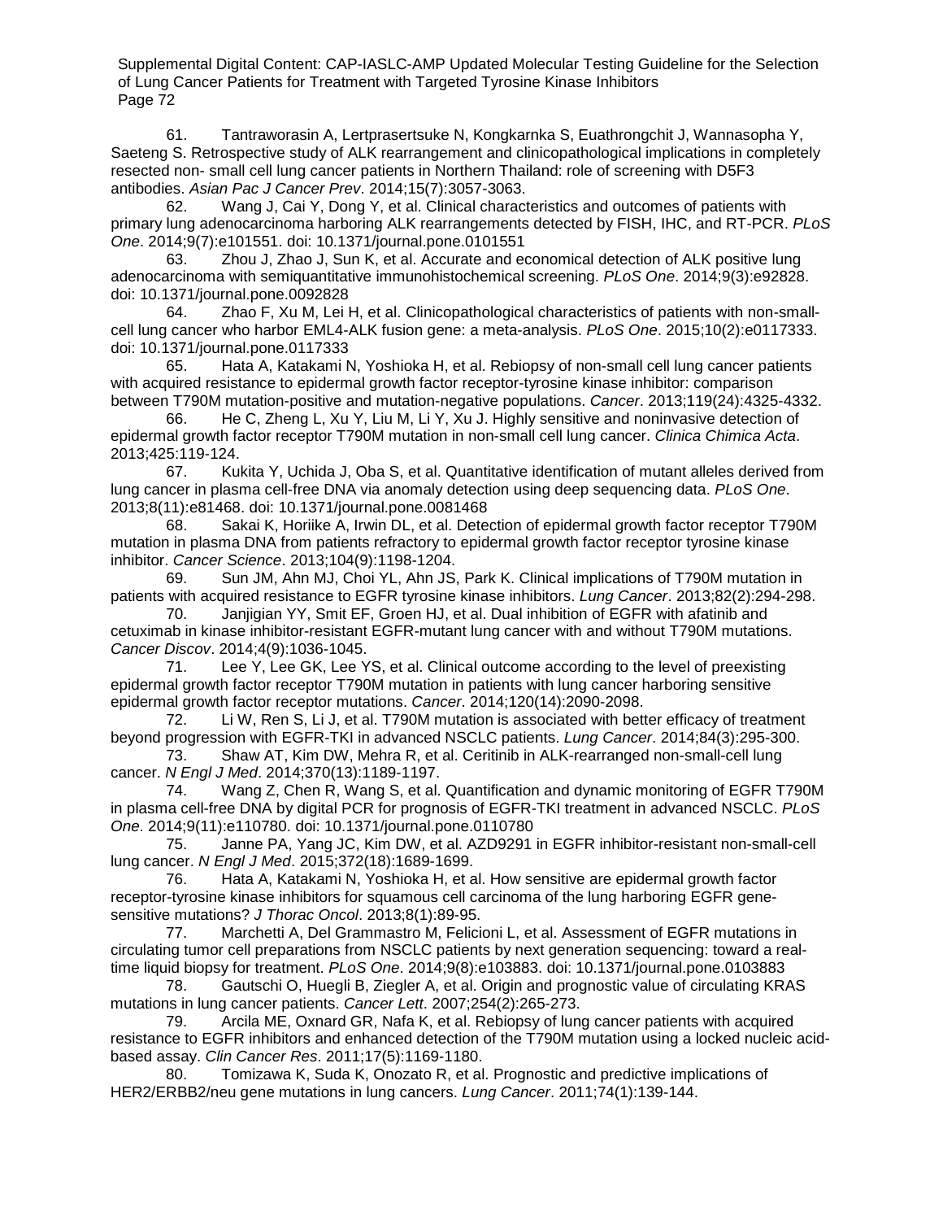61. Tantraworasin A, Lertprasertsuke N, Kongkarnka S, Euathrongchit J, Wannasopha Y, Saeteng S. Retrospective study of ALK rearrangement and clinicopathological implications in completely resected non- small cell lung cancer patients in Northern Thailand: role of screening with D5F3 antibodies. *Asian Pac J Cancer Prev*. 2014;15(7):3057-3063.

62. Wang J, Cai Y, Dong Y, et al. Clinical characteristics and outcomes of patients with primary lung adenocarcinoma harboring ALK rearrangements detected by FISH, IHC, and RT-PCR. *PLoS One*. 2014;9(7):e101551. doi: 10.1371/journal.pone.0101551

63. Zhou J, Zhao J, Sun K, et al. Accurate and economical detection of ALK positive lung adenocarcinoma with semiquantitative immunohistochemical screening. *PLoS One*. 2014;9(3):e92828. doi: 10.1371/journal.pone.0092828

64. Zhao F, Xu M, Lei H, et al. Clinicopathological characteristics of patients with non-small-cell lung cancer who harbor EML4-ALK fusion gene: a meta-analysis. *PLoS One*. 2015;10(2):e0117333. doi: 10.1371/journal.pone.0117333

65. Hata A, Katakami N, Yoshioka H, et al. Rebiopsy of non-small cell lung cancer patients with acquired resistance to epidermal growth factor receptor-tyrosine kinase inhibitor: comparison between T790M mutation-positive and mutation-negative populations. *Cancer*. 2013;119(24):4325-4332.

66. He C, Zheng L, Xu Y, Liu M, Li Y, Xu J. Highly sensitive and noninvasive detection of epidermal growth factor receptor T790M mutation in non-small cell lung cancer. *Clinica Chimica Acta*. 2013;425:119-124.

67. Kukita Y, Uchida J, Oba S, et al. Quantitative identification of mutant alleles derived from lung cancer in plasma cell-free DNA via anomaly detection using deep sequencing data. *PLoS One*. 2013;8(11):e81468. doi: 10.1371/journal.pone.0081468

68. Sakai K, Horiike A, Irwin DL, et al. Detection of epidermal growth factor receptor T790M mutation in plasma DNA from patients refractory to epidermal growth factor receptor tyrosine kinase inhibitor. *Cancer Science*. 2013;104(9):1198-1204.

69. Sun JM, Ahn MJ, Choi YL, Ahn JS, Park K. Clinical implications of T790M mutation in patients with acquired resistance to EGFR tyrosine kinase inhibitors. *Lung Cancer*. 2013;82(2):294-298.

70. Janjigian YY, Smit EF, Groen HJ, et al. Dual inhibition of EGFR with afatinib and cetuximab in kinase inhibitor-resistant EGFR-mutant lung cancer with and without T790M mutations. *Cancer Discov*. 2014;4(9):1036-1045.

71. Lee Y, Lee GK, Lee YS, et al. Clinical outcome according to the level of preexisting epidermal growth factor receptor T790M mutation in patients with lung cancer harboring sensitive epidermal growth factor receptor mutations. *Cancer*. 2014;120(14):2090-2098.

72. Li W, Ren S, Li J, et al. T790M mutation is associated with better efficacy of treatment beyond progression with EGFR-TKI in advanced NSCLC patients. *Lung Cancer*. 2014;84(3):295-300.

73. Shaw AT, Kim DW, Mehra R, et al. Ceritinib in ALK-rearranged non-small-cell lung cancer. *N Engl J Med*. 2014;370(13):1189-1197.

74. Wang Z, Chen R, Wang S, et al. Quantification and dynamic monitoring of EGFR T790M in plasma cell-free DNA by digital PCR for prognosis of EGFR-TKI treatment in advanced NSCLC. *PLoS One*. 2014;9(11):e110780. doi: 10.1371/journal.pone.0110780

75. Janne PA, Yang JC, Kim DW, et al. AZD9291 in EGFR inhibitor-resistant non-small-cell lung cancer. *N Engl J Med*. 2015;372(18):1689-1699.

76. Hata A, Katakami N, Yoshioka H, et al. How sensitive are epidermal growth factor receptor-tyrosine kinase inhibitors for squamous cell carcinoma of the lung harboring EGFR gene-sensitive mutations? *J Thorac Oncol*. 2013;8(1):89-95.

77. Marchetti A, Del Grammastro M, Felicioni L, et al. Assessment of EGFR mutations in circulating tumor cell preparations from NSCLC patients by next generation sequencing: toward a real-time liquid biopsy for treatment. *PLoS One*. 2014;9(8):e103883. doi: 10.1371/journal.pone.0103883

78. Gautschi O, Huegli B, Ziegler A, et al. Origin and prognostic value of circulating KRAS mutations in lung cancer patients. *Cancer Lett*. 2007;254(2):265-273.

79. Arcila ME, Oxnard GR, Nafa K, et al. Rebiopsy of lung cancer patients with acquired resistance to EGFR inhibitors and enhanced detection of the T790M mutation using a locked nucleic acid-based assay. *Clin Cancer Res*. 2011;17(5):1169-1180.

80. Tomizawa K, Suda K, Onozato R, et al. Prognostic and predictive implications of HER2/ERBB2/neu gene mutations in lung cancers. *Lung Cancer*. 2011;74(1):139-144.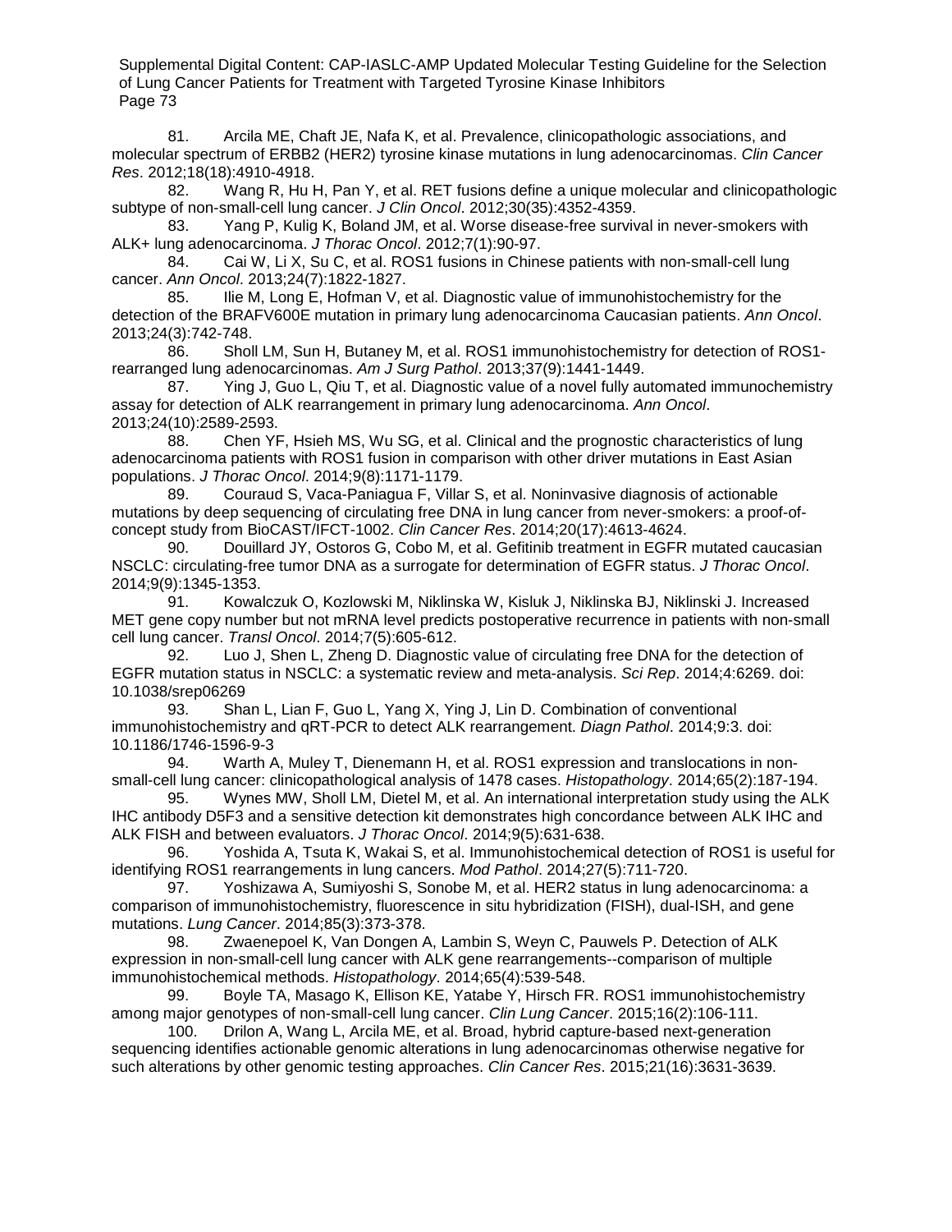81. Arcila ME, Chaft JE, Nafa K, et al. Prevalence, clinicopathologic associations, and molecular spectrum of ERBB2 (HER2) tyrosine kinase mutations in lung adenocarcinomas. *Clin Cancer Res*. 2012;18(18):4910-4918.

82. Wang R, Hu H, Pan Y, et al. RET fusions define a unique molecular and clinicopathologic subtype of non-small-cell lung cancer. *J Clin Oncol*. 2012;30(35):4352-4359.

83. Yang P, Kulig K, Boland JM, et al. Worse disease-free survival in never-smokers with ALK+ lung adenocarcinoma. *J Thorac Oncol*. 2012;7(1):90-97.

84. Cai W, Li X, Su C, et al. ROS1 fusions in Chinese patients with non-small-cell lung cancer. *Ann Oncol*. 2013;24(7):1822-1827.

85. Ilie M, Long E, Hofman V, et al. Diagnostic value of immunohistochemistry for the detection of the BRAFV600E mutation in primary lung adenocarcinoma Caucasian patients. *Ann Oncol*. 2013;24(3):742-748.

86. Sholl LM, Sun H, Butaney M, et al. ROS1 immunohistochemistry for detection of ROS1-rearranged lung adenocarcinomas. *Am J Surg Pathol*. 2013;37(9):1441-1449.

87. Ying J, Guo L, Qiu T, et al. Diagnostic value of a novel fully automated immunochemistry assay for detection of ALK rearrangement in primary lung adenocarcinoma. *Ann Oncol*. 2013;24(10):2589-2593.

88. Chen YF, Hsieh MS, Wu SG, et al. Clinical and the prognostic characteristics of lung adenocarcinoma patients with ROS1 fusion in comparison with other driver mutations in East Asian populations. *J Thorac Oncol*. 2014;9(8):1171-1179.

89. Couraud S, Vaca-Paniagua F, Villar S, et al. Noninvasive diagnosis of actionable mutations by deep sequencing of circulating free DNA in lung cancer from never-smokers: a proof-of-concept study from BioCAST/IFCT-1002. *Clin Cancer Res*. 2014;20(17):4613-4624.

90. Douillard JY, Ostoros G, Cobo M, et al. Gefitinib treatment in EGFR mutated caucasian NSCLC: circulating-free tumor DNA as a surrogate for determination of EGFR status. *J Thorac Oncol*. 2014;9(9):1345-1353.

91. Kowalczuk O, Kozlowski M, Niklinska W, Kisluk J, Niklinska BJ, Niklinski J. Increased MET gene copy number but not mRNA level predicts postoperative recurrence in patients with non-small cell lung cancer. *Transl Oncol*. 2014;7(5):605-612.

92. Luo J, Shen L, Zheng D. Diagnostic value of circulating free DNA for the detection of EGFR mutation status in NSCLC: a systematic review and meta-analysis. *Sci Rep*. 2014;4:6269. doi: 10.1038/srep06269

93. Shan L, Lian F, Guo L, Yang X, Ying J, Lin D. Combination of conventional immunohistochemistry and qRT-PCR to detect ALK rearrangement. *Diagn Pathol*. 2014;9:3. doi: 10.1186/1746-1596-9-3

94. Warth A, Muley T, Dienemann H, et al. ROS1 expression and translocations in non-small-cell lung cancer: clinicopathological analysis of 1478 cases. *Histopathology*. 2014;65(2):187-194.

95. Wynes MW, Sholl LM, Dietel M, et al. An international interpretation study using the ALK IHC antibody D5F3 and a sensitive detection kit demonstrates high concordance between ALK IHC and ALK FISH and between evaluators. *J Thorac Oncol*. 2014;9(5):631-638.

96. Yoshida A, Tsuta K, Wakai S, et al. Immunohistochemical detection of ROS1 is useful for identifying ROS1 rearrangements in lung cancers. *Mod Pathol*. 2014;27(5):711-720.

97. Yoshizawa A, Sumiyoshi S, Sonobe M, et al. HER2 status in lung adenocarcinoma: a comparison of immunohistochemistry, fluorescence in situ hybridization (FISH), dual-ISH, and gene mutations. *Lung Cancer*. 2014;85(3):373-378.

98. Zwaenepoel K, Van Dongen A, Lambin S, Weyn C, Pauwels P. Detection of ALK expression in non-small-cell lung cancer with ALK gene rearrangements--comparison of multiple immunohistochemical methods. *Histopathology*. 2014;65(4):539-548.

99. Boyle TA, Masago K, Ellison KE, Yatabe Y, Hirsch FR. ROS1 immunohistochemistry among major genotypes of non-small-cell lung cancer. *Clin Lung Cancer*. 2015;16(2):106-111.

100. Drilon A, Wang L, Arcila ME, et al. Broad, hybrid capture-based next-generation sequencing identifies actionable genomic alterations in lung adenocarcinomas otherwise negative for such alterations by other genomic testing approaches. *Clin Cancer Res*. 2015;21(16):3631-3639.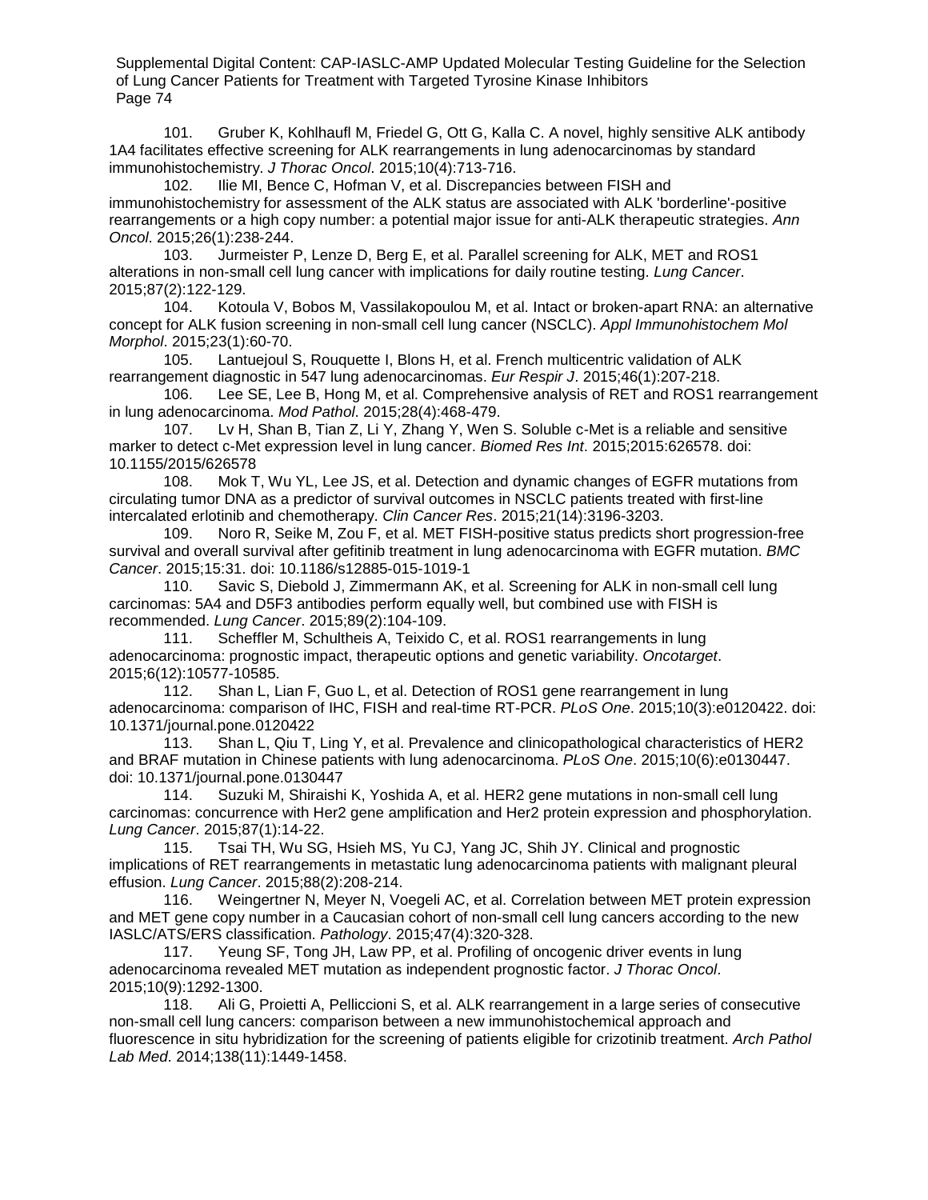101. Gruber K, Kohlhaufl M, Friedel G, Ott G, Kalla C. A novel, highly sensitive ALK antibody 1A4 facilitates effective screening for ALK rearrangements in lung adenocarcinomas by standard immunohistochemistry. *J Thorac Oncol*. 2015;10(4):713-716.

102. Ilie MI, Bence C, Hofman V, et al. Discrepancies between FISH and immunohistochemistry for assessment of the ALK status are associated with ALK 'borderline'-positive rearrangements or a high copy number: a potential major issue for anti-ALK therapeutic strategies. *Ann Oncol*. 2015;26(1):238-244.

103. Jurmeister P, Lenze D, Berg E, et al. Parallel screening for ALK, MET and ROS1 alterations in non-small cell lung cancer with implications for daily routine testing. *Lung Cancer*. 2015;87(2):122-129.

104. Kotoula V, Bobos M, Vassilakopoulou M, et al. Intact or broken-apart RNA: an alternative concept for ALK fusion screening in non-small cell lung cancer (NSCLC). *Appl Immunohistochem Mol Morphol*. 2015;23(1):60-70.

105. Lantuejoul S, Rouquette I, Blons H, et al. French multicentric validation of ALK rearrangement diagnostic in 547 lung adenocarcinomas. *Eur Respir J*. 2015;46(1):207-218.

106. Lee SE, Lee B, Hong M, et al. Comprehensive analysis of RET and ROS1 rearrangement in lung adenocarcinoma. *Mod Pathol*. 2015;28(4):468-479.

107. Lv H, Shan B, Tian Z, Li Y, Zhang Y, Wen S. Soluble c-Met is a reliable and sensitive marker to detect c-Met expression level in lung cancer. *Biomed Res Int*. 2015;2015:626578. doi: 10.1155/2015/626578

108. Mok T, Wu YL, Lee JS, et al. Detection and dynamic changes of EGFR mutations from circulating tumor DNA as a predictor of survival outcomes in NSCLC patients treated with first-line intercalated erlotinib and chemotherapy. *Clin Cancer Res*. 2015;21(14):3196-3203.

109. Noro R, Seike M, Zou F, et al. MET FISH-positive status predicts short progression-free survival and overall survival after gefitinib treatment in lung adenocarcinoma with EGFR mutation. *BMC Cancer*. 2015;15:31. doi: 10.1186/s12885-015-1019-1

110. Savic S, Diebold J, Zimmermann AK, et al. Screening for ALK in non-small cell lung carcinomas: 5A4 and D5F3 antibodies perform equally well, but combined use with FISH is recommended. *Lung Cancer*. 2015;89(2):104-109.

111. Scheffler M, Schultheis A, Teixido C, et al. ROS1 rearrangements in lung adenocarcinoma: prognostic impact, therapeutic options and genetic variability. *Oncotarget*. 2015;6(12):10577-10585.

112. Shan L, Lian F, Guo L, et al. Detection of ROS1 gene rearrangement in lung adenocarcinoma: comparison of IHC, FISH and real-time RT-PCR. *PLoS One*. 2015;10(3):e0120422. doi: 10.1371/journal.pone.0120422

113. Shan L, Qiu T, Ling Y, et al. Prevalence and clinicopathological characteristics of HER2 and BRAF mutation in Chinese patients with lung adenocarcinoma. *PLoS One*. 2015;10(6):e0130447. doi: 10.1371/journal.pone.0130447

114. Suzuki M, Shiraishi K, Yoshida A, et al. HER2 gene mutations in non-small cell lung carcinomas: concurrence with Her2 gene amplification and Her2 protein expression and phosphorylation. *Lung Cancer*. 2015;87(1):14-22.

115. Tsai TH, Wu SG, Hsieh MS, Yu CJ, Yang JC, Shih JY. Clinical and prognostic implications of RET rearrangements in metastatic lung adenocarcinoma patients with malignant pleural effusion. *Lung Cancer*. 2015;88(2):208-214.

116. Weingertner N, Meyer N, Voegeli AC, et al. Correlation between MET protein expression and MET gene copy number in a Caucasian cohort of non-small cell lung cancers according to the new IASLC/ATS/ERS classification. *Pathology*. 2015;47(4):320-328.

117. Yeung SF, Tong JH, Law PP, et al. Profiling of oncogenic driver events in lung adenocarcinoma revealed MET mutation as independent prognostic factor. *J Thorac Oncol*. 2015;10(9):1292-1300.

118. Ali G, Proietti A, Pelliccioni S, et al. ALK rearrangement in a large series of consecutive non-small cell lung cancers: comparison between a new immunohistochemical approach and fluorescence in situ hybridization for the screening of patients eligible for crizotinib treatment. *Arch Pathol Lab Med*. 2014;138(11):1449-1458.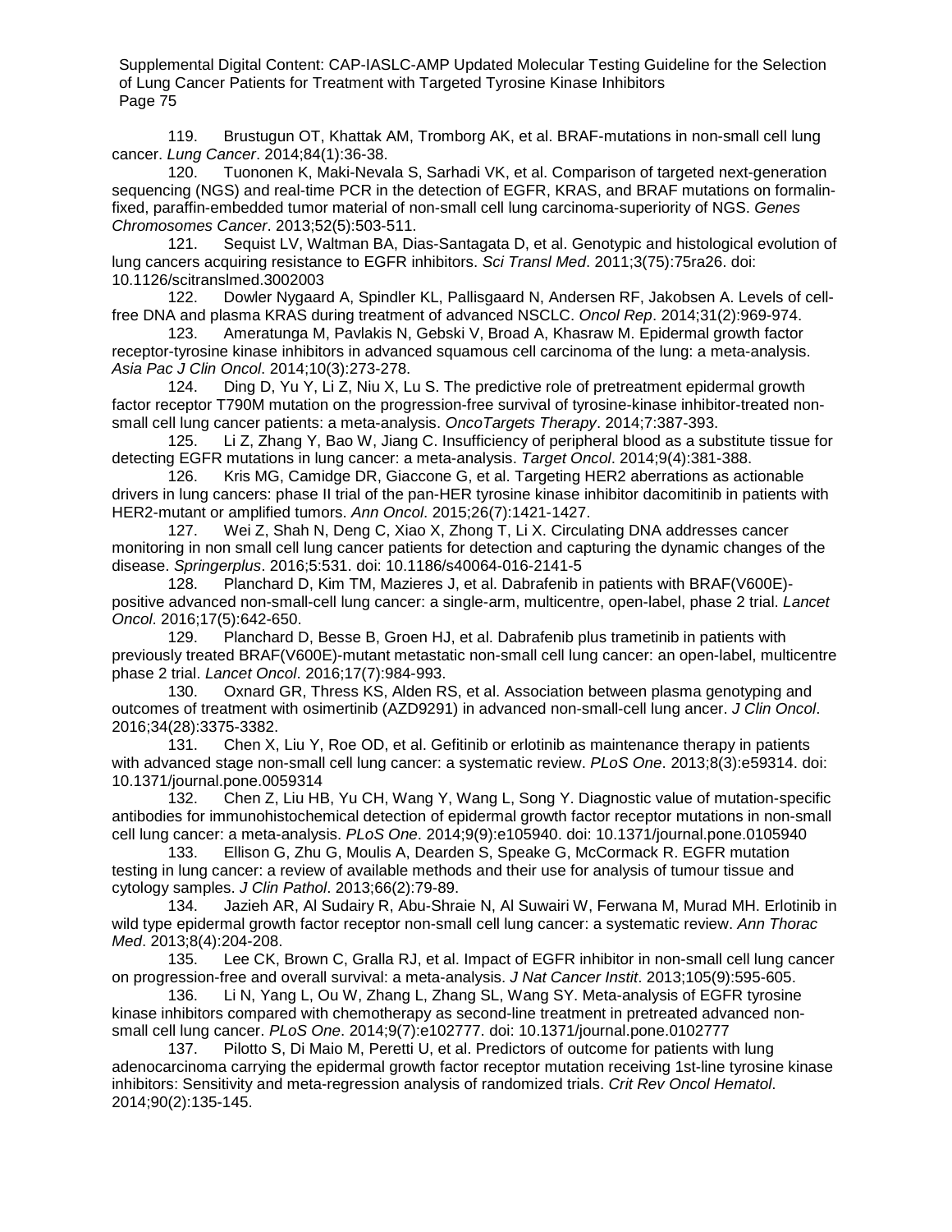119. Brustugun OT, Khattak AM, Tromborg AK, et al. BRAF-mutations in non-small cell lung cancer. *Lung Cancer*. 2014;84(1):36-38.

120. Tuononen K, Maki-Nevala S, Sarhadi VK, et al. Comparison of targeted next-generation sequencing (NGS) and real-time PCR in the detection of EGFR, KRAS, and BRAF mutations on formalin-fixed, paraffin-embedded tumor material of non-small cell lung carcinoma-superiority of NGS. *Genes Chromosomes Cancer*. 2013;52(5):503-511.

121. Sequist LV, Waltman BA, Dias-Santagata D, et al. Genotypic and histological evolution of lung cancers acquiring resistance to EGFR inhibitors. *Sci Transl Med*. 2011;3(75):75ra26. doi: 10.1126/scitranslmed.3002003

122. Dowler Nygaard A, Spindler KL, Pallisgaard N, Andersen RF, Jakobsen A. Levels of cell-free DNA and plasma KRAS during treatment of advanced NSCLC. *Oncol Rep*. 2014;31(2):969-974.

123. Ameratunga M, Pavlakis N, Gebski V, Broad A, Khasraw M. Epidermal growth factor receptor-tyrosine kinase inhibitors in advanced squamous cell carcinoma of the lung: a meta-analysis. *Asia Pac J Clin Oncol*. 2014;10(3):273-278.

124. Ding D, Yu Y, Li Z, Niu X, Lu S. The predictive role of pretreatment epidermal growth factor receptor T790M mutation on the progression-free survival of tyrosine-kinase inhibitor-treated non-small cell lung cancer patients: a meta-analysis. *OncoTargets Therapy*. 2014;7:387-393.

125. Li Z, Zhang Y, Bao W, Jiang C. Insufficiency of peripheral blood as a substitute tissue for detecting EGFR mutations in lung cancer: a meta-analysis. *Target Oncol*. 2014;9(4):381-388.

126. Kris MG, Camidge DR, Giaccone G, et al. Targeting HER2 aberrations as actionable drivers in lung cancers: phase II trial of the pan-HER tyrosine kinase inhibitor dacomitinib in patients with HER2-mutant or amplified tumors. *Ann Oncol*. 2015;26(7):1421-1427.

127. Wei Z, Shah N, Deng C, Xiao X, Zhong T, Li X. Circulating DNA addresses cancer monitoring in non small cell lung cancer patients for detection and capturing the dynamic changes of the disease. *Springerplus*. 2016;5:531. doi: 10.1186/s40064-016-2141-5

128. Planchard D, Kim TM, Mazieres J, et al. Dabrafenib in patients with BRAF(V600E)-positive advanced non-small-cell lung cancer: a single-arm, multicentre, open-label, phase 2 trial. *Lancet Oncol*. 2016;17(5):642-650.

129. Planchard D, Besse B, Groen HJ, et al. Dabrafenib plus trametinib in patients with previously treated BRAF(V600E)-mutant metastatic non-small cell lung cancer: an open-label, multicentre phase 2 trial. *Lancet Oncol*. 2016;17(7):984-993.

130. Oxnard GR, Thress KS, Alden RS, et al. Association between plasma genotyping and outcomes of treatment with osimertinib (AZD9291) in advanced non-small-cell lung ancer. *J Clin Oncol*. 2016;34(28):3375-3382.

131. Chen X, Liu Y, Roe OD, et al. Gefitinib or erlotinib as maintenance therapy in patients with advanced stage non-small cell lung cancer: a systematic review. *PLoS One*. 2013;8(3):e59314. doi: 10.1371/journal.pone.0059314

132. Chen Z, Liu HB, Yu CH, Wang Y, Wang L, Song Y. Diagnostic value of mutation-specific antibodies for immunohistochemical detection of epidermal growth factor receptor mutations in non-small cell lung cancer: a meta-analysis. *PLoS One*. 2014;9(9):e105940. doi: 10.1371/journal.pone.0105940

133. Ellison G, Zhu G, Moulis A, Dearden S, Speake G, McCormack R. EGFR mutation testing in lung cancer: a review of available methods and their use for analysis of tumour tissue and cytology samples. *J Clin Pathol*. 2013;66(2):79-89.

134. Jazieh AR, Al Sudairy R, Abu-Shraie N, Al Suwairi W, Ferwana M, Murad MH. Erlotinib in wild type epidermal growth factor receptor non-small cell lung cancer: a systematic review. *Ann Thorac Med*. 2013;8(4):204-208.

135. Lee CK, Brown C, Gralla RJ, et al. Impact of EGFR inhibitor in non-small cell lung cancer on progression-free and overall survival: a meta-analysis. *J Nat Cancer Instit*. 2013;105(9):595-605.

136. Li N, Yang L, Ou W, Zhang L, Zhang SL, Wang SY. Meta-analysis of EGFR tyrosine kinase inhibitors compared with chemotherapy as second-line treatment in pretreated advanced non-small cell lung cancer. *PLoS One*. 2014;9(7):e102777. doi: 10.1371/journal.pone.0102777

137. Pilotto S, Di Maio M, Peretti U, et al. Predictors of outcome for patients with lung adenocarcinoma carrying the epidermal growth factor receptor mutation receiving 1st-line tyrosine kinase inhibitors: Sensitivity and meta-regression analysis of randomized trials. *Crit Rev Oncol Hematol*. 2014;90(2):135-145.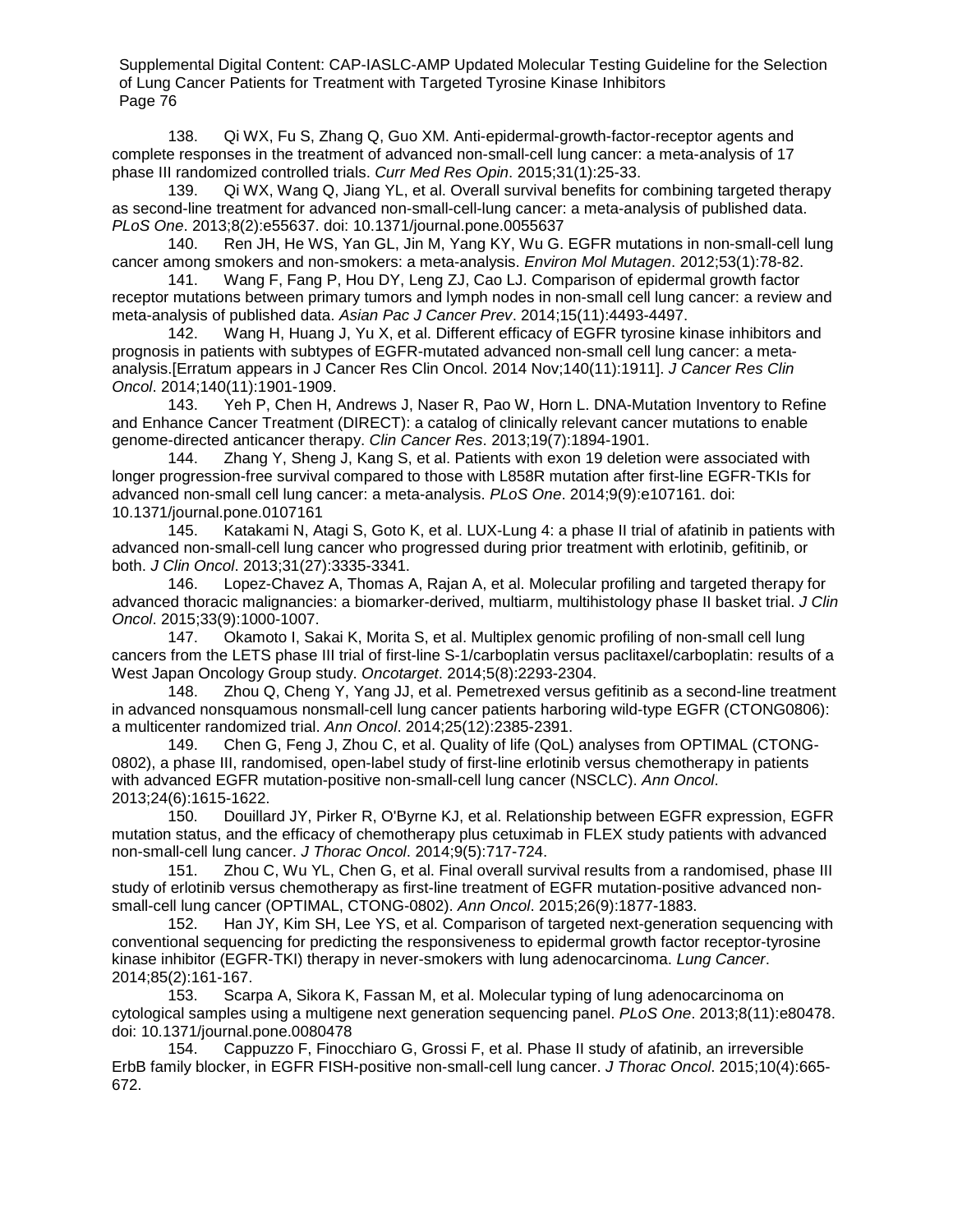138. Qi WX, Fu S, Zhang Q, Guo XM. Anti-epidermal-growth-factor-receptor agents and complete responses in the treatment of advanced non-small-cell lung cancer: a meta-analysis of 17 phase III randomized controlled trials. *Curr Med Res Opin*. 2015;31(1):25-33.

139. Qi WX, Wang Q, Jiang YL, et al. Overall survival benefits for combining targeted therapy as second-line treatment for advanced non-small-cell-lung cancer: a meta-analysis of published data. *PLoS One*. 2013;8(2):e55637. doi: 10.1371/journal.pone.0055637

140. Ren JH, He WS, Yan GL, Jin M, Yang KY, Wu G. EGFR mutations in non-small-cell lung cancer among smokers and non-smokers: a meta-analysis. *Environ Mol Mutagen*. 2012;53(1):78-82.

141. Wang F, Fang P, Hou DY, Leng ZJ, Cao LJ. Comparison of epidermal growth factor receptor mutations between primary tumors and lymph nodes in non-small cell lung cancer: a review and meta-analysis of published data. *Asian Pac J Cancer Prev*. 2014;15(11):4493-4497.

142. Wang H, Huang J, Yu X, et al. Different efficacy of EGFR tyrosine kinase inhibitors and prognosis in patients with subtypes of EGFR-mutated advanced non-small cell lung cancer: a meta-analysis.[Erratum appears in J Cancer Res Clin Oncol. 2014 Nov;140(11):1911]. *J Cancer Res Clin Oncol*. 2014;140(11):1901-1909.

143. Yeh P, Chen H, Andrews J, Naser R, Pao W, Horn L. DNA-Mutation Inventory to Refine and Enhance Cancer Treatment (DIRECT): a catalog of clinically relevant cancer mutations to enable genome-directed anticancer therapy. *Clin Cancer Res*. 2013;19(7):1894-1901.

144. Zhang Y, Sheng J, Kang S, et al. Patients with exon 19 deletion were associated with longer progression-free survival compared to those with L858R mutation after first-line EGFR-TKIs for advanced non-small cell lung cancer: a meta-analysis. *PLoS One*. 2014;9(9):e107161. doi: 10.1371/journal.pone.0107161

145. Katakami N, Atagi S, Goto K, et al. LUX-Lung 4: a phase II trial of afatinib in patients with advanced non-small-cell lung cancer who progressed during prior treatment with erlotinib, gefitinib, or both. *J Clin Oncol*. 2013;31(27):3335-3341.

146. Lopez-Chavez A, Thomas A, Rajan A, et al. Molecular profiling and targeted therapy for advanced thoracic malignancies: a biomarker-derived, multiarm, multihistology phase II basket trial. *J Clin Oncol*. 2015;33(9):1000-1007.

147. Okamoto I, Sakai K, Morita S, et al. Multiplex genomic profiling of non-small cell lung cancers from the LETS phase III trial of first-line S-1/carboplatin versus paclitaxel/carboplatin: results of a West Japan Oncology Group study. *Oncotarget*. 2014;5(8):2293-2304.

148. Zhou Q, Cheng Y, Yang JJ, et al. Pemetrexed versus gefitinib as a second-line treatment in advanced nonsquamous nonsmall-cell lung cancer patients harboring wild-type EGFR (CTONG0806): a multicenter randomized trial. *Ann Oncol*. 2014;25(12):2385-2391.

149. Chen G, Feng J, Zhou C, et al. Quality of life (QoL) analyses from OPTIMAL (CTONG-0802), a phase III, randomised, open-label study of first-line erlotinib versus chemotherapy in patients with advanced EGFR mutation-positive non-small-cell lung cancer (NSCLC). *Ann Oncol*. 2013;24(6):1615-1622.

150. Douillard JY, Pirker R, O'Byrne KJ, et al. Relationship between EGFR expression, EGFR mutation status, and the efficacy of chemotherapy plus cetuximab in FLEX study patients with advanced non-small-cell lung cancer. *J Thorac Oncol*. 2014;9(5):717-724.

151. Zhou C, Wu YL, Chen G, et al. Final overall survival results from a randomised, phase III study of erlotinib versus chemotherapy as first-line treatment of EGFR mutation-positive advanced non-small-cell lung cancer (OPTIMAL, CTONG-0802). *Ann Oncol*. 2015;26(9):1877-1883.

152. Han JY, Kim SH, Lee YS, et al. Comparison of targeted next-generation sequencing with conventional sequencing for predicting the responsiveness to epidermal growth factor receptor-tyrosine kinase inhibitor (EGFR-TKI) therapy in never-smokers with lung adenocarcinoma. *Lung Cancer*. 2014;85(2):161-167.

153. Scarpa A, Sikora K, Fassan M, et al. Molecular typing of lung adenocarcinoma on cytological samples using a multigene next generation sequencing panel. *PLoS One*. 2013;8(11):e80478. doi: 10.1371/journal.pone.0080478

154. Cappuzzo F, Finocchiaro G, Grossi F, et al. Phase II study of afatinib, an irreversible ErbB family blocker, in EGFR FISH-positive non-small-cell lung cancer. *J Thorac Oncol*. 2015;10(4):665-672.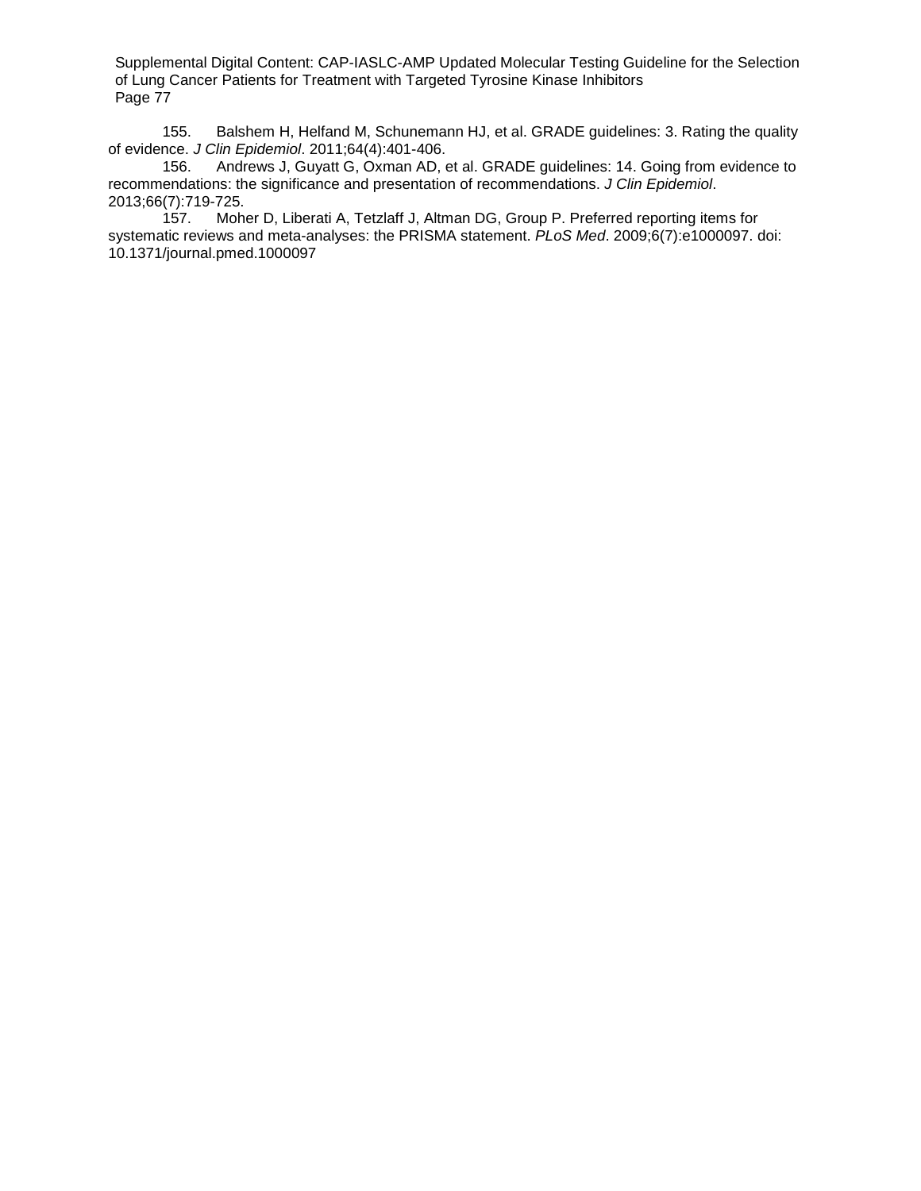155. Balshem H, Helfand M, Schunemann HJ, et al. GRADE guidelines: 3. Rating the quality of evidence. *J Clin Epidemiol*. 2011;64(4):401-406.

156. Andrews J, Guyatt G, Oxman AD, et al. GRADE guidelines: 14. Going from evidence to recommendations: the significance and presentation of recommendations. *J Clin Epidemiol*. 2013;66(7):719-725.

157. Moher D, Liberati A, Tetzlaff J, Altman DG, Group P. Preferred reporting items for systematic reviews and meta-analyses: the PRISMA statement. *PLoS Med*. 2009;6(7):e1000097. doi: 10.1371/journal.pmed.1000097